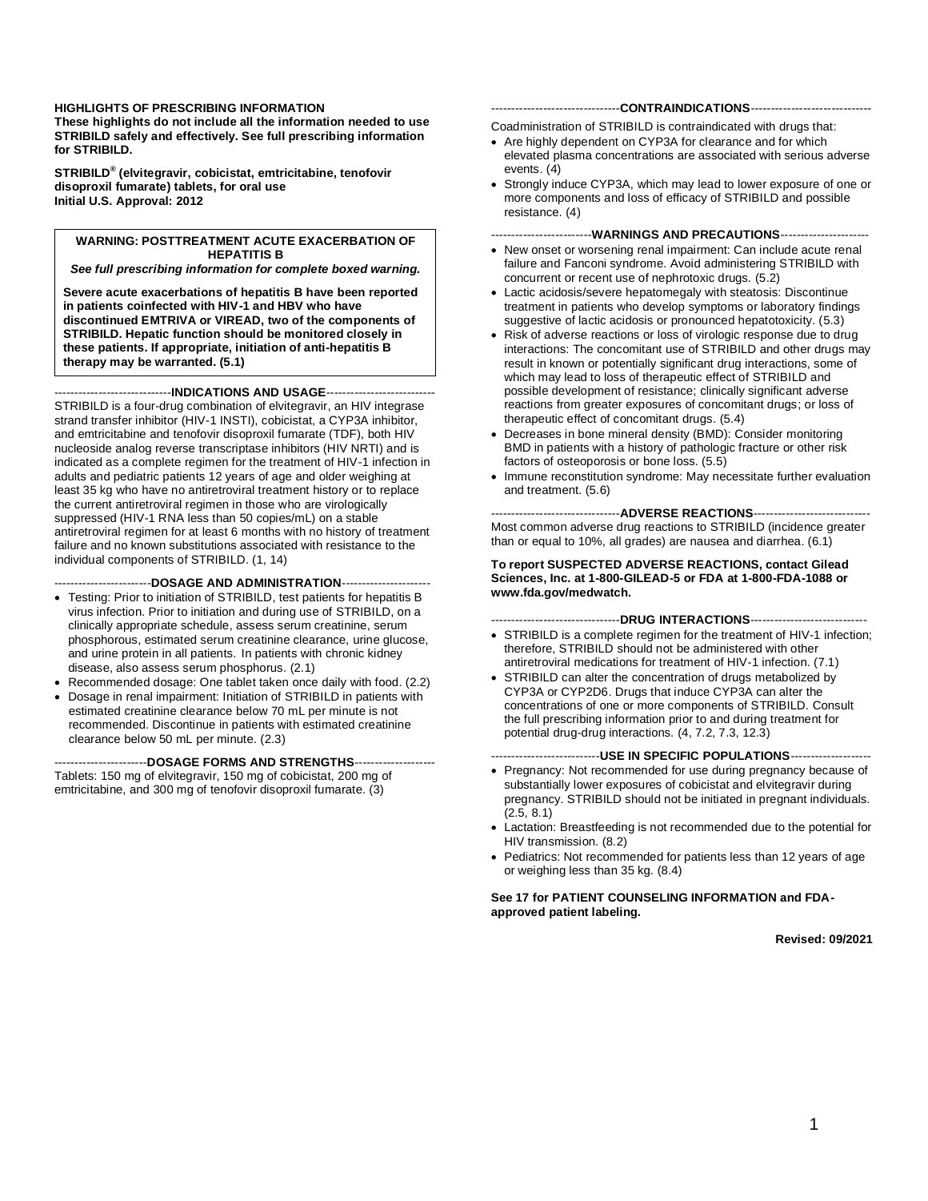**HIGHLIGHTS OF PRESCRIBING INFORMATION**
**These highlights do not include all the information needed to use STRIBILD safely and effectively. See full prescribing information for STRIBILD.**

**STRIBILD® (elvitegravir, cobicistat, emtricitabine, tenofovir disoproxil fumarate) tablets, for oral use**
**Initial U.S. Approval: 2012**

> **WARNING: POSTTREATMENT ACUTE EXACERBATION OF HEPATITIS B**
> ***See full prescribing information for complete boxed warning.***
>
> **Severe acute exacerbations of hepatitis B have been reported in patients coinfected with HIV-1 and HBV who have discontinued EMTRIVA or VIREAD, two of the components of STRIBILD. Hepatic function should be monitored closely in these patients. If appropriate, initiation of anti-hepatitis B therapy may be warranted. (5.1)**

## INDICATIONS AND USAGE

STRIBILD is a four-drug combination of elvitegravir, an HIV integrase strand transfer inhibitor (HIV-1 INSTI), cobicistat, a CYP3A inhibitor, and emtricitabine and tenofovir disoproxil fumarate (TDF), both HIV nucleoside analog reverse transcriptase inhibitors (HIV NRTI) and is indicated as a complete regimen for the treatment of HIV-1 infection in adults and pediatric patients 12 years of age and older weighing at least 35 kg who have no antiretroviral treatment history or to replace the current antiretroviral regimen in those who are virologically suppressed (HIV-1 RNA less than 50 copies/mL) on a stable antiretroviral regimen for at least 6 months with no history of treatment failure and no known substitutions associated with resistance to the individual components of STRIBILD. (1, 14)

## DOSAGE AND ADMINISTRATION

- Testing: Prior to initiation of STRIBILD, test patients for hepatitis B virus infection. Prior to initiation and during use of STRIBILD, on a clinically appropriate schedule, assess serum creatinine, serum phosphorous, estimated serum creatinine clearance, urine glucose, and urine protein in all patients. In patients with chronic kidney disease, also assess serum phosphorus. (2.1)
- Recommended dosage: One tablet taken once daily with food. (2.2)
- Dosage in renal impairment: Initiation of STRIBILD in patients with estimated creatinine clearance below 70 mL per minute is not recommended. Discontinue in patients with estimated creatinine clearance below 50 mL per minute. (2.3)

## DOSAGE FORMS AND STRENGTHS

Tablets: 150 mg of elvitegravir, 150 mg of cobicistat, 200 mg of emtricitabine, and 300 mg of tenofovir disoproxil fumarate. (3)

## CONTRAINDICATIONS

Coadministration of STRIBILD is contraindicated with drugs that:

- Are highly dependent on CYP3A for clearance and for which elevated plasma concentrations are associated with serious adverse events. (4)
- Strongly induce CYP3A, which may lead to lower exposure of one or more components and loss of efficacy of STRIBILD and possible resistance. (4)

## WARNINGS AND PRECAUTIONS

- New onset or worsening renal impairment: Can include acute renal failure and Fanconi syndrome. Avoid administering STRIBILD with concurrent or recent use of nephrotoxic drugs. (5.2)
- Lactic acidosis/severe hepatomegaly with steatosis: Discontinue treatment in patients who develop symptoms or laboratory findings suggestive of lactic acidosis or pronounced hepatotoxicity. (5.3)
- Risk of adverse reactions or loss of virologic response due to drug interactions: The concomitant use of STRIBILD and other drugs may result in known or potentially significant drug interactions, some of which may lead to loss of therapeutic effect of STRIBILD and possible development of resistance; clinically significant adverse reactions from greater exposures of concomitant drugs; or loss of therapeutic effect of concomitant drugs. (5.4)
- Decreases in bone mineral density (BMD): Consider monitoring BMD in patients with a history of pathologic fracture or other risk factors of osteoporosis or bone loss. (5.5)
- Immune reconstitution syndrome: May necessitate further evaluation and treatment. (5.6)

## ADVERSE REACTIONS

Most common adverse drug reactions to STRIBILD (incidence greater than or equal to 10%, all grades) are nausea and diarrhea. (6.1)

**To report SUSPECTED ADVERSE REACTIONS, contact Gilead Sciences, Inc. at 1-800-GILEAD-5 or FDA at 1-800-FDA-1088 or www.fda.gov/medwatch.**

## DRUG INTERACTIONS

- STRIBILD is a complete regimen for the treatment of HIV-1 infection; therefore, STRIBILD should not be administered with other antiretroviral medications for treatment of HIV-1 infection. (7.1)
- STRIBILD can alter the concentration of drugs metabolized by CYP3A or CYP2D6. Drugs that induce CYP3A can alter the concentrations of one or more components of STRIBILD. Consult the full prescribing information prior to and during treatment for potential drug-drug interactions. (4, 7.2, 7.3, 12.3)

## USE IN SPECIFIC POPULATIONS

- Pregnancy: Not recommended for use during pregnancy because of substantially lower exposures of cobicistat and elvitegravir during pregnancy. STRIBILD should not be initiated in pregnant individuals. (2.5, 8.1)
- Lactation: Breastfeeding is not recommended due to the potential for HIV transmission. (8.2)
- Pediatrics: Not recommended for patients less than 12 years of age or weighing less than 35 kg. (8.4)

**See 17 for PATIENT COUNSELING INFORMATION and FDA-approved patient labeling.**

**Revised: 09/2021**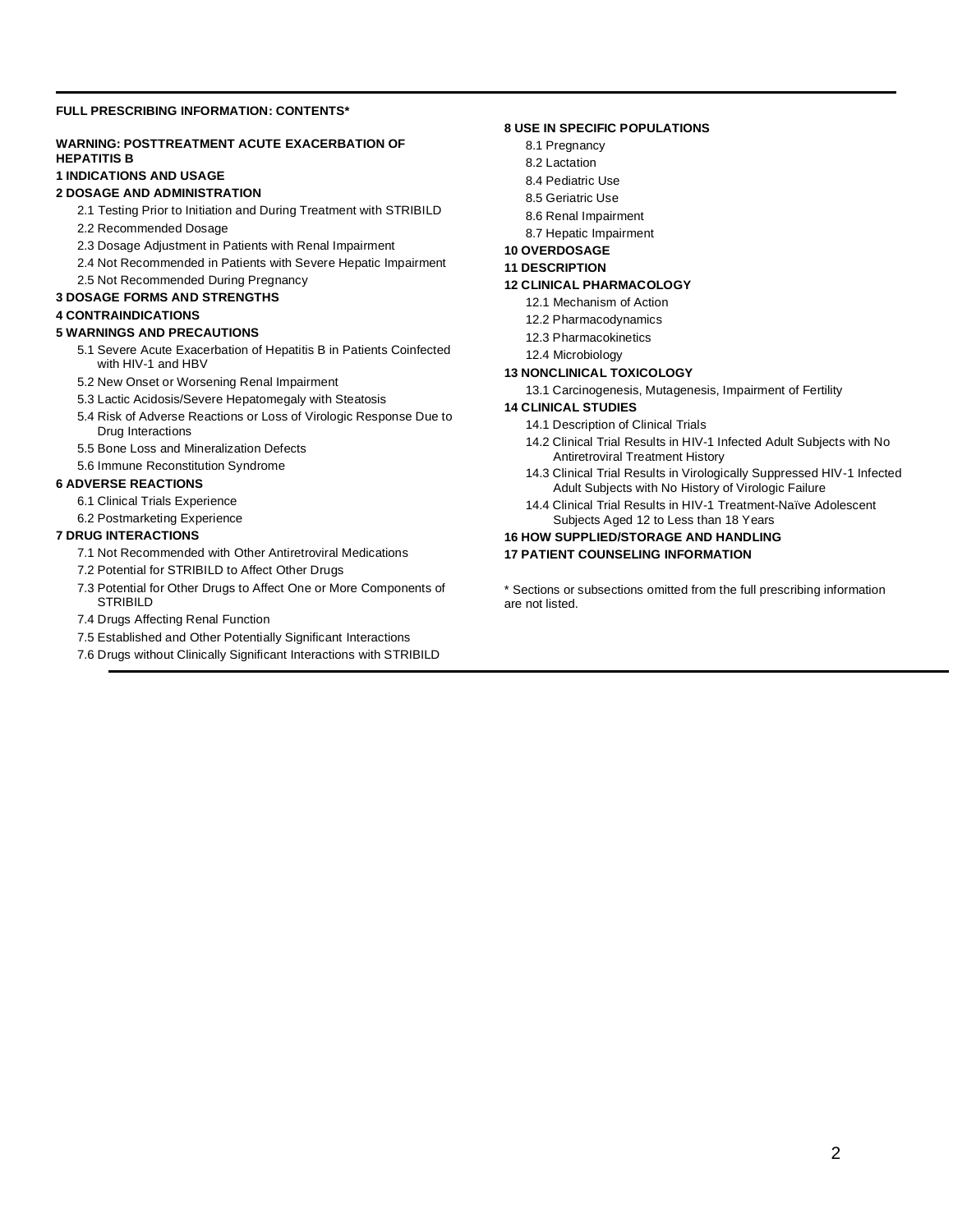**FULL PRESCRIBING INFORMATION: CONTENTS***

**WARNING: POSTTREATMENT ACUTE EXACERBATION OF HEPATITIS B**

**1 INDICATIONS AND USAGE**

**2 DOSAGE AND ADMINISTRATION**

- 2.1 Testing Prior to Initiation and During Treatment with STRIBILD
- 2.2 Recommended Dosage
- 2.3 Dosage Adjustment in Patients with Renal Impairment
- 2.4 Not Recommended in Patients with Severe Hepatic Impairment
- 2.5 Not Recommended During Pregnancy

**3 DOSAGE FORMS AND STRENGTHS**

**4 CONTRAINDICATIONS**

**5 WARNINGS AND PRECAUTIONS**

- 5.1 Severe Acute Exacerbation of Hepatitis B in Patients Coinfected with HIV-1 and HBV
- 5.2 New Onset or Worsening Renal Impairment
- 5.3 Lactic Acidosis/Severe Hepatomegaly with Steatosis
- 5.4 Risk of Adverse Reactions or Loss of Virologic Response Due to Drug Interactions
- 5.5 Bone Loss and Mineralization Defects
- 5.6 Immune Reconstitution Syndrome

**6 ADVERSE REACTIONS**

- 6.1 Clinical Trials Experience
- 6.2 Postmarketing Experience

**7 DRUG INTERACTIONS**

- 7.1 Not Recommended with Other Antiretroviral Medications
- 7.2 Potential for STRIBILD to Affect Other Drugs
- 7.3 Potential for Other Drugs to Affect One or More Components of STRIBILD
- 7.4 Drugs Affecting Renal Function
- 7.5 Established and Other Potentially Significant Interactions
- 7.6 Drugs without Clinically Significant Interactions with STRIBILD

**8 USE IN SPECIFIC POPULATIONS**

- 8.1 Pregnancy
- 8.2 Lactation
- 8.4 Pediatric Use
- 8.5 Geriatric Use
- 8.6 Renal Impairment
- 8.7 Hepatic Impairment

**10 OVERDOSAGE**

**11 DESCRIPTION**

**12 CLINICAL PHARMACOLOGY**

- 12.1 Mechanism of Action
- 12.2 Pharmacodynamics
- 12.3 Pharmacokinetics
- 12.4 Microbiology

**13 NONCLINICAL TOXICOLOGY**

- 13.1 Carcinogenesis, Mutagenesis, Impairment of Fertility

**14 CLINICAL STUDIES**

- 14.1 Description of Clinical Trials
- 14.2 Clinical Trial Results in HIV-1 Infected Adult Subjects with No Antiretroviral Treatment History
- 14.3 Clinical Trial Results in Virologically Suppressed HIV-1 Infected Adult Subjects with No History of Virologic Failure
- 14.4 Clinical Trial Results in HIV-1 Treatment-Naïve Adolescent Subjects Aged 12 to Less than 18 Years

**16 HOW SUPPLIED/STORAGE AND HANDLING**

**17 PATIENT COUNSELING INFORMATION**

* Sections or subsections omitted from the full prescribing information are not listed.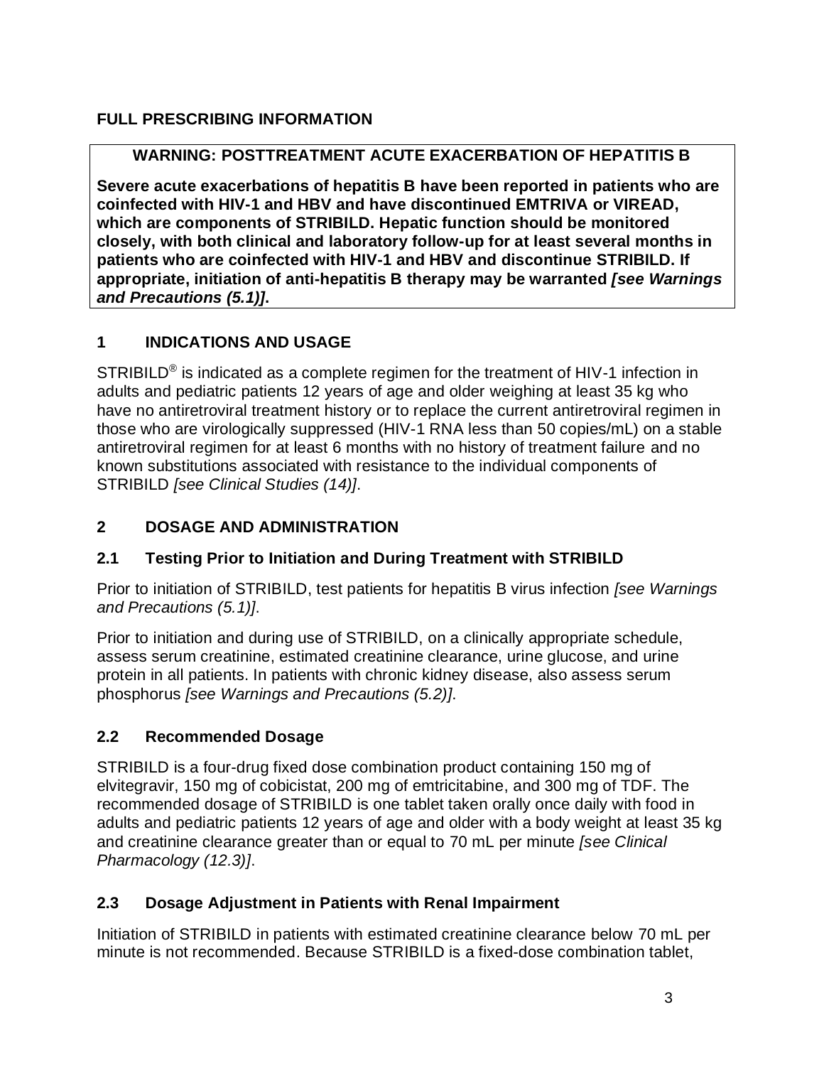# FULL PRESCRIBING INFORMATION

**WARNING: POSTTREATMENT ACUTE EXACERBATION OF HEPATITIS B**

**Severe acute exacerbations of hepatitis B have been reported in patients who are coinfected with HIV-1 and HBV and have discontinued EMTRIVA or VIREAD, which are components of STRIBILD. Hepatic function should be monitored closely, with both clinical and laboratory follow-up for at least several months in patients who are coinfected with HIV-1 and HBV and discontinue STRIBILD. If appropriate, initiation of anti-hepatitis B therapy may be warranted *[see Warnings and Precautions (5.1)]*.**

## 1 INDICATIONS AND USAGE

STRIBILD® is indicated as a complete regimen for the treatment of HIV-1 infection in adults and pediatric patients 12 years of age and older weighing at least 35 kg who have no antiretroviral treatment history or to replace the current antiretroviral regimen in those who are virologically suppressed (HIV-1 RNA less than 50 copies/mL) on a stable antiretroviral regimen for at least 6 months with no history of treatment failure and no known substitutions associated with resistance to the individual components of STRIBILD *[see Clinical Studies (14)]*.

## 2 DOSAGE AND ADMINISTRATION

### 2.1 Testing Prior to Initiation and During Treatment with STRIBILD

Prior to initiation of STRIBILD, test patients for hepatitis B virus infection *[see Warnings and Precautions (5.1)]*.

Prior to initiation and during use of STRIBILD, on a clinically appropriate schedule, assess serum creatinine, estimated creatinine clearance, urine glucose, and urine protein in all patients. In patients with chronic kidney disease, also assess serum phosphorus *[see Warnings and Precautions (5.2)]*.

### 2.2 Recommended Dosage

STRIBILD is a four-drug fixed dose combination product containing 150 mg of elvitegravir, 150 mg of cobicistat, 200 mg of emtricitabine, and 300 mg of TDF. The recommended dosage of STRIBILD is one tablet taken orally once daily with food in adults and pediatric patients 12 years of age and older with a body weight at least 35 kg and creatinine clearance greater than or equal to 70 mL per minute *[see Clinical Pharmacology (12.3)]*.

### 2.3 Dosage Adjustment in Patients with Renal Impairment

Initiation of STRIBILD in patients with estimated creatinine clearance below 70 mL per minute is not recommended. Because STRIBILD is a fixed-dose combination tablet,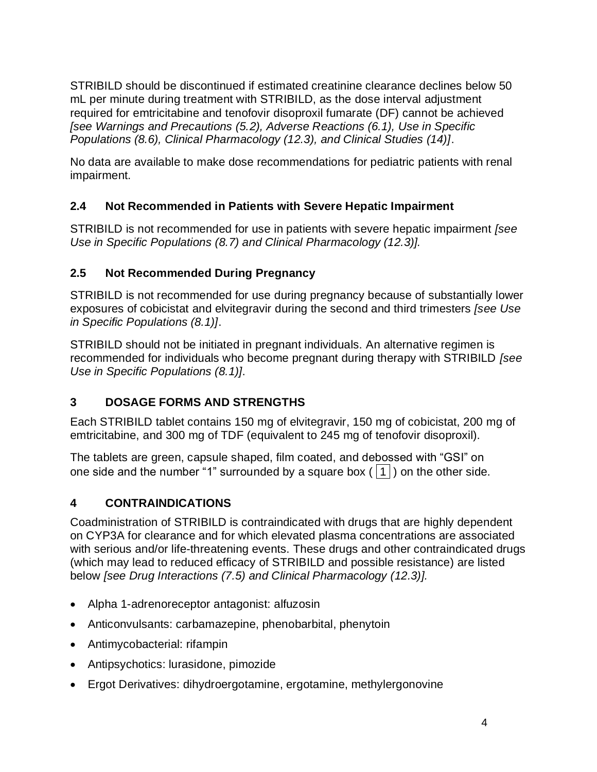STRIBILD should be discontinued if estimated creatinine clearance declines below 50 mL per minute during treatment with STRIBILD, as the dose interval adjustment required for emtricitabine and tenofovir disoproxil fumarate (DF) cannot be achieved *[see Warnings and Precautions (5.2), Adverse Reactions (6.1), Use in Specific Populations (8.6), Clinical Pharmacology (12.3), and Clinical Studies (14)]*.

No data are available to make dose recommendations for pediatric patients with renal impairment.

### 2.4 Not Recommended in Patients with Severe Hepatic Impairment

STRIBILD is not recommended for use in patients with severe hepatic impairment *[see Use in Specific Populations (8.7) and Clinical Pharmacology (12.3)].*

### 2.5 Not Recommended During Pregnancy

STRIBILD is not recommended for use during pregnancy because of substantially lower exposures of cobicistat and elvitegravir during the second and third trimesters *[see Use in Specific Populations (8.1)]*.

STRIBILD should not be initiated in pregnant individuals. An alternative regimen is recommended for individuals who become pregnant during therapy with STRIBILD *[see Use in Specific Populations (8.1)]*.

## 3 DOSAGE FORMS AND STRENGTHS

Each STRIBILD tablet contains 150 mg of elvitegravir, 150 mg of cobicistat, 200 mg of emtricitabine, and 300 mg of TDF (equivalent to 245 mg of tenofovir disoproxil).

The tablets are green, capsule shaped, film coated, and debossed with "GSI" on one side and the number "1" surrounded by a square box ( 1 ) on the other side.

## 4 CONTRAINDICATIONS

Coadministration of STRIBILD is contraindicated with drugs that are highly dependent on CYP3A for clearance and for which elevated plasma concentrations are associated with serious and/or life-threatening events. These drugs and other contraindicated drugs (which may lead to reduced efficacy of STRIBILD and possible resistance) are listed below *[see Drug Interactions (7.5) and Clinical Pharmacology (12.3)].*

- Alpha 1-adrenoreceptor antagonist: alfuzosin
- Anticonvulsants: carbamazepine, phenobarbital, phenytoin
- Antimycobacterial: rifampin
- Antipsychotics: lurasidone, pimozide
- Ergot Derivatives: dihydroergotamine, ergotamine, methylergonovine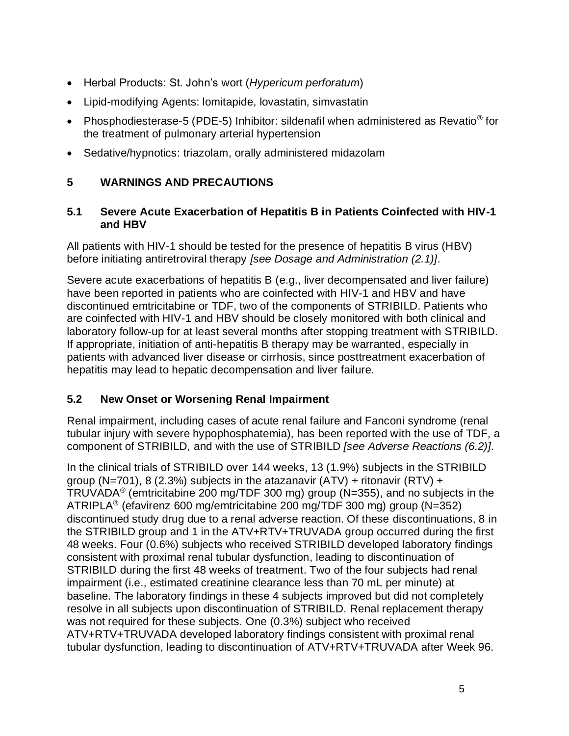- Herbal Products: St. John's wort (*Hypericum perforatum*)
- Lipid-modifying Agents: lomitapide, lovastatin, simvastatin
- Phosphodiesterase-5 (PDE-5) Inhibitor: sildenafil when administered as Revatio® for the treatment of pulmonary arterial hypertension
- Sedative/hypnotics: triazolam, orally administered midazolam

# 5 WARNINGS AND PRECAUTIONS

## 5.1 Severe Acute Exacerbation of Hepatitis B in Patients Coinfected with HIV-1 and HBV

All patients with HIV-1 should be tested for the presence of hepatitis B virus (HBV) before initiating antiretroviral therapy *[see Dosage and Administration (2.1)]*.

Severe acute exacerbations of hepatitis B (e.g., liver decompensated and liver failure) have been reported in patients who are coinfected with HIV-1 and HBV and have discontinued emtricitabine or TDF, two of the components of STRIBILD. Patients who are coinfected with HIV-1 and HBV should be closely monitored with both clinical and laboratory follow-up for at least several months after stopping treatment with STRIBILD. If appropriate, initiation of anti-hepatitis B therapy may be warranted, especially in patients with advanced liver disease or cirrhosis, since posttreatment exacerbation of hepatitis may lead to hepatic decompensation and liver failure.

## 5.2 New Onset or Worsening Renal Impairment

Renal impairment, including cases of acute renal failure and Fanconi syndrome (renal tubular injury with severe hypophosphatemia), has been reported with the use of TDF, a component of STRIBILD, and with the use of STRIBILD *[see Adverse Reactions (6.2)]*.

In the clinical trials of STRIBILD over 144 weeks, 13 (1.9%) subjects in the STRIBILD group (N=701), 8 (2.3%) subjects in the atazanavir (ATV) + ritonavir (RTV) + TRUVADA® (emtricitabine 200 mg/TDF 300 mg) group (N=355), and no subjects in the ATRIPLA® (efavirenz 600 mg/emtricitabine 200 mg/TDF 300 mg) group (N=352) discontinued study drug due to a renal adverse reaction. Of these discontinuations, 8 in the STRIBILD group and 1 in the ATV+RTV+TRUVADA group occurred during the first 48 weeks. Four (0.6%) subjects who received STRIBILD developed laboratory findings consistent with proximal renal tubular dysfunction, leading to discontinuation of STRIBILD during the first 48 weeks of treatment. Two of the four subjects had renal impairment (i.e., estimated creatinine clearance less than 70 mL per minute) at baseline. The laboratory findings in these 4 subjects improved but did not completely resolve in all subjects upon discontinuation of STRIBILD. Renal replacement therapy was not required for these subjects. One (0.3%) subject who received ATV+RTV+TRUVADA developed laboratory findings consistent with proximal renal tubular dysfunction, leading to discontinuation of ATV+RTV+TRUVADA after Week 96.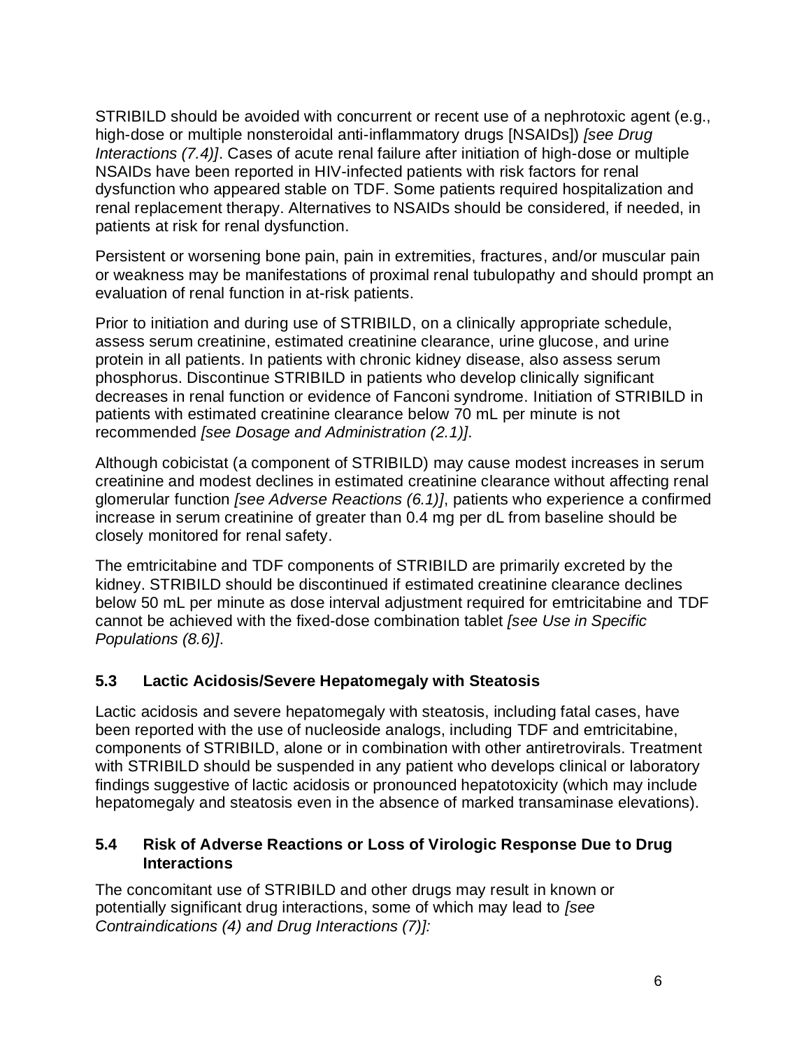STRIBILD should be avoided with concurrent or recent use of a nephrotoxic agent (e.g., high-dose or multiple nonsteroidal anti-inflammatory drugs [NSAIDs]) *[see Drug Interactions (7.4)]*. Cases of acute renal failure after initiation of high-dose or multiple NSAIDs have been reported in HIV-infected patients with risk factors for renal dysfunction who appeared stable on TDF. Some patients required hospitalization and renal replacement therapy. Alternatives to NSAIDs should be considered, if needed, in patients at risk for renal dysfunction.

Persistent or worsening bone pain, pain in extremities, fractures, and/or muscular pain or weakness may be manifestations of proximal renal tubulopathy and should prompt an evaluation of renal function in at-risk patients.

Prior to initiation and during use of STRIBILD, on a clinically appropriate schedule, assess serum creatinine, estimated creatinine clearance, urine glucose, and urine protein in all patients. In patients with chronic kidney disease, also assess serum phosphorus. Discontinue STRIBILD in patients who develop clinically significant decreases in renal function or evidence of Fanconi syndrome. Initiation of STRIBILD in patients with estimated creatinine clearance below 70 mL per minute is not recommended *[see Dosage and Administration (2.1)]*.

Although cobicistat (a component of STRIBILD) may cause modest increases in serum creatinine and modest declines in estimated creatinine clearance without affecting renal glomerular function *[see Adverse Reactions (6.1)]*, patients who experience a confirmed increase in serum creatinine of greater than 0.4 mg per dL from baseline should be closely monitored for renal safety.

The emtricitabine and TDF components of STRIBILD are primarily excreted by the kidney. STRIBILD should be discontinued if estimated creatinine clearance declines below 50 mL per minute as dose interval adjustment required for emtricitabine and TDF cannot be achieved with the fixed-dose combination tablet *[see Use in Specific Populations (8.6)]*.

### 5.3 Lactic Acidosis/Severe Hepatomegaly with Steatosis

Lactic acidosis and severe hepatomegaly with steatosis, including fatal cases, have been reported with the use of nucleoside analogs, including TDF and emtricitabine, components of STRIBILD, alone or in combination with other antiretrovirals. Treatment with STRIBILD should be suspended in any patient who develops clinical or laboratory findings suggestive of lactic acidosis or pronounced hepatotoxicity (which may include hepatomegaly and steatosis even in the absence of marked transaminase elevations).

### 5.4 Risk of Adverse Reactions or Loss of Virologic Response Due to Drug Interactions

The concomitant use of STRIBILD and other drugs may result in known or potentially significant drug interactions, some of which may lead to *[see Contraindications (4) and Drug Interactions (7)]:*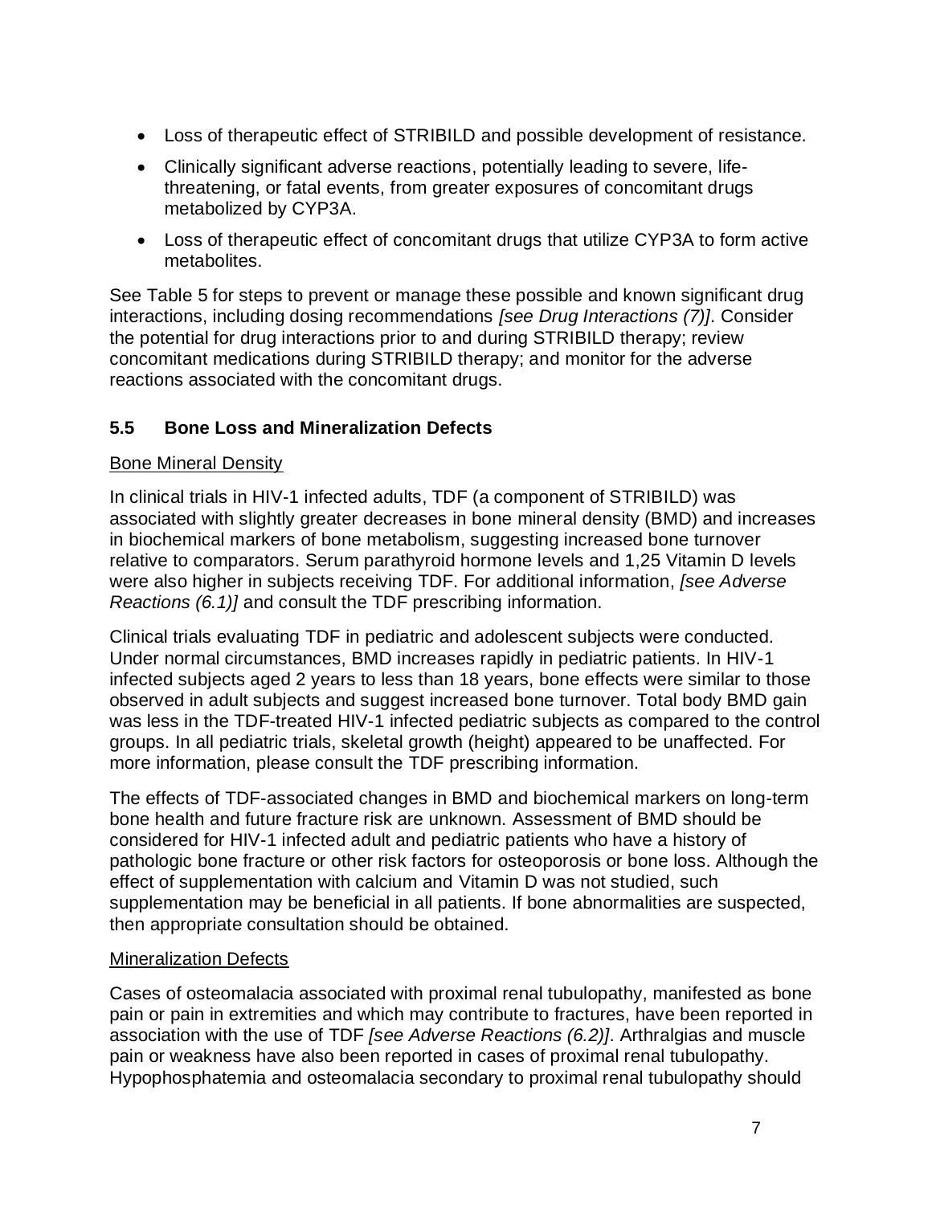- Loss of therapeutic effect of STRIBILD and possible development of resistance.
- Clinically significant adverse reactions, potentially leading to severe, life-threatening, or fatal events, from greater exposures of concomitant drugs metabolized by CYP3A.
- Loss of therapeutic effect of concomitant drugs that utilize CYP3A to form active metabolites.

See Table 5 for steps to prevent or manage these possible and known significant drug interactions, including dosing recommendations *[see Drug Interactions (7)]*. Consider the potential for drug interactions prior to and during STRIBILD therapy; review concomitant medications during STRIBILD therapy; and monitor for the adverse reactions associated with the concomitant drugs.

### 5.5 Bone Loss and Mineralization Defects

Bone Mineral Density

In clinical trials in HIV-1 infected adults, TDF (a component of STRIBILD) was associated with slightly greater decreases in bone mineral density (BMD) and increases in biochemical markers of bone metabolism, suggesting increased bone turnover relative to comparators. Serum parathyroid hormone levels and 1,25 Vitamin D levels were also higher in subjects receiving TDF. For additional information, *[see Adverse Reactions (6.1)]* and consult the TDF prescribing information.

Clinical trials evaluating TDF in pediatric and adolescent subjects were conducted. Under normal circumstances, BMD increases rapidly in pediatric patients. In HIV-1 infected subjects aged 2 years to less than 18 years, bone effects were similar to those observed in adult subjects and suggest increased bone turnover. Total body BMD gain was less in the TDF-treated HIV-1 infected pediatric subjects as compared to the control groups. In all pediatric trials, skeletal growth (height) appeared to be unaffected. For more information, please consult the TDF prescribing information.

The effects of TDF-associated changes in BMD and biochemical markers on long-term bone health and future fracture risk are unknown. Assessment of BMD should be considered for HIV-1 infected adult and pediatric patients who have a history of pathologic bone fracture or other risk factors for osteoporosis or bone loss. Although the effect of supplementation with calcium and Vitamin D was not studied, such supplementation may be beneficial in all patients. If bone abnormalities are suspected, then appropriate consultation should be obtained.

Mineralization Defects

Cases of osteomalacia associated with proximal renal tubulopathy, manifested as bone pain or pain in extremities and which may contribute to fractures, have been reported in association with the use of TDF *[see Adverse Reactions (6.2)]*. Arthralgias and muscle pain or weakness have also been reported in cases of proximal renal tubulopathy. Hypophosphatemia and osteomalacia secondary to proximal renal tubulopathy should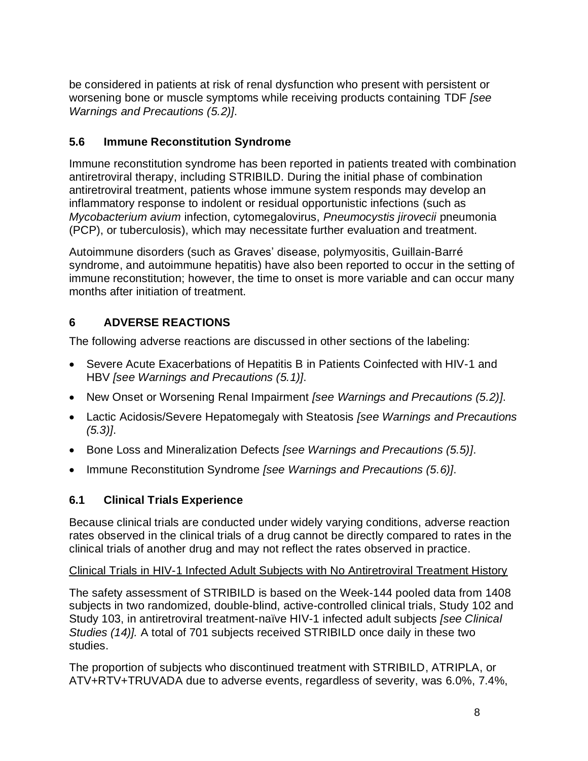be considered in patients at risk of renal dysfunction who present with persistent or worsening bone or muscle symptoms while receiving products containing TDF *[see Warnings and Precautions (5.2)]*.

### 5.6 Immune Reconstitution Syndrome

Immune reconstitution syndrome has been reported in patients treated with combination antiretroviral therapy, including STRIBILD. During the initial phase of combination antiretroviral treatment, patients whose immune system responds may develop an inflammatory response to indolent or residual opportunistic infections (such as *Mycobacterium avium* infection, cytomegalovirus, *Pneumocystis jirovecii* pneumonia (PCP), or tuberculosis), which may necessitate further evaluation and treatment.

Autoimmune disorders (such as Graves' disease, polymyositis, Guillain-Barré syndrome, and autoimmune hepatitis) have also been reported to occur in the setting of immune reconstitution; however, the time to onset is more variable and can occur many months after initiation of treatment.

## 6 ADVERSE REACTIONS

The following adverse reactions are discussed in other sections of the labeling:

- Severe Acute Exacerbations of Hepatitis B in Patients Coinfected with HIV-1 and HBV *[see Warnings and Precautions (5.1)]*.
- New Onset or Worsening Renal Impairment *[see Warnings and Precautions (5.2)]*.
- Lactic Acidosis/Severe Hepatomegaly with Steatosis *[see Warnings and Precautions (5.3)]*.
- Bone Loss and Mineralization Defects *[see Warnings and Precautions (5.5)]*.
- Immune Reconstitution Syndrome *[see Warnings and Precautions (5.6)]*.

### 6.1 Clinical Trials Experience

Because clinical trials are conducted under widely varying conditions, adverse reaction rates observed in the clinical trials of a drug cannot be directly compared to rates in the clinical trials of another drug and may not reflect the rates observed in practice.

<u>Clinical Trials in HIV-1 Infected Adult Subjects with No Antiretroviral Treatment History</u>

The safety assessment of STRIBILD is based on the Week-144 pooled data from 1408 subjects in two randomized, double-blind, active-controlled clinical trials, Study 102 and Study 103, in antiretroviral treatment-naïve HIV-1 infected adult subjects *[see Clinical Studies (14)].* A total of 701 subjects received STRIBILD once daily in these two studies.

The proportion of subjects who discontinued treatment with STRIBILD, ATRIPLA, or ATV+RTV+TRUVADA due to adverse events, regardless of severity, was 6.0%, 7.4%,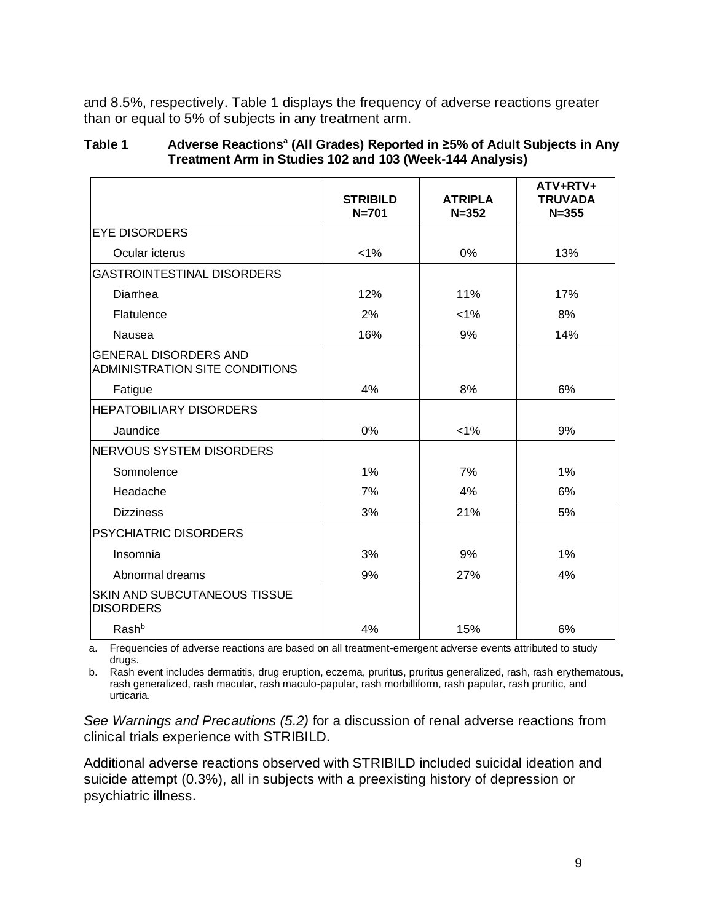and 8.5%, respectively. Table 1 displays the frequency of adverse reactions greater than or equal to 5% of subjects in any treatment arm.

**Table 1 Adverse Reactions[a] (All Grades) Reported in ≥5% of Adult Subjects in Any Treatment Arm in Studies 102 and 103 (Week-144 Analysis)**

| | STRIBILD N=701 | ATRIPLA N=352 | ATV+RTV+ TRUVADA N=355 |
|---|---|---|---|
| EYE DISORDERS | | | |
| Ocular icterus | <1% | 0% | 13% |
| GASTROINTESTINAL DISORDERS | | | |
| Diarrhea | 12% | 11% | 17% |
| Flatulence | 2% | <1% | 8% |
| Nausea | 16% | 9% | 14% |
| GENERAL DISORDERS AND ADMINISTRATION SITE CONDITIONS | | | |
| Fatigue | 4% | 8% | 6% |
| HEPATOBILIARY DISORDERS | | | |
| Jaundice | 0% | <1% | 9% |
| NERVOUS SYSTEM DISORDERS | | | |
| Somnolence | 1% | 7% | 1% |
| Headache | 7% | 4% | 6% |
| Dizziness | 3% | 21% | 5% |
| PSYCHIATRIC DISORDERS | | | |
| Insomnia | 3% | 9% | 1% |
| Abnormal dreams | 9% | 27% | 4% |
| SKIN AND SUBCUTANEOUS TISSUE DISORDERS | | | |
| Rash[b] | 4% | 15% | 6% |

a. Frequencies of adverse reactions are based on all treatment-emergent adverse events attributed to study drugs.

b. Rash event includes dermatitis, drug eruption, eczema, pruritus, pruritus generalized, rash, rash erythematous, rash generalized, rash macular, rash maculo-papular, rash morbilliform, rash papular, rash pruritic, and urticaria.

*See Warnings and Precautions (5.2)* for a discussion of renal adverse reactions from clinical trials experience with STRIBILD.

Additional adverse reactions observed with STRIBILD included suicidal ideation and suicide attempt (0.3%), all in subjects with a preexisting history of depression or psychiatric illness.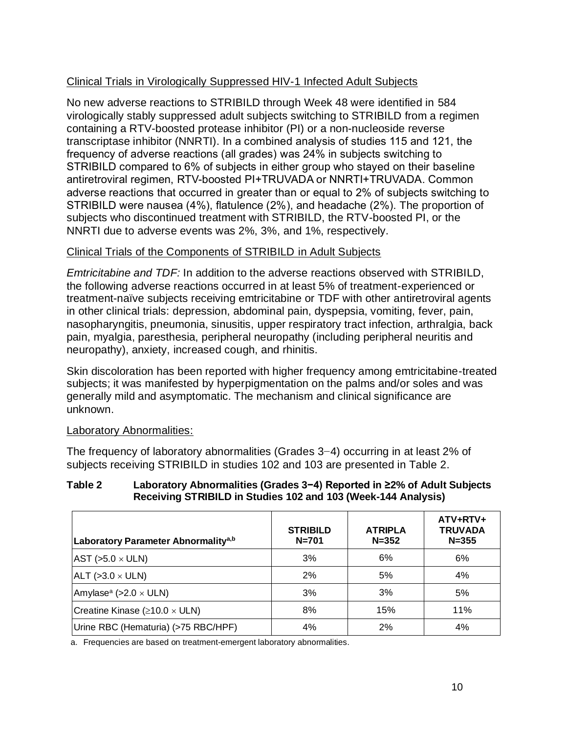Clinical Trials in Virologically Suppressed HIV-1 Infected Adult Subjects

No new adverse reactions to STRIBILD through Week 48 were identified in 584 virologically stably suppressed adult subjects switching to STRIBILD from a regimen containing a RTV-boosted protease inhibitor (PI) or a non-nucleoside reverse transcriptase inhibitor (NNRTI). In a combined analysis of studies 115 and 121, the frequency of adverse reactions (all grades) was 24% in subjects switching to STRIBILD compared to 6% of subjects in either group who stayed on their baseline antiretroviral regimen, RTV-boosted PI+TRUVADA or NNRTI+TRUVADA. Common adverse reactions that occurred in greater than or equal to 2% of subjects switching to STRIBILD were nausea (4%), flatulence (2%), and headache (2%). The proportion of subjects who discontinued treatment with STRIBILD, the RTV-boosted PI, or the NNRTI due to adverse events was 2%, 3%, and 1%, respectively.

Clinical Trials of the Components of STRIBILD in Adult Subjects

*Emtricitabine and TDF:* In addition to the adverse reactions observed with STRIBILD, the following adverse reactions occurred in at least 5% of treatment-experienced or treatment-naïve subjects receiving emtricitabine or TDF with other antiretroviral agents in other clinical trials: depression, abdominal pain, dyspepsia, vomiting, fever, pain, nasopharyngitis, pneumonia, sinusitis, upper respiratory tract infection, arthralgia, back pain, myalgia, paresthesia, peripheral neuropathy (including peripheral neuritis and neuropathy), anxiety, increased cough, and rhinitis.

Skin discoloration has been reported with higher frequency among emtricitabine-treated subjects; it was manifested by hyperpigmentation on the palms and/or soles and was generally mild and asymptomatic. The mechanism and clinical significance are unknown.

Laboratory Abnormalities:

The frequency of laboratory abnormalities (Grades 3−4) occurring in at least 2% of subjects receiving STRIBILD in studies 102 and 103 are presented in Table 2.

**Table 2 Laboratory Abnormalities (Grades 3−4) Reported in ≥2% of Adult Subjects Receiving STRIBILD in Studies 102 and 103 (Week-144 Analysis)**

| Laboratory Parameter Abnormality[a,b] | STRIBILD N=701 | ATRIPLA N=352 | ATV+RTV+ TRUVADA N=355 |
|---|---|---|---|
| AST (>5.0 × ULN) | 3% | 6% | 6% |
| ALT (>3.0 × ULN) | 2% | 5% | 4% |
| Amylase[a] (>2.0 × ULN) | 3% | 3% | 5% |
| Creatine Kinase (≥10.0 × ULN) | 8% | 15% | 11% |
| Urine RBC (Hematuria) (>75 RBC/HPF) | 4% | 2% | 4% |

a. Frequencies are based on treatment-emergent laboratory abnormalities.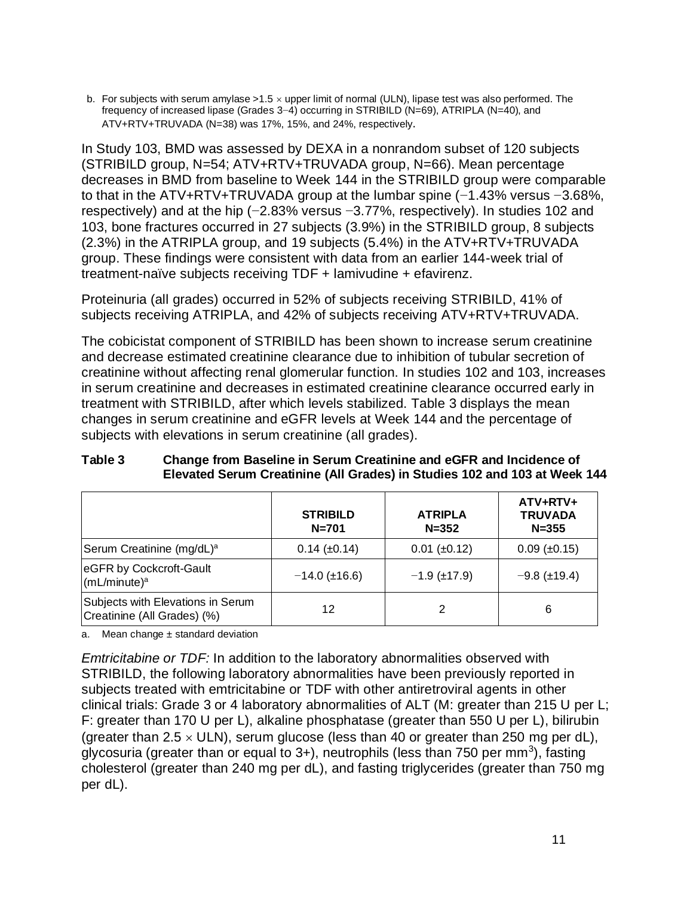b. For subjects with serum amylase >1.5 × upper limit of normal (ULN), lipase test was also performed. The frequency of increased lipase (Grades 3−4) occurring in STRIBILD (N=69), ATRIPLA (N=40), and ATV+RTV+TRUVADA (N=38) was 17%, 15%, and 24%, respectively.

In Study 103, BMD was assessed by DEXA in a nonrandom subset of 120 subjects (STRIBILD group, N=54; ATV+RTV+TRUVADA group, N=66). Mean percentage decreases in BMD from baseline to Week 144 in the STRIBILD group were comparable to that in the ATV+RTV+TRUVADA group at the lumbar spine (−1.43% versus −3.68%, respectively) and at the hip (−2.83% versus −3.77%, respectively). In studies 102 and 103, bone fractures occurred in 27 subjects (3.9%) in the STRIBILD group, 8 subjects (2.3%) in the ATRIPLA group, and 19 subjects (5.4%) in the ATV+RTV+TRUVADA group. These findings were consistent with data from an earlier 144-week trial of treatment-naïve subjects receiving TDF + lamivudine + efavirenz.

Proteinuria (all grades) occurred in 52% of subjects receiving STRIBILD, 41% of subjects receiving ATRIPLA, and 42% of subjects receiving ATV+RTV+TRUVADA.

The cobicistat component of STRIBILD has been shown to increase serum creatinine and decrease estimated creatinine clearance due to inhibition of tubular secretion of creatinine without affecting renal glomerular function. In studies 102 and 103, increases in serum creatinine and decreases in estimated creatinine clearance occurred early in treatment with STRIBILD, after which levels stabilized. Table 3 displays the mean changes in serum creatinine and eGFR levels at Week 144 and the percentage of subjects with elevations in serum creatinine (all grades).

**Table 3 Change from Baseline in Serum Creatinine and eGFR and Incidence of Elevated Serum Creatinine (All Grades) in Studies 102 and 103 at Week 144**

| | STRIBILD N=701 | ATRIPLA N=352 | ATV+RTV+ TRUVADA N=355 |
|---|---|---|---|
| Serum Creatinine (mg/dL)[a] | 0.14 (±0.14) | 0.01 (±0.12) | 0.09 (±0.15) |
| eGFR by Cockcroft-Gault (mL/minute)[a] | −14.0 (±16.6) | −1.9 (±17.9) | −9.8 (±19.4) |
| Subjects with Elevations in Serum Creatinine (All Grades) (%) | 12 | 2 | 6 |

a. Mean change ± standard deviation

*Emtricitabine or TDF:* In addition to the laboratory abnormalities observed with STRIBILD, the following laboratory abnormalities have been previously reported in subjects treated with emtricitabine or TDF with other antiretroviral agents in other clinical trials: Grade 3 or 4 laboratory abnormalities of ALT (M: greater than 215 U per L; F: greater than 170 U per L), alkaline phosphatase (greater than 550 U per L), bilirubin (greater than 2.5 × ULN), serum glucose (less than 40 or greater than 250 mg per dL), glycosuria (greater than or equal to 3+), neutrophils (less than 750 per $mm^3$), fasting cholesterol (greater than 240 mg per dL), and fasting triglycerides (greater than 750 mg per dL).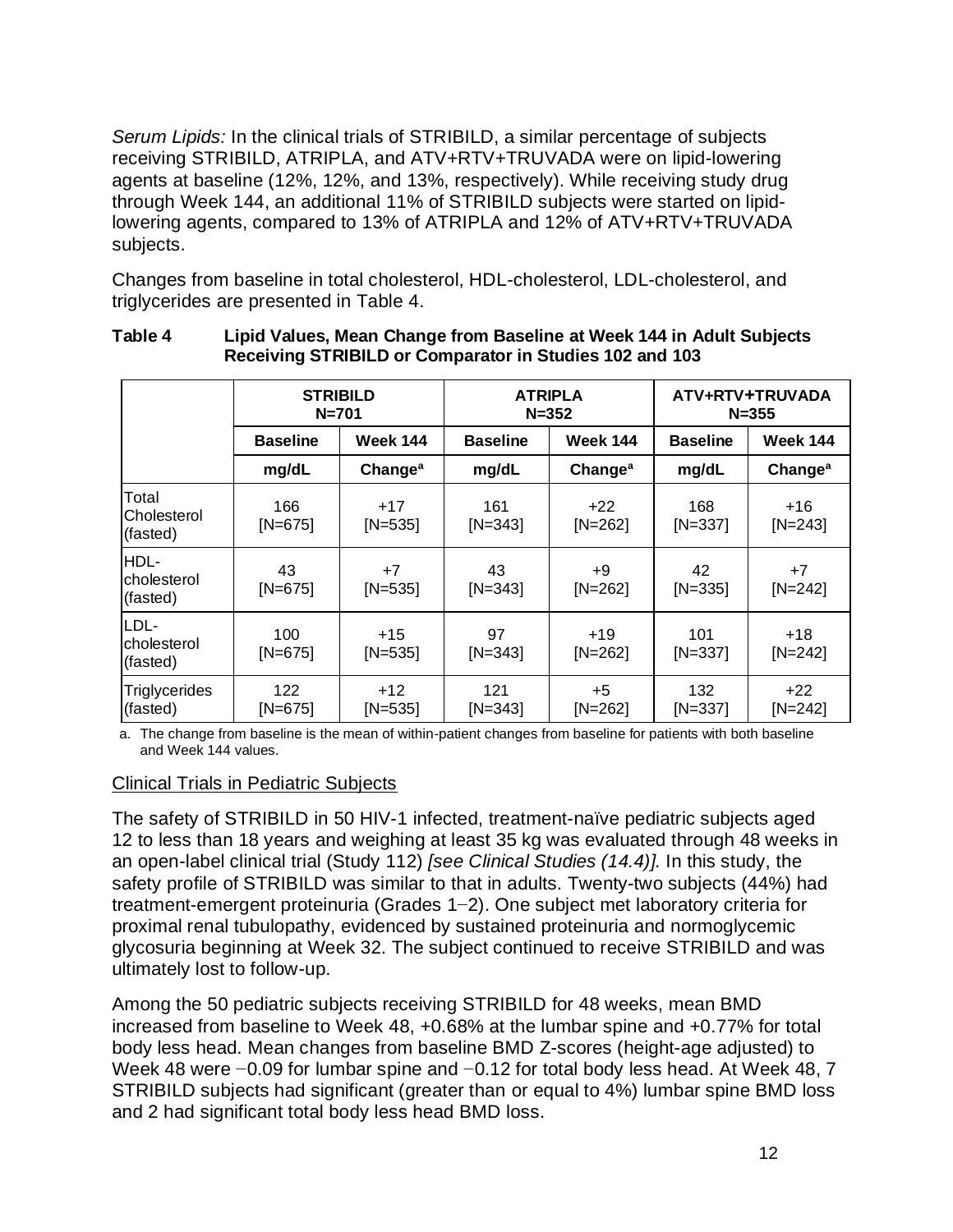*Serum Lipids:* In the clinical trials of STRIBILD, a similar percentage of subjects receiving STRIBILD, ATRIPLA, and ATV+RTV+TRUVADA were on lipid-lowering agents at baseline (12%, 12%, and 13%, respectively). While receiving study drug through Week 144, an additional 11% of STRIBILD subjects were started on lipid-lowering agents, compared to 13% of ATRIPLA and 12% of ATV+RTV+TRUVADA subjects.

Changes from baseline in total cholesterol, HDL-cholesterol, LDL-cholesterol, and triglycerides are presented in Table 4.

**Table 4 Lipid Values, Mean Change from Baseline at Week 144 in Adult Subjects Receiving STRIBILD or Comparator in Studies 102 and 103**

| | STRIBILD N=701 | | ATRIPLA N=352 | | ATV+RTV+TRUVADA N=355 | |
|---|---|---|---|---|---|---|
| | Baseline | Week 144 | Baseline | Week 144 | Baseline | Week 144 |
| | mg/dL | Change[a] | mg/dL | Change[a] | mg/dL | Change[a] |
| Total Cholesterol (fasted) | 166 [N=675] | +17 [N=535] | 161 [N=343] | +22 [N=262] | 168 [N=337] | +16 [N=243] |
| HDL-cholesterol (fasted) | 43 [N=675] | +7 [N=535] | 43 [N=343] | +9 [N=262] | 42 [N=335] | +7 [N=242] |
| LDL-cholesterol (fasted) | 100 [N=675] | +15 [N=535] | 97 [N=343] | +19 [N=262] | 101 [N=337] | +18 [N=242] |
| Triglycerides (fasted) | 122 [N=675] | +12 [N=535] | 121 [N=343] | +5 [N=262] | 132 [N=337] | +22 [N=242] |

a. The change from baseline is the mean of within-patient changes from baseline for patients with both baseline and Week 144 values.

Clinical Trials in Pediatric Subjects

The safety of STRIBILD in 50 HIV-1 infected, treatment-naïve pediatric subjects aged 12 to less than 18 years and weighing at least 35 kg was evaluated through 48 weeks in an open-label clinical trial (Study 112) *[see Clinical Studies (14.4)].* In this study, the safety profile of STRIBILD was similar to that in adults. Twenty-two subjects (44%) had treatment-emergent proteinuria (Grades 1−2). One subject met laboratory criteria for proximal renal tubulopathy, evidenced by sustained proteinuria and normoglycemic glycosuria beginning at Week 32. The subject continued to receive STRIBILD and was ultimately lost to follow-up.

Among the 50 pediatric subjects receiving STRIBILD for 48 weeks, mean BMD increased from baseline to Week 48, +0.68% at the lumbar spine and +0.77% for total body less head. Mean changes from baseline BMD Z-scores (height-age adjusted) to Week 48 were −0.09 for lumbar spine and −0.12 for total body less head. At Week 48, 7 STRIBILD subjects had significant (greater than or equal to 4%) lumbar spine BMD loss and 2 had significant total body less head BMD loss.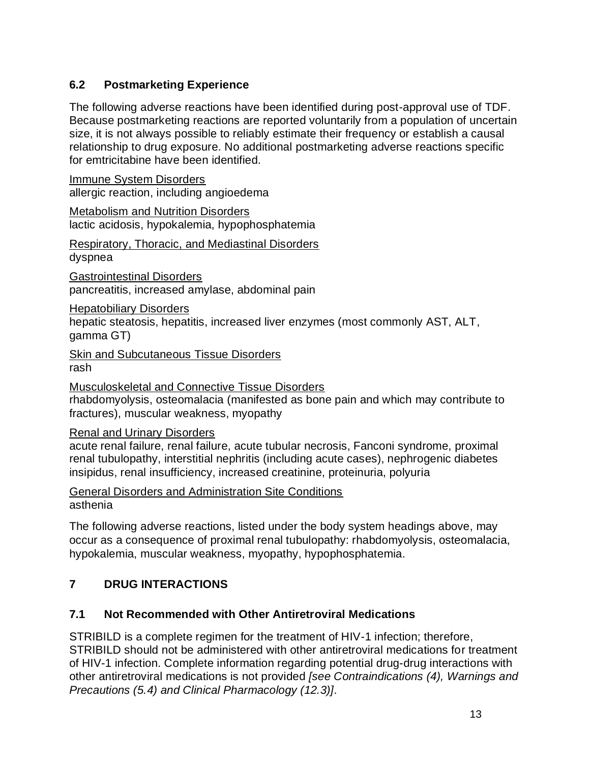### 6.2 Postmarketing Experience

The following adverse reactions have been identified during post-approval use of TDF. Because postmarketing reactions are reported voluntarily from a population of uncertain size, it is not always possible to reliably estimate their frequency or establish a causal relationship to drug exposure. No additional postmarketing adverse reactions specific for emtricitabine have been identified.

<u>Immune System Disorders</u>
allergic reaction, including angioedema

<u>Metabolism and Nutrition Disorders</u>
lactic acidosis, hypokalemia, hypophosphatemia

<u>Respiratory, Thoracic, and Mediastinal Disorders</u>
dyspnea

<u>Gastrointestinal Disorders</u>
pancreatitis, increased amylase, abdominal pain

<u>Hepatobiliary Disorders</u>
hepatic steatosis, hepatitis, increased liver enzymes (most commonly AST, ALT, gamma GT)

<u>Skin and Subcutaneous Tissue Disorders</u>
rash

<u>Musculoskeletal and Connective Tissue Disorders</u>
rhabdomyolysis, osteomalacia (manifested as bone pain and which may contribute to fractures), muscular weakness, myopathy

<u>Renal and Urinary Disorders</u>
acute renal failure, renal failure, acute tubular necrosis, Fanconi syndrome, proximal renal tubulopathy, interstitial nephritis (including acute cases), nephrogenic diabetes insipidus, renal insufficiency, increased creatinine, proteinuria, polyuria

<u>General Disorders and Administration Site Conditions</u>
asthenia

The following adverse reactions, listed under the body system headings above, may occur as a consequence of proximal renal tubulopathy: rhabdomyolysis, osteomalacia, hypokalemia, muscular weakness, myopathy, hypophosphatemia.

## 7 DRUG INTERACTIONS

### 7.1 Not Recommended with Other Antiretroviral Medications

STRIBILD is a complete regimen for the treatment of HIV-1 infection; therefore, STRIBILD should not be administered with other antiretroviral medications for treatment of HIV-1 infection. Complete information regarding potential drug-drug interactions with other antiretroviral medications is not provided *[see Contraindications (4), Warnings and Precautions (5.4) and Clinical Pharmacology (12.3)]*.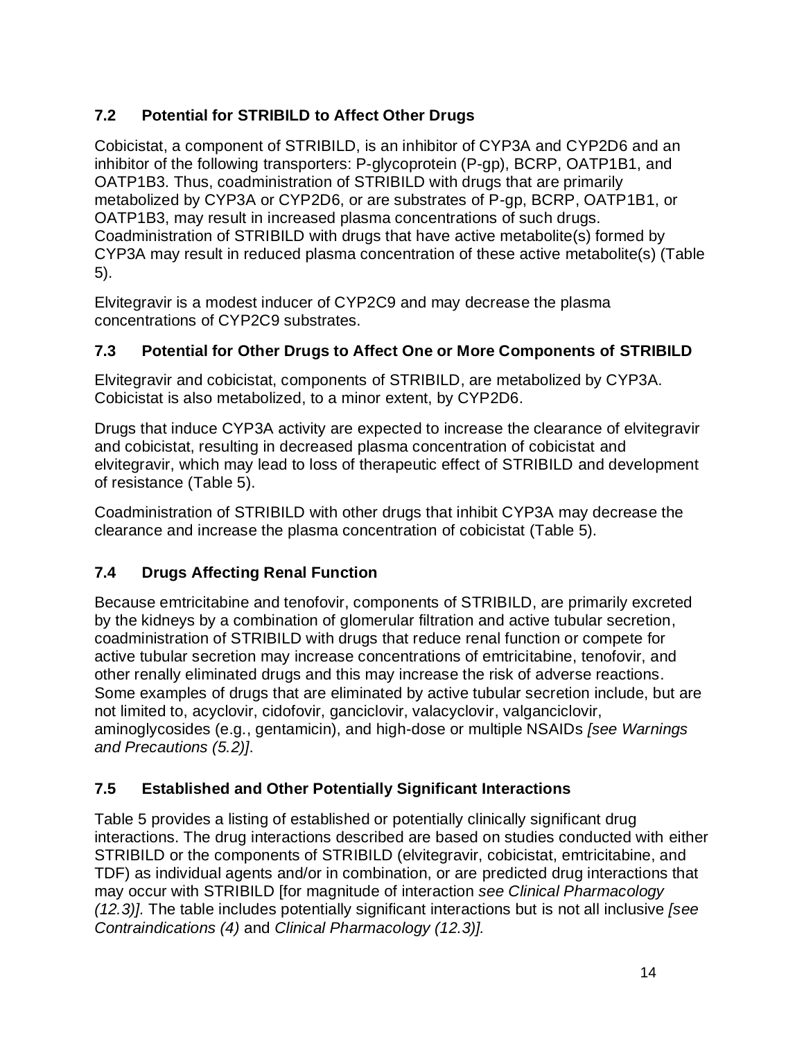## 7.2 Potential for STRIBILD to Affect Other Drugs

Cobicistat, a component of STRIBILD, is an inhibitor of CYP3A and CYP2D6 and an inhibitor of the following transporters: P-glycoprotein (P-gp), BCRP, OATP1B1, and OATP1B3. Thus, coadministration of STRIBILD with drugs that are primarily metabolized by CYP3A or CYP2D6, or are substrates of P-gp, BCRP, OATP1B1, or OATP1B3, may result in increased plasma concentrations of such drugs. Coadministration of STRIBILD with drugs that have active metabolite(s) formed by CYP3A may result in reduced plasma concentration of these active metabolite(s) (Table 5).

Elvitegravir is a modest inducer of CYP2C9 and may decrease the plasma concentrations of CYP2C9 substrates.

## 7.3 Potential for Other Drugs to Affect One or More Components of STRIBILD

Elvitegravir and cobicistat, components of STRIBILD, are metabolized by CYP3A. Cobicistat is also metabolized, to a minor extent, by CYP2D6.

Drugs that induce CYP3A activity are expected to increase the clearance of elvitegravir and cobicistat, resulting in decreased plasma concentration of cobicistat and elvitegravir, which may lead to loss of therapeutic effect of STRIBILD and development of resistance (Table 5).

Coadministration of STRIBILD with other drugs that inhibit CYP3A may decrease the clearance and increase the plasma concentration of cobicistat (Table 5).

## 7.4 Drugs Affecting Renal Function

Because emtricitabine and tenofovir, components of STRIBILD, are primarily excreted by the kidneys by a combination of glomerular filtration and active tubular secretion, coadministration of STRIBILD with drugs that reduce renal function or compete for active tubular secretion may increase concentrations of emtricitabine, tenofovir, and other renally eliminated drugs and this may increase the risk of adverse reactions. Some examples of drugs that are eliminated by active tubular secretion include, but are not limited to, acyclovir, cidofovir, ganciclovir, valacyclovir, valganciclovir, aminoglycosides (e.g., gentamicin), and high-dose or multiple NSAIDs *[see Warnings and Precautions (5.2)]*.

## 7.5 Established and Other Potentially Significant Interactions

Table 5 provides a listing of established or potentially clinically significant drug interactions. The drug interactions described are based on studies conducted with either STRIBILD or the components of STRIBILD (elvitegravir, cobicistat, emtricitabine, and TDF) as individual agents and/or in combination, or are predicted drug interactions that may occur with STRIBILD [for magnitude of interaction *see Clinical Pharmacology (12.3)]*. The table includes potentially significant interactions but is not all inclusive *[see Contraindications (4)* and *Clinical Pharmacology (12.3)]*.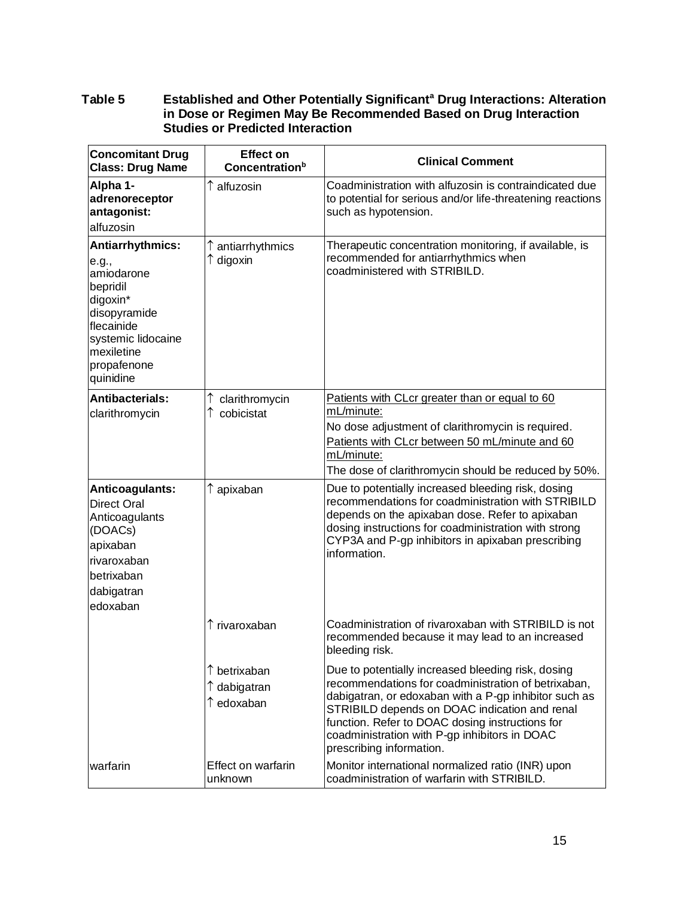**Table 5 Established and Other Potentially Significant[a] Drug Interactions: Alteration in Dose or Regimen May Be Recommended Based on Drug Interaction Studies or Predicted Interaction**

| Concomitant Drug Class: Drug Name | Effect on Concentration[b] | Clinical Comment |
|---|---|---|
| **Alpha 1-adrenoreceptor antagonist:** alfuzosin | ↑ alfuzosin | Coadministration with alfuzosin is contraindicated due to potential for serious and/or life-threatening reactions such as hypotension. |
| **Antiarrhythmics:** e.g., amiodarone bepridil digoxin* disopyramide flecainide systemic lidocaine mexiletine propafenone quinidine | ↑ antiarrhythmics ↑ digoxin | Therapeutic concentration monitoring, if available, is recommended for antiarrhythmics when coadministered with STRIBILD. |
| **Antibacterials:** clarithromycin | ↑ clarithromycin ↑ cobicistat | Patients with CLcr greater than or equal to 60 mL/minute: No dose adjustment of clarithromycin is required. Patients with CLcr between 50 mL/minute and 60 mL/minute: The dose of clarithromycin should be reduced by 50%. |
| **Anticoagulants:** Direct Oral Anticoagulants (DOACs) apixaban rivaroxaban betrixaban dabigatran edoxaban | ↑ apixaban | Due to potentially increased bleeding risk, dosing recommendations for coadministration with STRIBILD depends on the apixaban dose. Refer to apixaban dosing instructions for coadministration with strong CYP3A and P-gp inhibitors in apixaban prescribing information. |
| | ↑ rivaroxaban | Coadministration of rivaroxaban with STRIBILD is not recommended because it may lead to an increased bleeding risk. |
| | ↑ betrixaban ↑ dabigatran ↑ edoxaban | Due to potentially increased bleeding risk, dosing recommendations for coadministration of betrixaban, dabigatran, or edoxaban with a P-gp inhibitor such as STRIBILD depends on DOAC indication and renal function. Refer to DOAC dosing instructions for coadministration with P-gp inhibitors in DOAC prescribing information. |
| warfarin | Effect on warfarin unknown | Monitor international normalized ratio (INR) upon coadministration of warfarin with STRIBILD. |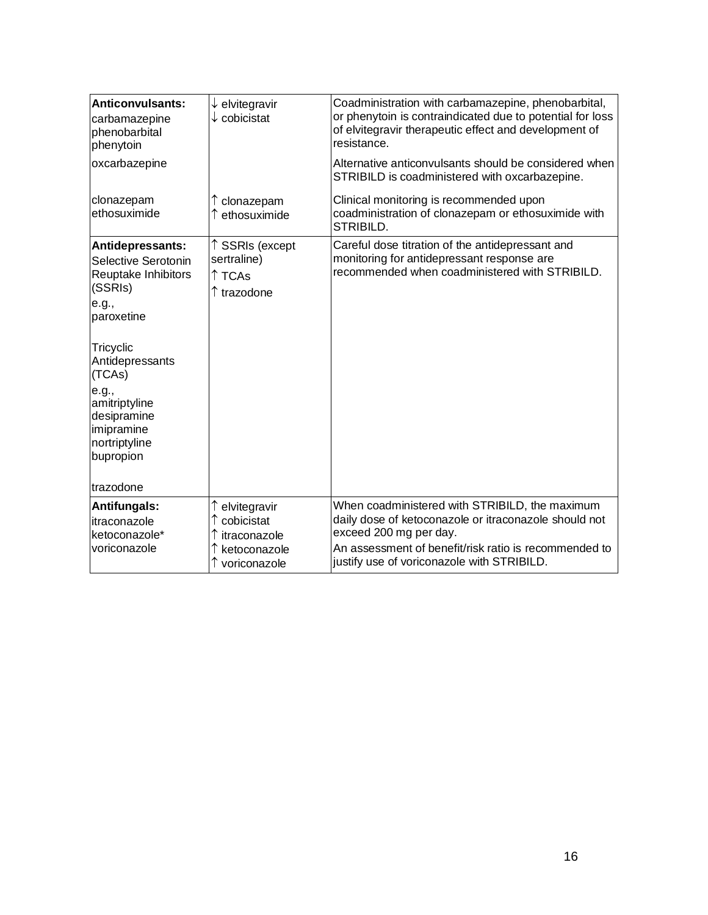| **Anticonvulsants:** carbamazepine phenobarbital phenytoin | ↓ elvitegravir ↓ cobicistat | Coadministration with carbamazepine, phenobarbital, or phenytoin is contraindicated due to potential for loss of elvitegravir therapeutic effect and development of resistance. |
|---|---|---|
| oxcarbazepine | | Alternative anticonvulsants should be considered when STRIBILD is coadministered with oxcarbazepine. |
| clonazepam ethosuximide | ↑ clonazepam ↑ ethosuximide | Clinical monitoring is recommended upon coadministration of clonazepam or ethosuximide with STRIBILD. |
| **Antidepressants:** Selective Serotonin Reuptake Inhibitors (SSRIs) e.g., paroxetine<br><br>Tricyclic Antidepressants (TCAs) e.g., amitriptyline desipramine imipramine nortriptyline bupropion<br><br>trazodone | ↑ SSRIs (except sertraline)<br>↑ TCAs<br>↑ trazodone | Careful dose titration of the antidepressant and monitoring for antidepressant response are recommended when coadministered with STRIBILD. |
| **Antifungals:** itraconazole ketoconazole* voriconazole | ↑ elvitegravir ↑ cobicistat ↑ itraconazole ↑ ketoconazole ↑ voriconazole | When coadministered with STRIBILD, the maximum daily dose of ketoconazole or itraconazole should not exceed 200 mg per day.<br>An assessment of benefit/risk ratio is recommended to justify use of voriconazole with STRIBILD. |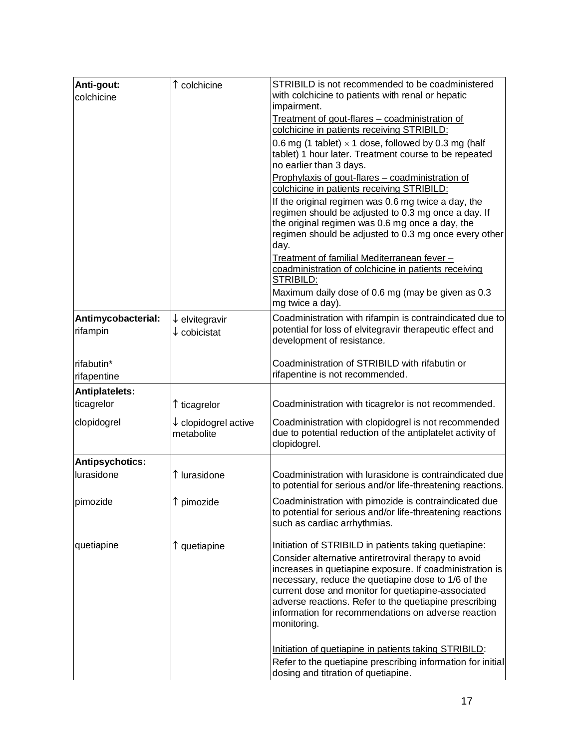| | | |
|---|---|---|
| **Anti-gout:** colchicine | ↑ colchicine | STRIBILD is not recommended to be coadministered with colchicine to patients with renal or hepatic impairment.<br>Treatment of gout-flares – coadministration of colchicine in patients receiving STRIBILD:<br>0.6 mg (1 tablet) × 1 dose, followed by 0.3 mg (half tablet) 1 hour later. Treatment course to be repeated no earlier than 3 days.<br>Prophylaxis of gout-flares – coadministration of colchicine in patients receiving STRIBILD:<br>If the original regimen was 0.6 mg twice a day, the regimen should be adjusted to 0.3 mg once a day. If the original regimen was 0.6 mg once a day, the regimen should be adjusted to 0.3 mg once every other day.<br>Treatment of familial Mediterranean fever – coadministration of colchicine in patients receiving STRIBILD:<br>Maximum daily dose of 0.6 mg (may be given as 0.3 mg twice a day). |
| **Antimycobacterial:** rifampin | ↓ elvitegravir<br>↓ cobicistat | Coadministration with rifampin is contraindicated due to potential for loss of elvitegravir therapeutic effect and development of resistance. |
| rifabutin*<br>rifapentine | | Coadministration of STRIBILD with rifabutin or rifapentine is not recommended. |
| **Antiplatelets:** | | |
| ticagrelor | ↑ ticagrelor | Coadministration with ticagrelor is not recommended. |
| clopidogrel | ↓ clopidogrel active metabolite | Coadministration with clopidogrel is not recommended due to potential reduction of the antiplatelet activity of clopidogrel. |
| **Antipsychotics:** | | |
| lurasidone | ↑ lurasidone | Coadministration with lurasidone is contraindicated due to potential for serious and/or life-threatening reactions. |
| pimozide | ↑ pimozide | Coadministration with pimozide is contraindicated due to potential for serious and/or life-threatening reactions such as cardiac arrhythmias. |
| quetiapine | ↑ quetiapine | Initiation of STRIBILD in patients taking quetiapine:<br>Consider alternative antiretroviral therapy to avoid increases in quetiapine exposure. If coadministration is necessary, reduce the quetiapine dose to 1/6 of the current dose and monitor for quetiapine-associated adverse reactions. Refer to the quetiapine prescribing information for recommendations on adverse reaction monitoring.<br><br>Initiation of quetiapine in patients taking STRIBILD:<br>Refer to the quetiapine prescribing information for initial dosing and titration of quetiapine. |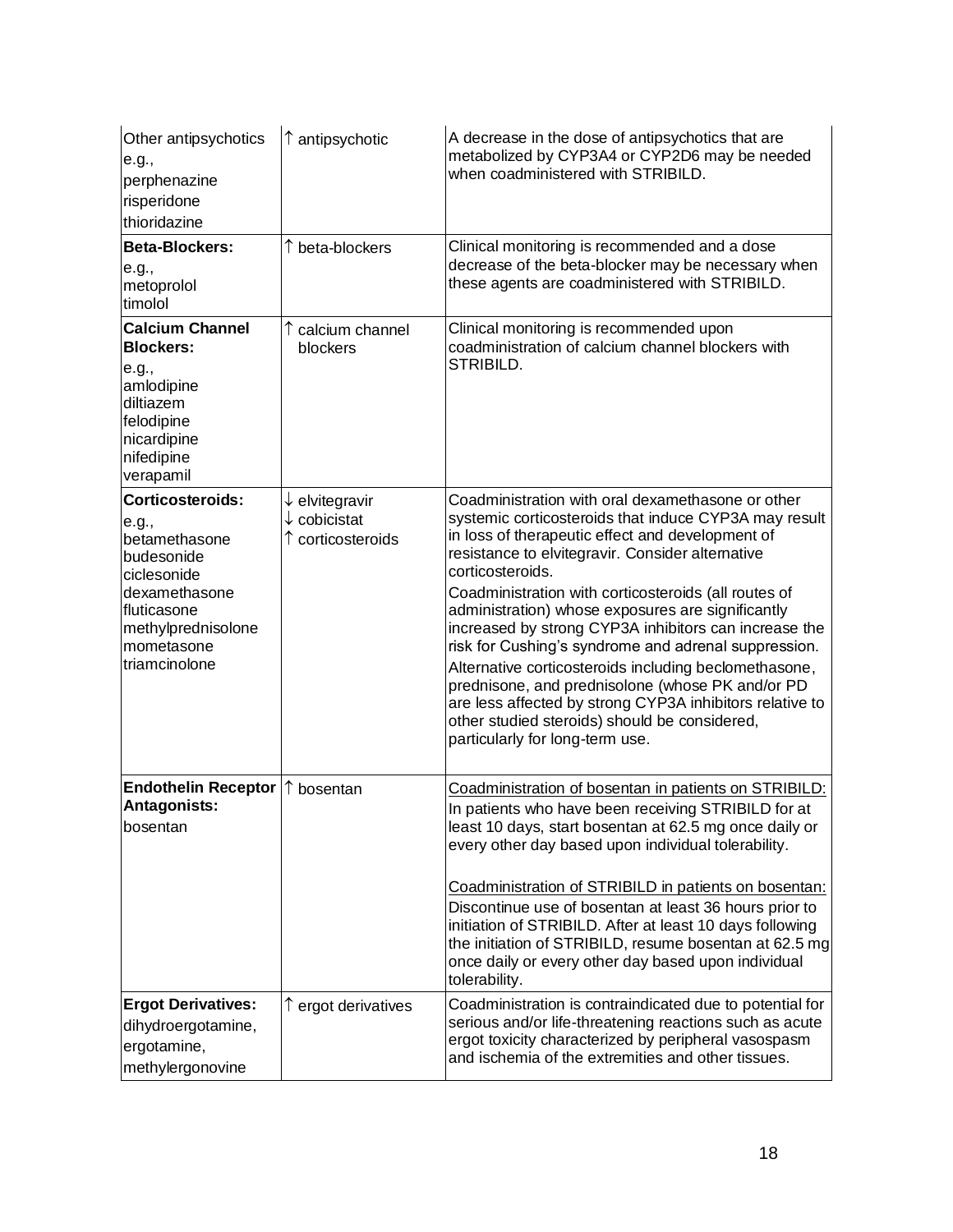| | | |
|---|---|---|
| Other antipsychotics<br>e.g.,<br>perphenazine<br>risperidone<br>thioridazine | ↑ antipsychotic | A decrease in the dose of antipsychotics that are metabolized by CYP3A4 or CYP2D6 may be needed when coadministered with STRIBILD. |
| **Beta-Blockers:**<br>e.g.,<br>metoprolol<br>timolol | ↑ beta-blockers | Clinical monitoring is recommended and a dose decrease of the beta-blocker may be necessary when these agents are coadministered with STRIBILD. |
| **Calcium Channel Blockers:**<br>e.g.,<br>amlodipine<br>diltiazem<br>felodipine<br>nicardipine<br>nifedipine<br>verapamil | ↑ calcium channel blockers | Clinical monitoring is recommended upon coadministration of calcium channel blockers with STRIBILD. |
| **Corticosteroids:**<br>e.g.,<br>betamethasone<br>budesonide<br>ciclesonide<br>dexamethasone<br>fluticasone<br>methylprednisolone<br>mometasone<br>triamcinolone | ↓ elvitegravir<br>↓ cobicistat<br>↑ corticosteroids | Coadministration with oral dexamethasone or other systemic corticosteroids that induce CYP3A may result in loss of therapeutic effect and development of resistance to elvitegravir. Consider alternative corticosteroids.<br>Coadministration with corticosteroids (all routes of administration) whose exposures are significantly increased by strong CYP3A inhibitors can increase the risk for Cushing's syndrome and adrenal suppression.<br>Alternative corticosteroids including beclomethasone, prednisone, and prednisolone (whose PK and/or PD are less affected by strong CYP3A inhibitors relative to other studied steroids) should be considered, particularly for long-term use. |
| **Endothelin Receptor Antagonists:**<br>bosentan | ↑ bosentan | <u>Coadministration of bosentan in patients on STRIBILD:</u><br>In patients who have been receiving STRIBILD for at least 10 days, start bosentan at 62.5 mg once daily or every other day based upon individual tolerability.<br><br><u>Coadministration of STRIBILD in patients on bosentan:</u><br>Discontinue use of bosentan at least 36 hours prior to initiation of STRIBILD. After at least 10 days following the initiation of STRIBILD, resume bosentan at 62.5 mg once daily or every other day based upon individual tolerability. |
| **Ergot Derivatives:**<br>dihydroergotamine,<br>ergotamine,<br>methylergonovine | ↑ ergot derivatives | Coadministration is contraindicated due to potential for serious and/or life-threatening reactions such as acute ergot toxicity characterized by peripheral vasospasm and ischemia of the extremities and other tissues. |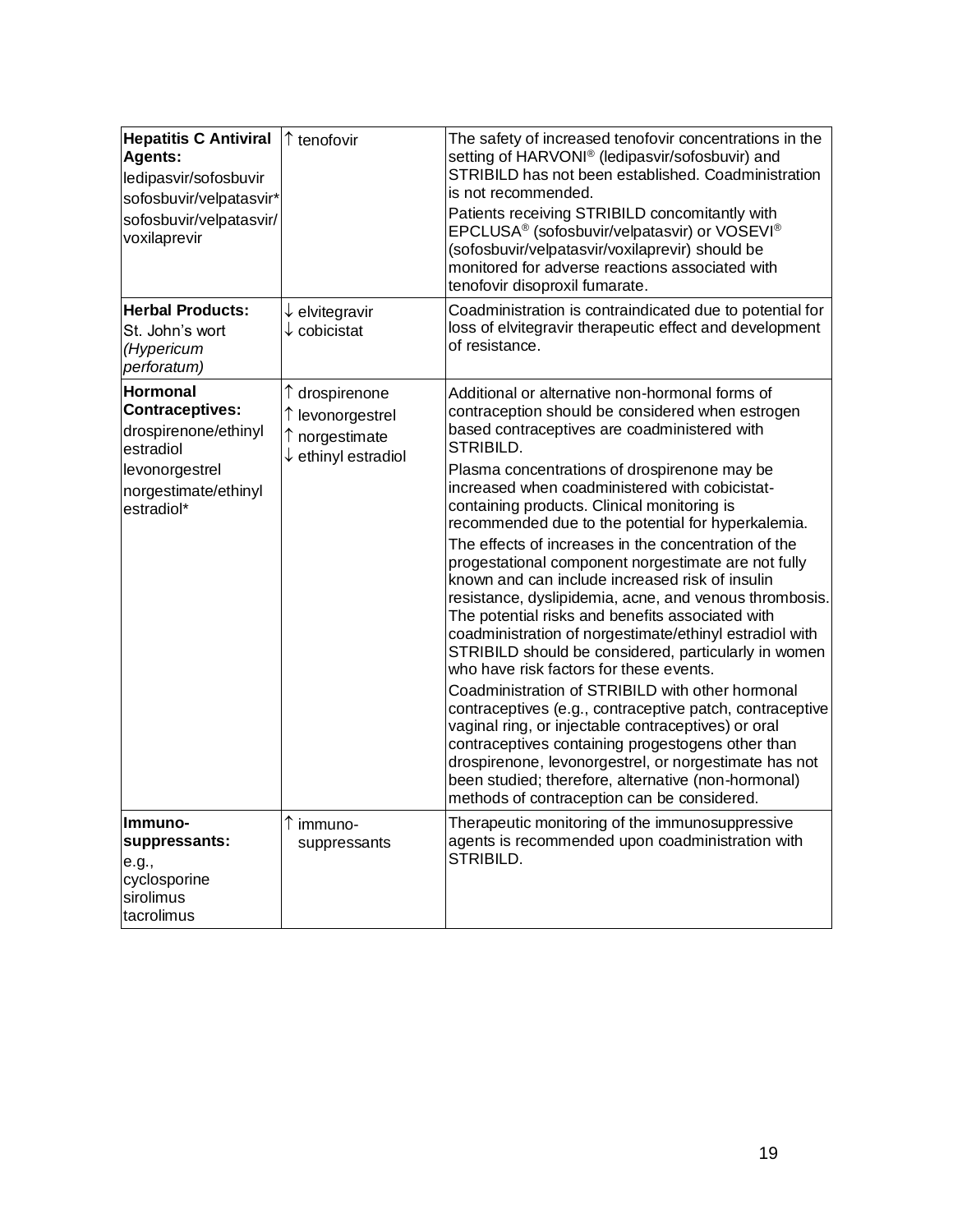| | | |
|---|---|---|
| **Hepatitis C Antiviral Agents:**<br>ledipasvir/sofosbuvir<br>sofosbuvir/velpatasvir*<br>sofosbuvir/velpatasvir/voxilaprevir | ↑ tenofovir | The safety of increased tenofovir concentrations in the setting of HARVONI® (ledipasvir/sofosbuvir) and STRIBILD has not been established. Coadministration is not recommended.<br>Patients receiving STRIBILD concomitantly with EPCLUSA® (sofosbuvir/velpatasvir) or VOSEVI® (sofosbuvir/velpatasvir/voxilaprevir) should be monitored for adverse reactions associated with tenofovir disoproxil fumarate. |
| **Herbal Products:**<br>St. John's wort *(Hypericum perforatum)* | ↓ elvitegravir<br>↓ cobicistat | Coadministration is contraindicated due to potential for loss of elvitegravir therapeutic effect and development of resistance. |
| **Hormonal Contraceptives:**<br>drospirenone/ethinyl estradiol<br>levonorgestrel<br>norgestimate/ethinyl estradiol* | ↑ drospirenone<br>↑ levonorgestrel<br>↑ norgestimate<br>↓ ethinyl estradiol | Additional or alternative non-hormonal forms of contraception should be considered when estrogen based contraceptives are coadministered with STRIBILD.<br>Plasma concentrations of drospirenone may be increased when coadministered with cobicistat-containing products. Clinical monitoring is recommended due to the potential for hyperkalemia.<br>The effects of increases in the concentration of the progestational component norgestimate are not fully known and can include increased risk of insulin resistance, dyslipidemia, acne, and venous thrombosis. The potential risks and benefits associated with coadministration of norgestimate/ethinyl estradiol with STRIBILD should be considered, particularly in women who have risk factors for these events.<br>Coadministration of STRIBILD with other hormonal contraceptives (e.g., contraceptive patch, contraceptive vaginal ring, or injectable contraceptives) or oral contraceptives containing progestogens other than drospirenone, levonorgestrel, or norgestimate has not been studied; therefore, alternative (non-hormonal) methods of contraception can be considered. |
| **Immuno-suppressants:**<br>e.g.,<br>cyclosporine<br>sirolimus<br>tacrolimus | ↑ immuno-suppressants | Therapeutic monitoring of the immunosuppressive agents is recommended upon coadministration with STRIBILD. |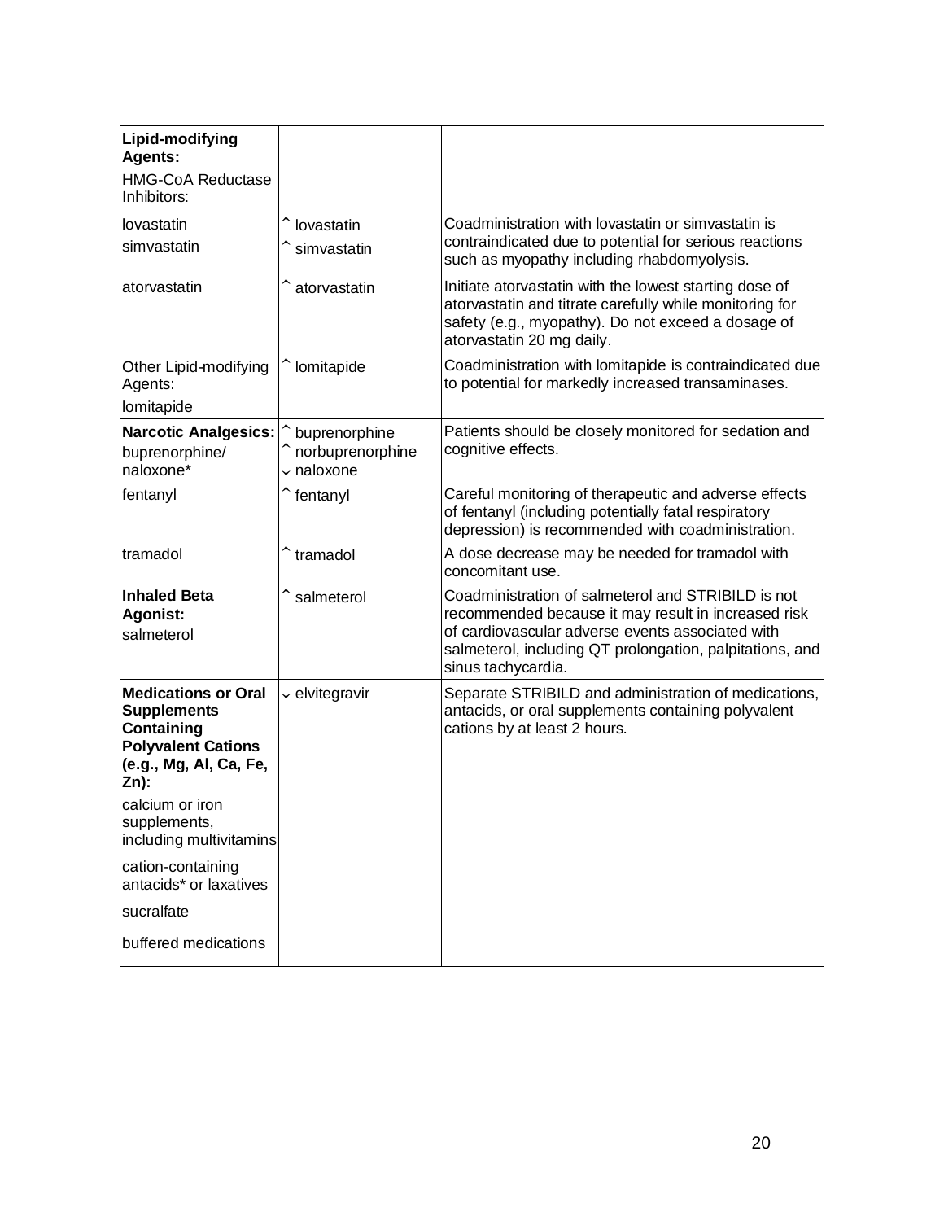| | | |
|---|---|---|
| **Lipid-modifying Agents:**<br>HMG-CoA Reductase Inhibitors: | | |
| lovastatin<br>simvastatin | ↑ lovastatin<br>↑ simvastatin | Coadministration with lovastatin or simvastatin is contraindicated due to potential for serious reactions such as myopathy including rhabdomyolysis. |
| atorvastatin | ↑ atorvastatin | Initiate atorvastatin with the lowest starting dose of atorvastatin and titrate carefully while monitoring for safety (e.g., myopathy). Do not exceed a dosage of atorvastatin 20 mg daily. |
| Other Lipid-modifying Agents:<br>lomitapide | ↑ lomitapide | Coadministration with lomitapide is contraindicated due to potential for markedly increased transaminases. |
| **Narcotic Analgesics:**<br>buprenorphine/ naloxone* | ↑ buprenorphine<br>↑ norbuprenorphine<br>↓ naloxone | Patients should be closely monitored for sedation and cognitive effects. |
| fentanyl | ↑ fentanyl | Careful monitoring of therapeutic and adverse effects of fentanyl (including potentially fatal respiratory depression) is recommended with coadministration. |
| tramadol | ↑ tramadol | A dose decrease may be needed for tramadol with concomitant use. |
| **Inhaled Beta Agonist:**<br>salmeterol | ↑ salmeterol | Coadministration of salmeterol and STRIBILD is not recommended because it may result in increased risk of cardiovascular adverse events associated with salmeterol, including QT prolongation, palpitations, and sinus tachycardia. |
| **Medications or Oral Supplements Containing Polyvalent Cations (e.g., Mg, Al, Ca, Fe, Zn):**<br>calcium or iron supplements, including multivitamins<br>cation-containing antacids* or laxatives<br>sucralfate<br>buffered medications | ↓ elvitegravir | Separate STRIBILD and administration of medications, antacids, or oral supplements containing polyvalent cations by at least 2 hours. |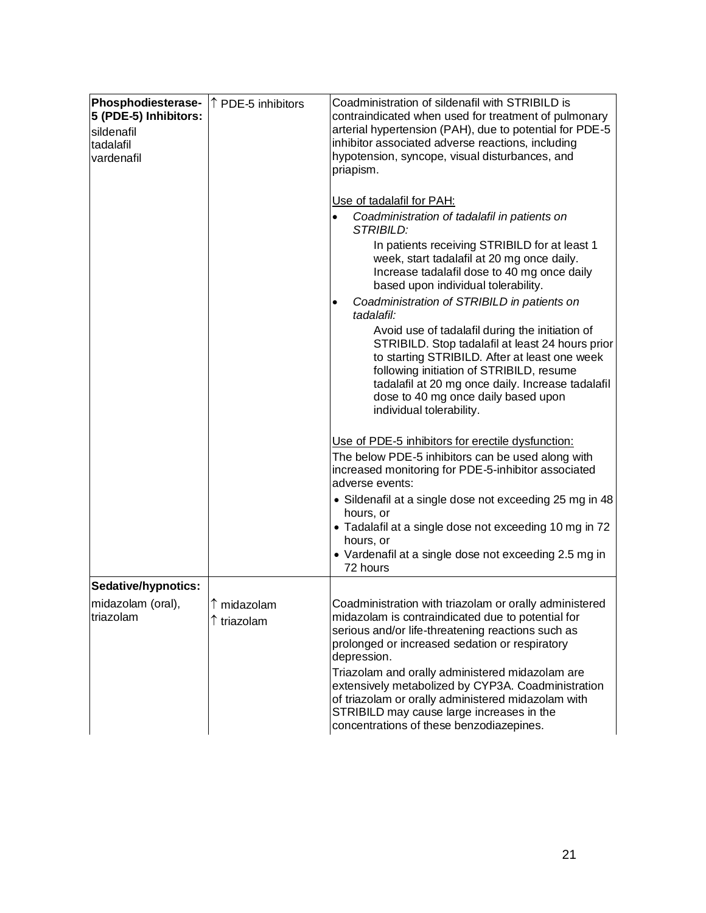| | | |
|---|---|---|
| **Phosphodiesterase-5 (PDE-5) Inhibitors:**<br>sildenafil<br>tadalafil<br>vardenafil | ↑ PDE-5 inhibitors | Coadministration of sildenafil with STRIBILD is contraindicated when used for treatment of pulmonary arterial hypertension (PAH), due to potential for PDE-5 inhibitor associated adverse reactions, including hypotension, syncope, visual disturbances, and priapism.<br><br><u>Use of tadalafil for PAH:</u><br>• *Coadministration of tadalafil in patients on STRIBILD:*<br>In patients receiving STRIBILD for at least 1 week, start tadalafil at 20 mg once daily. Increase tadalafil dose to 40 mg once daily based upon individual tolerability.<br>• *Coadministration of STRIBILD in patients on tadalafil:*<br>Avoid use of tadalafil during the initiation of STRIBILD. Stop tadalafil at least 24 hours prior to starting STRIBILD. After at least one week following initiation of STRIBILD, resume tadalafil at 20 mg once daily. Increase tadalafil dose to 40 mg once daily based upon individual tolerability.<br><br><u>Use of PDE-5 inhibitors for erectile dysfunction:</u><br>The below PDE-5 inhibitors can be used along with increased monitoring for PDE-5-inhibitor associated adverse events:<br>• Sildenafil at a single dose not exceeding 25 mg in 48 hours, or<br>• Tadalafil at a single dose not exceeding 10 mg in 72 hours, or<br>• Vardenafil at a single dose not exceeding 2.5 mg in 72 hours |
| **Sedative/hypnotics:**<br>midazolam (oral), triazolam | ↑ midazolam<br>↑ triazolam | Coadministration with triazolam or orally administered midazolam is contraindicated due to potential for serious and/or life-threatening reactions such as prolonged or increased sedation or respiratory depression.<br>Triazolam and orally administered midazolam are extensively metabolized by CYP3A. Coadministration of triazolam or orally administered midazolam with STRIBILD may cause large increases in the concentrations of these benzodiazepines. |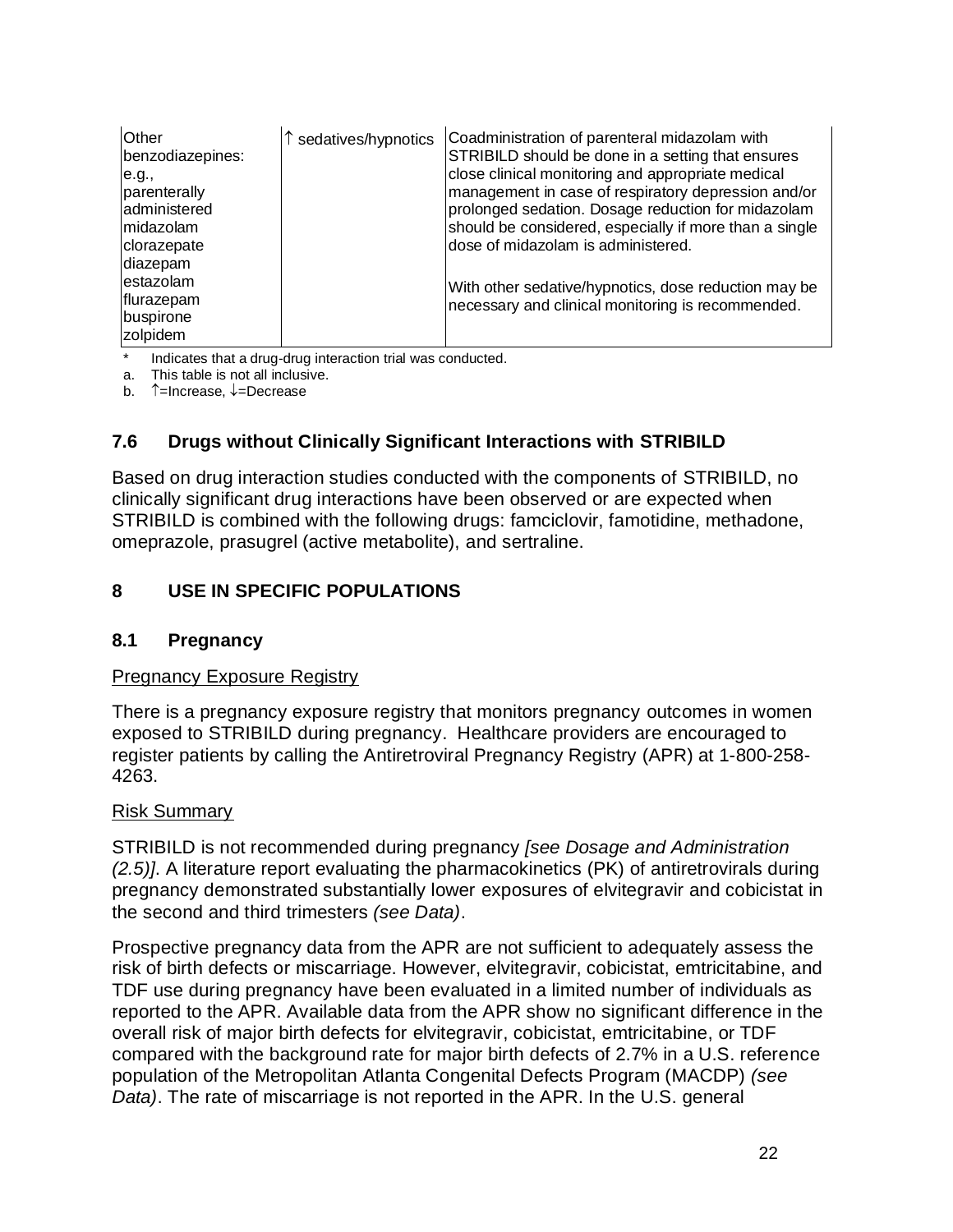| Other benzodiazepines: e.g., parenterally administered midazolam clorazepate diazepam estazolam flurazepam buspirone zolpidem | ↑ sedatives/hypnotics | Coadministration of parenteral midazolam with STRIBILD should be done in a setting that ensures close clinical monitoring and appropriate medical management in case of respiratory depression and/or prolonged sedation. Dosage reduction for midazolam should be considered, especially if more than a single dose of midazolam is administered.<br><br>With other sedative/hypnotics, dose reduction may be necessary and clinical monitoring is recommended. |
|---|---|---|

\* Indicates that a drug-drug interaction trial was conducted.

a. This table is not all inclusive.

b. ↑=Increase, ↓=Decrease

### 7.6 Drugs without Clinically Significant Interactions with STRIBILD

Based on drug interaction studies conducted with the components of STRIBILD, no clinically significant drug interactions have been observed or are expected when STRIBILD is combined with the following drugs: famciclovir, famotidine, methadone, omeprazole, prasugrel (active metabolite), and sertraline.

## 8 USE IN SPECIFIC POPULATIONS

### 8.1 Pregnancy

Pregnancy Exposure Registry

There is a pregnancy exposure registry that monitors pregnancy outcomes in women exposed to STRIBILD during pregnancy. Healthcare providers are encouraged to register patients by calling the Antiretroviral Pregnancy Registry (APR) at 1-800-258-4263.

Risk Summary

STRIBILD is not recommended during pregnancy *[see Dosage and Administration (2.5)]*. A literature report evaluating the pharmacokinetics (PK) of antiretrovirals during pregnancy demonstrated substantially lower exposures of elvitegravir and cobicistat in the second and third trimesters *(see Data)*.

Prospective pregnancy data from the APR are not sufficient to adequately assess the risk of birth defects or miscarriage. However, elvitegravir, cobicistat, emtricitabine, and TDF use during pregnancy have been evaluated in a limited number of individuals as reported to the APR. Available data from the APR show no significant difference in the overall risk of major birth defects for elvitegravir, cobicistat, emtricitabine, or TDF compared with the background rate for major birth defects of 2.7% in a U.S. reference population of the Metropolitan Atlanta Congenital Defects Program (MACDP) *(see Data)*. The rate of miscarriage is not reported in the APR. In the U.S. general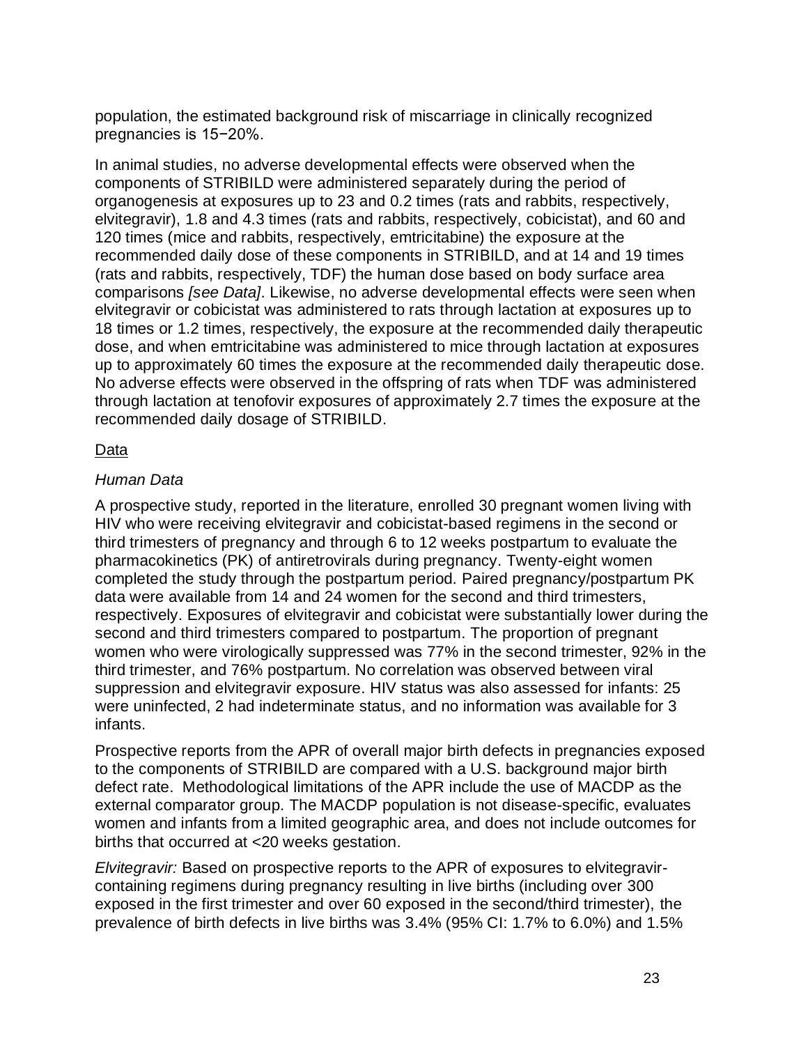population, the estimated background risk of miscarriage in clinically recognized pregnancies is 15−20%.

In animal studies, no adverse developmental effects were observed when the components of STRIBILD were administered separately during the period of organogenesis at exposures up to 23 and 0.2 times (rats and rabbits, respectively, elvitegravir), 1.8 and 4.3 times (rats and rabbits, respectively, cobicistat), and 60 and 120 times (mice and rabbits, respectively, emtricitabine) the exposure at the recommended daily dose of these components in STRIBILD, and at 14 and 19 times (rats and rabbits, respectively, TDF) the human dose based on body surface area comparisons *[see Data]*. Likewise, no adverse developmental effects were seen when elvitegravir or cobicistat was administered to rats through lactation at exposures up to 18 times or 1.2 times, respectively, the exposure at the recommended daily therapeutic dose, and when emtricitabine was administered to mice through lactation at exposures up to approximately 60 times the exposure at the recommended daily therapeutic dose. No adverse effects were observed in the offspring of rats when TDF was administered through lactation at tenofovir exposures of approximately 2.7 times the exposure at the recommended daily dosage of STRIBILD.

Data

*Human Data*

A prospective study, reported in the literature, enrolled 30 pregnant women living with HIV who were receiving elvitegravir and cobicistat-based regimens in the second or third trimesters of pregnancy and through 6 to 12 weeks postpartum to evaluate the pharmacokinetics (PK) of antiretrovirals during pregnancy. Twenty-eight women completed the study through the postpartum period. Paired pregnancy/postpartum PK data were available from 14 and 24 women for the second and third trimesters, respectively. Exposures of elvitegravir and cobicistat were substantially lower during the second and third trimesters compared to postpartum. The proportion of pregnant women who were virologically suppressed was 77% in the second trimester, 92% in the third trimester, and 76% postpartum. No correlation was observed between viral suppression and elvitegravir exposure. HIV status was also assessed for infants: 25 were uninfected, 2 had indeterminate status, and no information was available for 3 infants.

Prospective reports from the APR of overall major birth defects in pregnancies exposed to the components of STRIBILD are compared with a U.S. background major birth defect rate. Methodological limitations of the APR include the use of MACDP as the external comparator group. The MACDP population is not disease-specific, evaluates women and infants from a limited geographic area, and does not include outcomes for births that occurred at <20 weeks gestation.

*Elvitegravir:* Based on prospective reports to the APR of exposures to elvitegravir-containing regimens during pregnancy resulting in live births (including over 300 exposed in the first trimester and over 60 exposed in the second/third trimester), the prevalence of birth defects in live births was 3.4% (95% CI: 1.7% to 6.0%) and 1.5%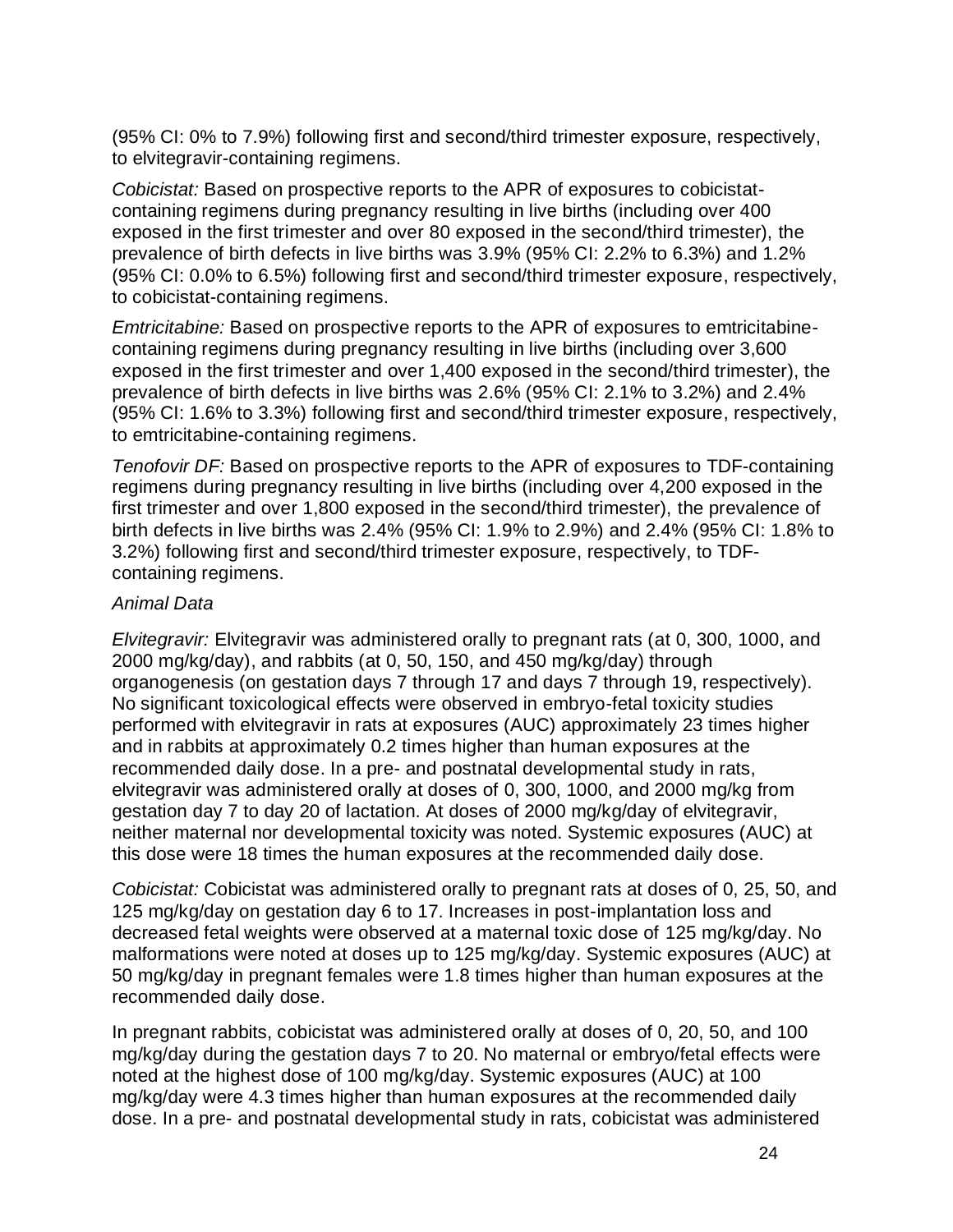(95% CI: 0% to 7.9%) following first and second/third trimester exposure, respectively, to elvitegravir-containing regimens.

*Cobicistat:* Based on prospective reports to the APR of exposures to cobicistat-containing regimens during pregnancy resulting in live births (including over 400 exposed in the first trimester and over 80 exposed in the second/third trimester), the prevalence of birth defects in live births was 3.9% (95% CI: 2.2% to 6.3%) and 1.2% (95% CI: 0.0% to 6.5%) following first and second/third trimester exposure, respectively, to cobicistat-containing regimens.

*Emtricitabine:* Based on prospective reports to the APR of exposures to emtricitabine-containing regimens during pregnancy resulting in live births (including over 3,600 exposed in the first trimester and over 1,400 exposed in the second/third trimester), the prevalence of birth defects in live births was 2.6% (95% CI: 2.1% to 3.2%) and 2.4% (95% CI: 1.6% to 3.3%) following first and second/third trimester exposure, respectively, to emtricitabine-containing regimens.

*Tenofovir DF:* Based on prospective reports to the APR of exposures to TDF-containing regimens during pregnancy resulting in live births (including over 4,200 exposed in the first trimester and over 1,800 exposed in the second/third trimester), the prevalence of birth defects in live births was 2.4% (95% CI: 1.9% to 2.9%) and 2.4% (95% CI: 1.8% to 3.2%) following first and second/third trimester exposure, respectively, to TDF-containing regimens.

*Animal Data*

*Elvitegravir:* Elvitegravir was administered orally to pregnant rats (at 0, 300, 1000, and 2000 mg/kg/day), and rabbits (at 0, 50, 150, and 450 mg/kg/day) through organogenesis (on gestation days 7 through 17 and days 7 through 19, respectively). No significant toxicological effects were observed in embryo-fetal toxicity studies performed with elvitegravir in rats at exposures (AUC) approximately 23 times higher and in rabbits at approximately 0.2 times higher than human exposures at the recommended daily dose. In a pre- and postnatal developmental study in rats, elvitegravir was administered orally at doses of 0, 300, 1000, and 2000 mg/kg from gestation day 7 to day 20 of lactation. At doses of 2000 mg/kg/day of elvitegravir, neither maternal nor developmental toxicity was noted. Systemic exposures (AUC) at this dose were 18 times the human exposures at the recommended daily dose.

*Cobicistat:* Cobicistat was administered orally to pregnant rats at doses of 0, 25, 50, and 125 mg/kg/day on gestation day 6 to 17. Increases in post-implantation loss and decreased fetal weights were observed at a maternal toxic dose of 125 mg/kg/day. No malformations were noted at doses up to 125 mg/kg/day. Systemic exposures (AUC) at 50 mg/kg/day in pregnant females were 1.8 times higher than human exposures at the recommended daily dose.

In pregnant rabbits, cobicistat was administered orally at doses of 0, 20, 50, and 100 mg/kg/day during the gestation days 7 to 20. No maternal or embryo/fetal effects were noted at the highest dose of 100 mg/kg/day. Systemic exposures (AUC) at 100 mg/kg/day were 4.3 times higher than human exposures at the recommended daily dose. In a pre- and postnatal developmental study in rats, cobicistat was administered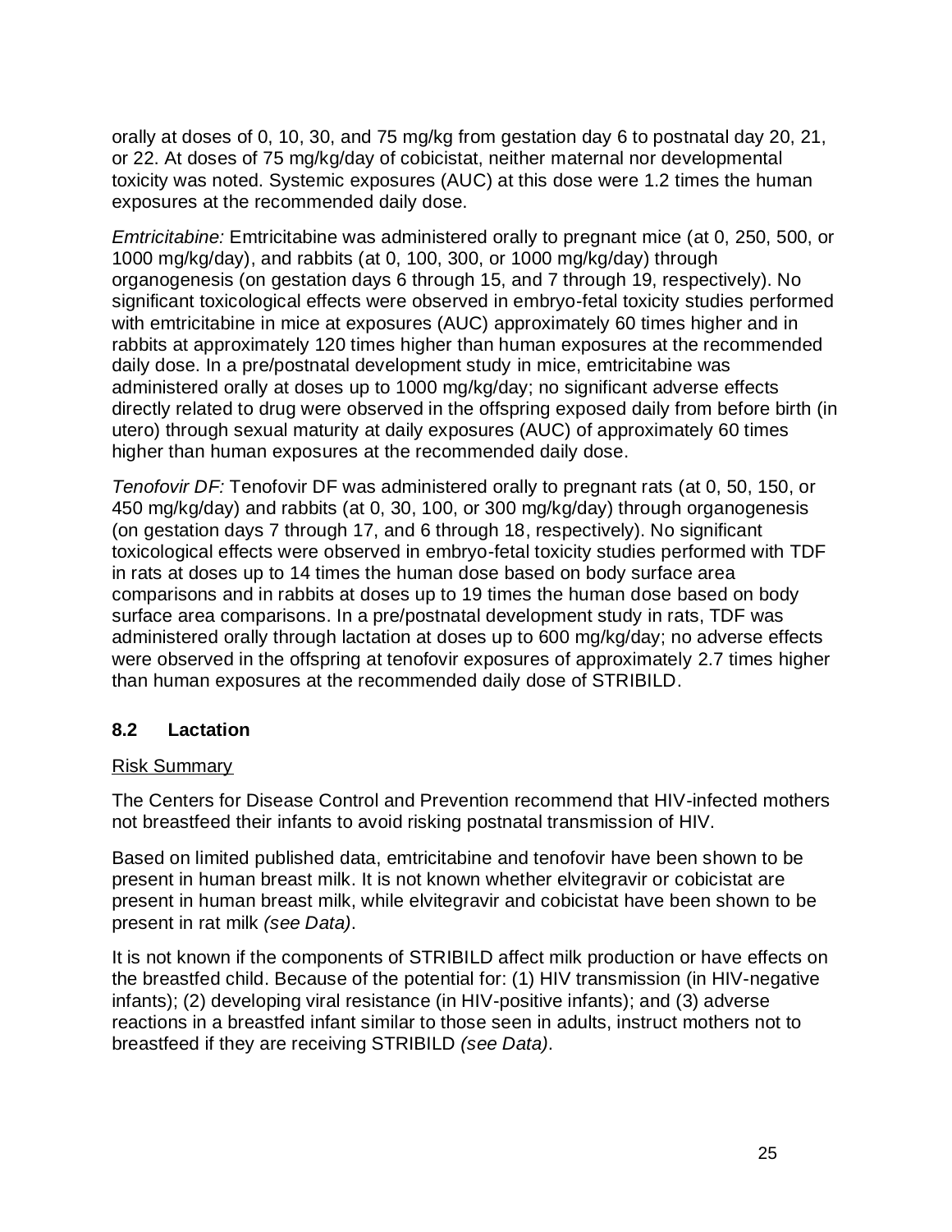orally at doses of 0, 10, 30, and 75 mg/kg from gestation day 6 to postnatal day 20, 21, or 22. At doses of 75 mg/kg/day of cobicistat, neither maternal nor developmental toxicity was noted. Systemic exposures (AUC) at this dose were 1.2 times the human exposures at the recommended daily dose.

*Emtricitabine:* Emtricitabine was administered orally to pregnant mice (at 0, 250, 500, or 1000 mg/kg/day), and rabbits (at 0, 100, 300, or 1000 mg/kg/day) through organogenesis (on gestation days 6 through 15, and 7 through 19, respectively). No significant toxicological effects were observed in embryo-fetal toxicity studies performed with emtricitabine in mice at exposures (AUC) approximately 60 times higher and in rabbits at approximately 120 times higher than human exposures at the recommended daily dose. In a pre/postnatal development study in mice, emtricitabine was administered orally at doses up to 1000 mg/kg/day; no significant adverse effects directly related to drug were observed in the offspring exposed daily from before birth (in utero) through sexual maturity at daily exposures (AUC) of approximately 60 times higher than human exposures at the recommended daily dose.

*Tenofovir DF:* Tenofovir DF was administered orally to pregnant rats (at 0, 50, 150, or 450 mg/kg/day) and rabbits (at 0, 30, 100, or 300 mg/kg/day) through organogenesis (on gestation days 7 through 17, and 6 through 18, respectively). No significant toxicological effects were observed in embryo-fetal toxicity studies performed with TDF in rats at doses up to 14 times the human dose based on body surface area comparisons and in rabbits at doses up to 19 times the human dose based on body surface area comparisons. In a pre/postnatal development study in rats, TDF was administered orally through lactation at doses up to 600 mg/kg/day; no adverse effects were observed in the offspring at tenofovir exposures of approximately 2.7 times higher than human exposures at the recommended daily dose of STRIBILD.

## 8.2 Lactation

Risk Summary

The Centers for Disease Control and Prevention recommend that HIV-infected mothers not breastfeed their infants to avoid risking postnatal transmission of HIV.

Based on limited published data, emtricitabine and tenofovir have been shown to be present in human breast milk. It is not known whether elvitegravir or cobicistat are present in human breast milk, while elvitegravir and cobicistat have been shown to be present in rat milk *(see Data)*.

It is not known if the components of STRIBILD affect milk production or have effects on the breastfed child. Because of the potential for: (1) HIV transmission (in HIV-negative infants); (2) developing viral resistance (in HIV-positive infants); and (3) adverse reactions in a breastfed infant similar to those seen in adults, instruct mothers not to breastfeed if they are receiving STRIBILD *(see Data)*.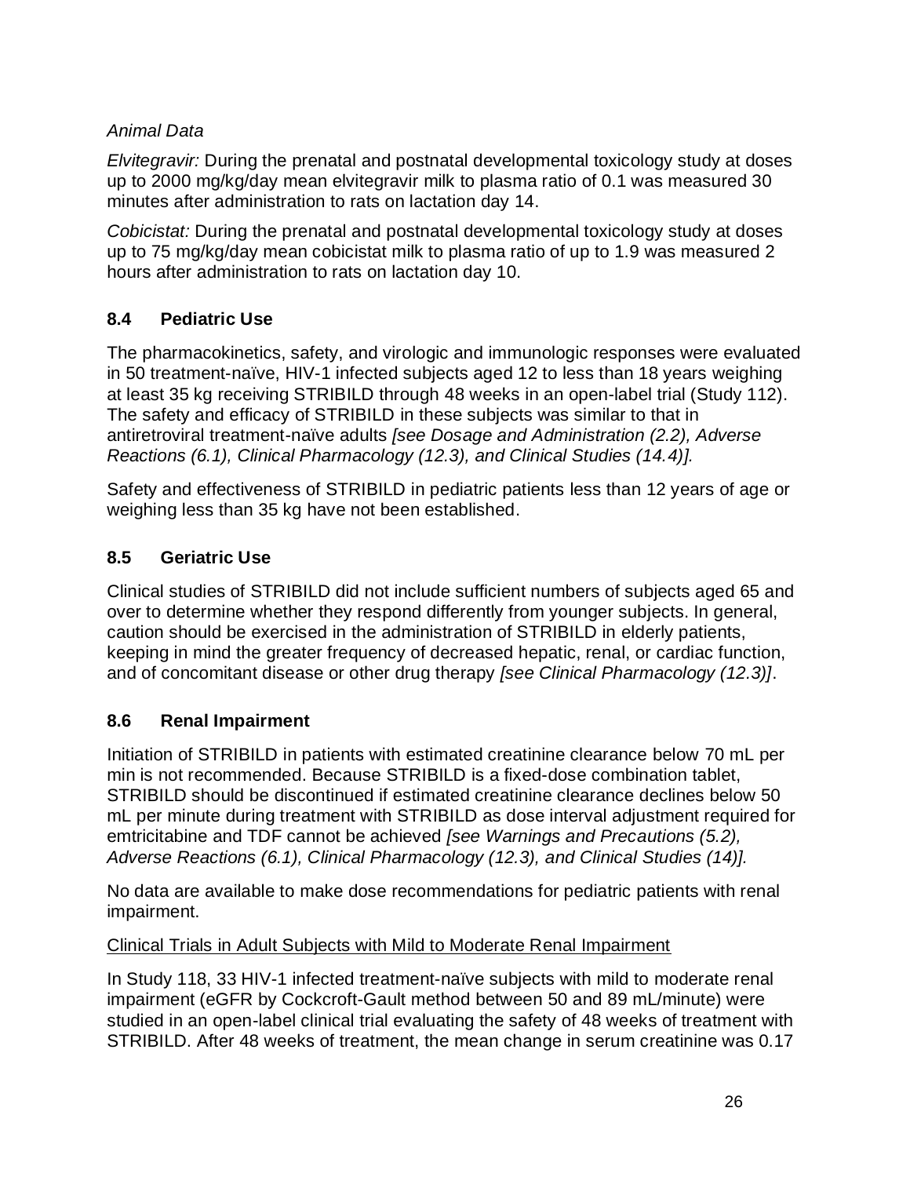*Animal Data*

*Elvitegravir:* During the prenatal and postnatal developmental toxicology study at doses up to 2000 mg/kg/day mean elvitegravir milk to plasma ratio of 0.1 was measured 30 minutes after administration to rats on lactation day 14.

*Cobicistat:* During the prenatal and postnatal developmental toxicology study at doses up to 75 mg/kg/day mean cobicistat milk to plasma ratio of up to 1.9 was measured 2 hours after administration to rats on lactation day 10.

## 8.4 Pediatric Use

The pharmacokinetics, safety, and virologic and immunologic responses were evaluated in 50 treatment-naïve, HIV-1 infected subjects aged 12 to less than 18 years weighing at least 35 kg receiving STRIBILD through 48 weeks in an open-label trial (Study 112). The safety and efficacy of STRIBILD in these subjects was similar to that in antiretroviral treatment-naïve adults *[see Dosage and Administration (2.2), Adverse Reactions (6.1), Clinical Pharmacology (12.3), and Clinical Studies (14.4)].*

Safety and effectiveness of STRIBILD in pediatric patients less than 12 years of age or weighing less than 35 kg have not been established.

## 8.5 Geriatric Use

Clinical studies of STRIBILD did not include sufficient numbers of subjects aged 65 and over to determine whether they respond differently from younger subjects. In general, caution should be exercised in the administration of STRIBILD in elderly patients, keeping in mind the greater frequency of decreased hepatic, renal, or cardiac function, and of concomitant disease or other drug therapy *[see Clinical Pharmacology (12.3)]*.

## 8.6 Renal Impairment

Initiation of STRIBILD in patients with estimated creatinine clearance below 70 mL per min is not recommended. Because STRIBILD is a fixed-dose combination tablet, STRIBILD should be discontinued if estimated creatinine clearance declines below 50 mL per minute during treatment with STRIBILD as dose interval adjustment required for emtricitabine and TDF cannot be achieved *[see Warnings and Precautions (5.2), Adverse Reactions (6.1), Clinical Pharmacology (12.3), and Clinical Studies (14)].*

No data are available to make dose recommendations for pediatric patients with renal impairment.

Clinical Trials in Adult Subjects with Mild to Moderate Renal Impairment

In Study 118, 33 HIV-1 infected treatment-naïve subjects with mild to moderate renal impairment (eGFR by Cockcroft-Gault method between 50 and 89 mL/minute) were studied in an open-label clinical trial evaluating the safety of 48 weeks of treatment with STRIBILD. After 48 weeks of treatment, the mean change in serum creatinine was 0.17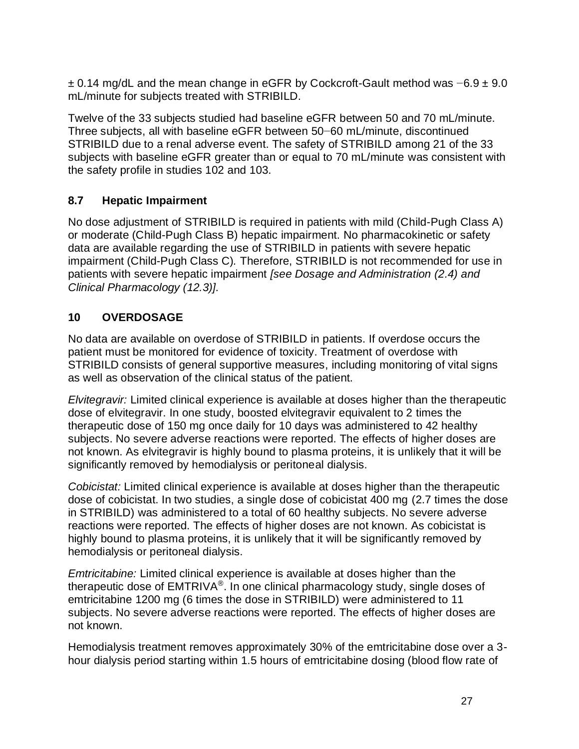± 0.14 mg/dL and the mean change in eGFR by Cockcroft-Gault method was −6.9 ± 9.0 mL/minute for subjects treated with STRIBILD.

Twelve of the 33 subjects studied had baseline eGFR between 50 and 70 mL/minute. Three subjects, all with baseline eGFR between 50−60 mL/minute, discontinued STRIBILD due to a renal adverse event. The safety of STRIBILD among 21 of the 33 subjects with baseline eGFR greater than or equal to 70 mL/minute was consistent with the safety profile in studies 102 and 103.

## 8.7 Hepatic Impairment

No dose adjustment of STRIBILD is required in patients with mild (Child-Pugh Class A) or moderate (Child-Pugh Class B) hepatic impairment. No pharmacokinetic or safety data are available regarding the use of STRIBILD in patients with severe hepatic impairment (Child-Pugh Class C). Therefore, STRIBILD is not recommended for use in patients with severe hepatic impairment *[see Dosage and Administration (2.4) and Clinical Pharmacology (12.3)].*

# 10 OVERDOSAGE

No data are available on overdose of STRIBILD in patients. If overdose occurs the patient must be monitored for evidence of toxicity. Treatment of overdose with STRIBILD consists of general supportive measures, including monitoring of vital signs as well as observation of the clinical status of the patient.

*Elvitegravir:* Limited clinical experience is available at doses higher than the therapeutic dose of elvitegravir. In one study, boosted elvitegravir equivalent to 2 times the therapeutic dose of 150 mg once daily for 10 days was administered to 42 healthy subjects. No severe adverse reactions were reported. The effects of higher doses are not known. As elvitegravir is highly bound to plasma proteins, it is unlikely that it will be significantly removed by hemodialysis or peritoneal dialysis.

*Cobicistat:* Limited clinical experience is available at doses higher than the therapeutic dose of cobicistat. In two studies, a single dose of cobicistat 400 mg (2.7 times the dose in STRIBILD) was administered to a total of 60 healthy subjects. No severe adverse reactions were reported. The effects of higher doses are not known. As cobicistat is highly bound to plasma proteins, it is unlikely that it will be significantly removed by hemodialysis or peritoneal dialysis.

*Emtricitabine:* Limited clinical experience is available at doses higher than the therapeutic dose of EMTRIVA®. In one clinical pharmacology study, single doses of emtricitabine 1200 mg (6 times the dose in STRIBILD) were administered to 11 subjects. No severe adverse reactions were reported. The effects of higher doses are not known.

Hemodialysis treatment removes approximately 30% of the emtricitabine dose over a 3-hour dialysis period starting within 1.5 hours of emtricitabine dosing (blood flow rate of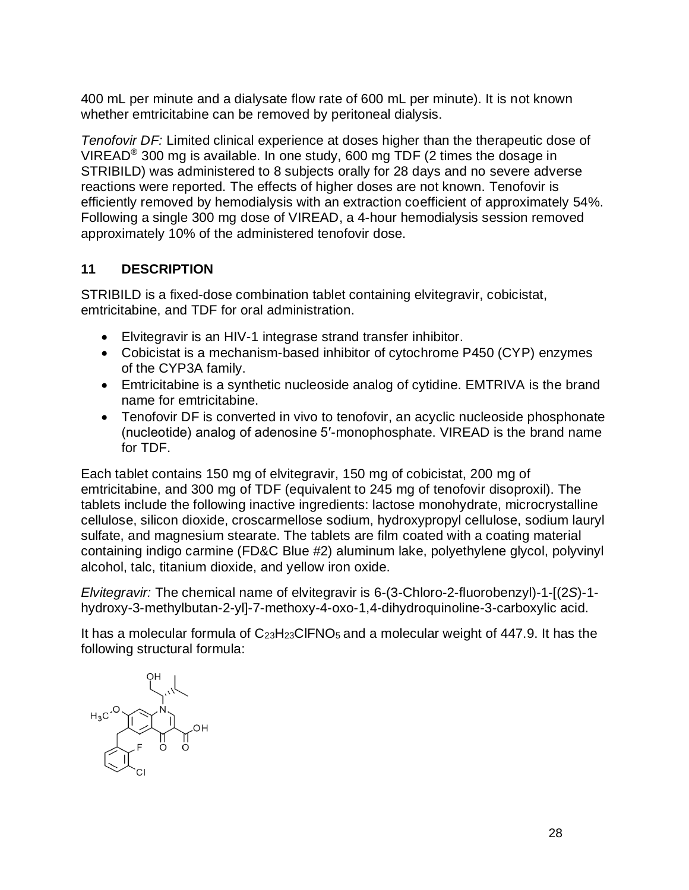400 mL per minute and a dialysate flow rate of 600 mL per minute). It is not known whether emtricitabine can be removed by peritoneal dialysis.

*Tenofovir DF:* Limited clinical experience at doses higher than the therapeutic dose of VIREAD® 300 mg is available. In one study, 600 mg TDF (2 times the dosage in STRIBILD) was administered to 8 subjects orally for 28 days and no severe adverse reactions were reported. The effects of higher doses are not known. Tenofovir is efficiently removed by hemodialysis with an extraction coefficient of approximately 54%. Following a single 300 mg dose of VIREAD, a 4-hour hemodialysis session removed approximately 10% of the administered tenofovir dose.

## 11 DESCRIPTION

STRIBILD is a fixed-dose combination tablet containing elvitegravir, cobicistat, emtricitabine, and TDF for oral administration.

- Elvitegravir is an HIV-1 integrase strand transfer inhibitor.
- Cobicistat is a mechanism-based inhibitor of cytochrome P450 (CYP) enzymes of the CYP3A family.
- Emtricitabine is a synthetic nucleoside analog of cytidine. EMTRIVA is the brand name for emtricitabine.
- Tenofovir DF is converted in vivo to tenofovir, an acyclic nucleoside phosphonate (nucleotide) analog of adenosine 5′-monophosphate. VIREAD is the brand name for TDF.

Each tablet contains 150 mg of elvitegravir, 150 mg of cobicistat, 200 mg of emtricitabine, and 300 mg of TDF (equivalent to 245 mg of tenofovir disoproxil). The tablets include the following inactive ingredients: lactose monohydrate, microcrystalline cellulose, silicon dioxide, croscarmellose sodium, hydroxypropyl cellulose, sodium lauryl sulfate, and magnesium stearate. The tablets are film coated with a coating material containing indigo carmine (FD&C Blue #2) aluminum lake, polyethylene glycol, polyvinyl alcohol, talc, titanium dioxide, and yellow iron oxide.

*Elvitegravir:* The chemical name of elvitegravir is 6-(3-Chloro-2-fluorobenzyl)-1-[(2*S*)-1-hydroxy-3-methylbutan-2-yl]-7-methoxy-4-oxo-1,4-dihydroquinoline-3-carboxylic acid.

It has a molecular formula of $C_{23}H_{23}ClFNO_5$ and a molecular weight of 447.9. It has the following structural formula: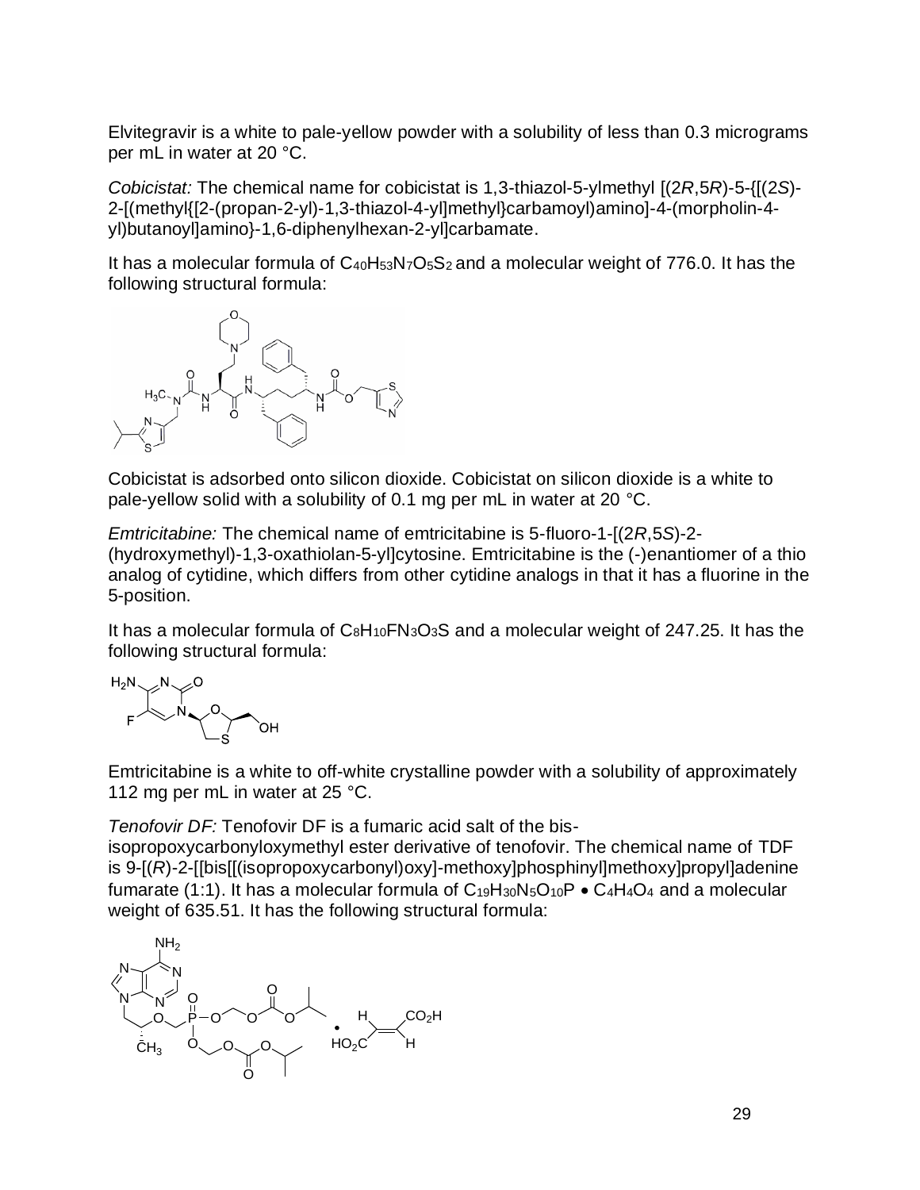Elvitegravir is a white to pale-yellow powder with a solubility of less than 0.3 micrograms per mL in water at 20 °C.

*Cobicistat:* The chemical name for cobicistat is 1,3-thiazol-5-ylmethyl [(2*R*,5*R*)-5-{[(2*S*)-2-[(methyl{[2-(propan-2-yl)-1,3-thiazol-4-yl]methyl}carbamoyl)amino]-4-(morpholin-4-yl)butanoyl]amino}-1,6-diphenylhexan-2-yl]carbamate.

It has a molecular formula of $C_{40}H_{53}N_7O_5S_2$ and a molecular weight of 776.0. It has the following structural formula:

Cobicistat is adsorbed onto silicon dioxide. Cobicistat on silicon dioxide is a white to pale-yellow solid with a solubility of 0.1 mg per mL in water at 20 °C.

*Emtricitabine:* The chemical name of emtricitabine is 5-fluoro-1-[(2*R*,5*S*)-2-(hydroxymethyl)-1,3-oxathiolan-5-yl]cytosine. Emtricitabine is the (-)enantiomer of a thio analog of cytidine, which differs from other cytidine analogs in that it has a fluorine in the 5-position.

It has a molecular formula of $C_8H_{10}FN_3O_3S$ and a molecular weight of 247.25. It has the following structural formula:

Emtricitabine is a white to off-white crystalline powder with a solubility of approximately 112 mg per mL in water at 25 °C.

*Tenofovir DF:* Tenofovir DF is a fumaric acid salt of the bis-isopropoxycarbonyloxymethyl ester derivative of tenofovir. The chemical name of TDF is 9-[(*R*)-2-[[bis[[(isopropoxycarbonyl)oxy]-methoxy]phosphinyl]methoxy]propyl]adenine fumarate (1:1). It has a molecular formula of $C_{19}H_{30}N_5O_{10}P \bullet C_4H_4O_4$ and a molecular weight of 635.51. It has the following structural formula: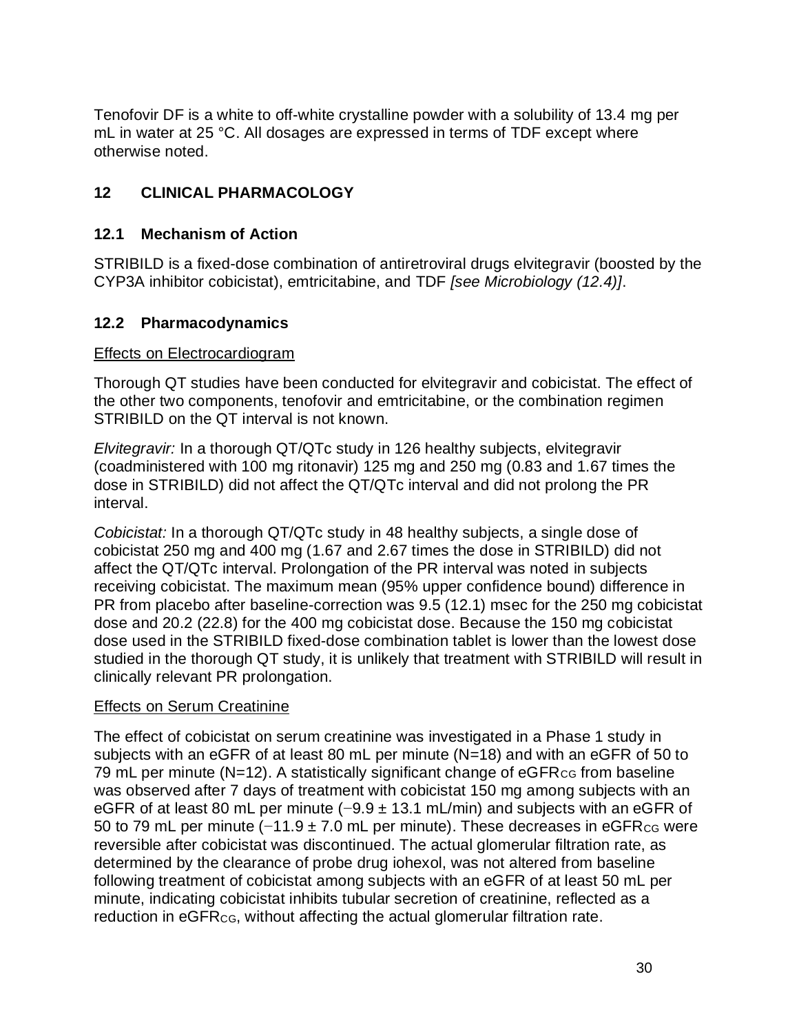Tenofovir DF is a white to off-white crystalline powder with a solubility of 13.4 mg per mL in water at 25 °C. All dosages are expressed in terms of TDF except where otherwise noted.

## 12 CLINICAL PHARMACOLOGY

### 12.1 Mechanism of Action

STRIBILD is a fixed-dose combination of antiretroviral drugs elvitegravir (boosted by the CYP3A inhibitor cobicistat), emtricitabine, and TDF *[see Microbiology (12.4)]*.

### 12.2 Pharmacodynamics

Effects on Electrocardiogram

Thorough QT studies have been conducted for elvitegravir and cobicistat. The effect of the other two components, tenofovir and emtricitabine, or the combination regimen STRIBILD on the QT interval is not known.

*Elvitegravir:* In a thorough QT/QTc study in 126 healthy subjects, elvitegravir (coadministered with 100 mg ritonavir) 125 mg and 250 mg (0.83 and 1.67 times the dose in STRIBILD) did not affect the QT/QTc interval and did not prolong the PR interval.

*Cobicistat:* In a thorough QT/QTc study in 48 healthy subjects, a single dose of cobicistat 250 mg and 400 mg (1.67 and 2.67 times the dose in STRIBILD) did not affect the QT/QTc interval. Prolongation of the PR interval was noted in subjects receiving cobicistat. The maximum mean (95% upper confidence bound) difference in PR from placebo after baseline-correction was 9.5 (12.1) msec for the 250 mg cobicistat dose and 20.2 (22.8) for the 400 mg cobicistat dose. Because the 150 mg cobicistat dose used in the STRIBILD fixed-dose combination tablet is lower than the lowest dose studied in the thorough QT study, it is unlikely that treatment with STRIBILD will result in clinically relevant PR prolongation.

Effects on Serum Creatinine

The effect of cobicistat on serum creatinine was investigated in a Phase 1 study in subjects with an eGFR of at least 80 mL per minute (N=18) and with an eGFR of 50 to 79 mL per minute (N=12). A statistically significant change of $eGFR_{CG}$ from baseline was observed after 7 days of treatment with cobicistat 150 mg among subjects with an eGFR of at least 80 mL per minute ($-9.9 \pm 13.1$ mL/min) and subjects with an eGFR of 50 to 79 mL per minute ($-11.9 \pm 7.0$ mL per minute). These decreases in $eGFR_{CG}$ were reversible after cobicistat was discontinued. The actual glomerular filtration rate, as determined by the clearance of probe drug iohexol, was not altered from baseline following treatment of cobicistat among subjects with an eGFR of at least 50 mL per minute, indicating cobicistat inhibits tubular secretion of creatinine, reflected as a reduction in $eGFR_{CG}$, without affecting the actual glomerular filtration rate.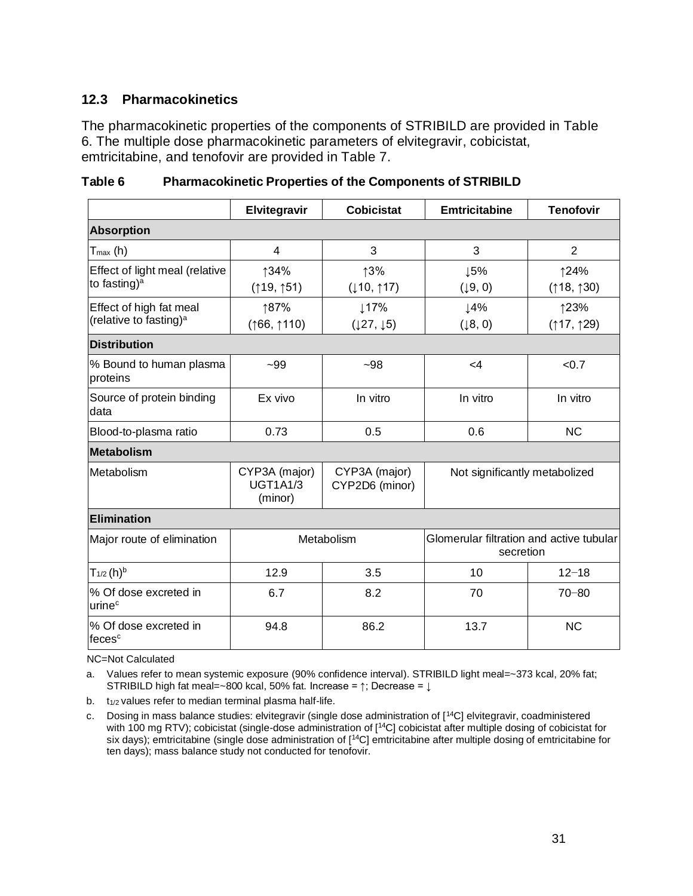## 12.3 Pharmacokinetics

The pharmacokinetic properties of the components of STRIBILD are provided in Table 6. The multiple dose pharmacokinetic parameters of elvitegravir, cobicistat, emtricitabine, and tenofovir are provided in Table 7.

**Table 6 Pharmacokinetic Properties of the Components of STRIBILD**

| | Elvitegravir | Cobicistat | Emtricitabine | Tenofovir |
|---|---|---|---|---|
| **Absorption** | | | | |
| $T_{max}$ (h) | 4 | 3 | 3 | 2 |
| Effect of light meal (relative to fasting)[a] | ↑34% (↑19, ↑51) | ↑3% (↓10, ↑17) | ↓5% (↓9, 0) | ↑24% (↑18, ↑30) |
| Effect of high fat meal (relative to fasting)[a] | ↑87% (↑66, ↑110) | ↓17% (↓27, ↓5) | ↓4% (↓8, 0) | ↑23% (↑17, ↑29) |
| **Distribution** | | | | |
| % Bound to human plasma proteins | ~99 | ~98 | <4 | <0.7 |
| Source of protein binding data | Ex vivo | In vitro | In vitro | In vitro |
| Blood-to-plasma ratio | 0.73 | 0.5 | 0.6 | NC |
| **Metabolism** | | | | |
| Metabolism | CYP3A (major) UGT1A1/3 (minor) | CYP3A (major) CYP2D6 (minor) | Not significantly metabolized | |
| **Elimination** | | | | |
| Major route of elimination | Metabolism | | Glomerular filtration and active tubular secretion | |
| $T_{1/2}$ (h)[b] | 12.9 | 3.5 | 10 | 12–18 |
| % Of dose excreted in urine[c] | 6.7 | 8.2 | 70 | 70–80 |
| % Of dose excreted in feces[c] | 94.8 | 86.2 | 13.7 | NC |

NC=Not Calculated

a. Values refer to mean systemic exposure (90% confidence interval). STRIBILD light meal=~373 kcal, 20% fat; STRIBILD high fat meal=~800 kcal, 50% fat. Increase = ↑; Decrease = ↓

b. $t_{1/2}$ values refer to median terminal plasma half-life.

c. Dosing in mass balance studies: elvitegravir (single dose administration of [$^{14}$C] elvitegravir, coadministered with 100 mg RTV); cobicistat (single-dose administration of [$^{14}$C] cobicistat after multiple dosing of cobicistat for six days); emtricitabine (single dose administration of [$^{14}$C] emtricitabine after multiple dosing of emtricitabine for ten days); mass balance study not conducted for tenofovir.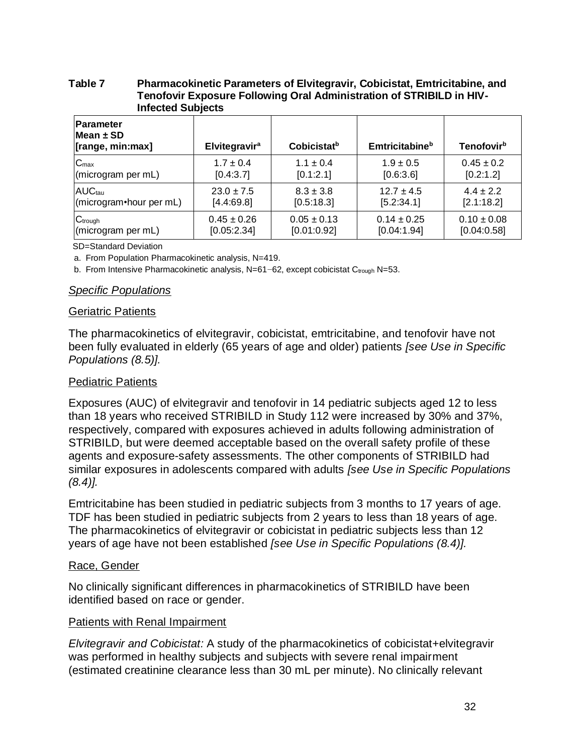**Table 7 Pharmacokinetic Parameters of Elvitegravir, Cobicistat, Emtricitabine, and Tenofovir Exposure Following Oral Administration of STRIBILD in HIV-Infected Subjects**

| Parameter Mean ± SD [range, min:max] | Elvitegravir[a] | Cobicistat[b] | Emtricitabine[b] | Tenofovir[b] |
|---|---|---|---|---|
| $C_{max}$ (microgram per mL) | 1.7 ± 0.4 [0.4:3.7] | 1.1 ± 0.4 [0.1:2.1] | 1.9 ± 0.5 [0.6:3.6] | 0.45 ± 0.2 [0.2:1.2] |
| $AUC_{tau}$ (microgram•hour per mL) | 23.0 ± 7.5 [4.4:69.8] | 8.3 ± 3.8 [0.5:18.3] | 12.7 ± 4.5 [5.2:34.1] | 4.4 ± 2.2 [2.1:18.2] |
| $C_{trough}$ (microgram per mL) | 0.45 ± 0.26 [0.05:2.34] | 0.05 ± 0.13 [0.01:0.92] | 0.14 ± 0.25 [0.04:1.94] | 0.10 ± 0.08 [0.04:0.58] |

SD=Standard Deviation

a. From Population Pharmacokinetic analysis, N=419.

b. From Intensive Pharmacokinetic analysis, N=61−62, except cobicistat $C_{trough}$ N=53.

*Specific Populations*

Geriatric Patients

The pharmacokinetics of elvitegravir, cobicistat, emtricitabine, and tenofovir have not been fully evaluated in elderly (65 years of age and older) patients *[see Use in Specific Populations (8.5)].*

Pediatric Patients

Exposures (AUC) of elvitegravir and tenofovir in 14 pediatric subjects aged 12 to less than 18 years who received STRIBILD in Study 112 were increased by 30% and 37%, respectively, compared with exposures achieved in adults following administration of STRIBILD, but were deemed acceptable based on the overall safety profile of these agents and exposure-safety assessments. The other components of STRIBILD had similar exposures in adolescents compared with adults *[see Use in Specific Populations (8.4)].*

Emtricitabine has been studied in pediatric subjects from 3 months to 17 years of age. TDF has been studied in pediatric subjects from 2 years to less than 18 years of age. The pharmacokinetics of elvitegravir or cobicistat in pediatric subjects less than 12 years of age have not been established *[see Use in Specific Populations (8.4)].*

Race, Gender

No clinically significant differences in pharmacokinetics of STRIBILD have been identified based on race or gender.

Patients with Renal Impairment

*Elvitegravir and Cobicistat:* A study of the pharmacokinetics of cobicistat+elvitegravir was performed in healthy subjects and subjects with severe renal impairment (estimated creatinine clearance less than 30 mL per minute). No clinically relevant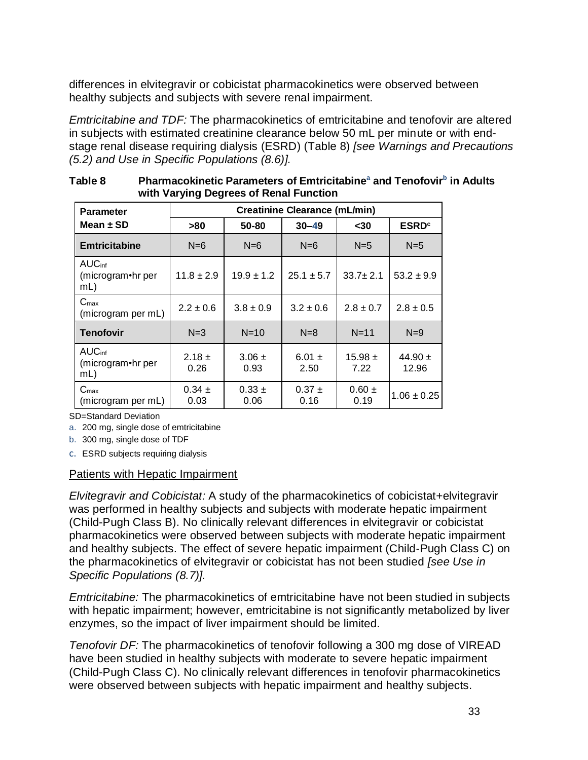differences in elvitegravir or cobicistat pharmacokinetics were observed between healthy subjects and subjects with severe renal impairment.

*Emtricitabine and TDF:* The pharmacokinetics of emtricitabine and tenofovir are altered in subjects with estimated creatinine clearance below 50 mL per minute or with end-stage renal disease requiring dialysis (ESRD) (Table 8) *[see Warnings and Precautions (5.2) and Use in Specific Populations (8.6)].*

**Table 8 Pharmacokinetic Parameters of Emtricitabine[a] and Tenofovir[b] in Adults with Varying Degrees of Renal Function**

| Parameter Mean ± SD | Creatinine Clearance (mL/min) | | | | |
|---|---|---|---|---|---|
| | **>80** | **50-80** | **30–49** | **<30** | **ESRD[c]** |
| **Emtricitabine** | N=6 | N=6 | N=6 | N=5 | N=5 |
| $AUC_{inf}$ (microgram•hr per mL) | 11.8 ± 2.9 | 19.9 ± 1.2 | 25.1 ± 5.7 | 33.7± 2.1 | 53.2 ± 9.9 |
| $C_{max}$ (microgram per mL) | 2.2 ± 0.6 | 3.8 ± 0.9 | 3.2 ± 0.6 | 2.8 ± 0.7 | 2.8 ± 0.5 |
| **Tenofovir** | N=3 | N=10 | N=8 | N=11 | N=9 |
| $AUC_{inf}$ (microgram•hr per mL) | 2.18 ± 0.26 | 3.06 ± 0.93 | 6.01 ± 2.50 | 15.98 ± 7.22 | 44.90 ± 12.96 |
| $C_{max}$ (microgram per mL) | 0.34 ± 0.03 | 0.33 ± 0.06 | 0.37 ± 0.16 | 0.60 ± 0.19 | 1.06 ± 0.25 |

SD=Standard Deviation

a. 200 mg, single dose of emtricitabine

b. 300 mg, single dose of TDF

c. ESRD subjects requiring dialysis

<u>Patients with Hepatic Impairment</u>

*Elvitegravir and Cobicistat:* A study of the pharmacokinetics of cobicistat+elvitegravir was performed in healthy subjects and subjects with moderate hepatic impairment (Child-Pugh Class B). No clinically relevant differences in elvitegravir or cobicistat pharmacokinetics were observed between subjects with moderate hepatic impairment and healthy subjects. The effect of severe hepatic impairment (Child-Pugh Class C) on the pharmacokinetics of elvitegravir or cobicistat has not been studied *[see Use in Specific Populations (8.7)].*

*Emtricitabine:* The pharmacokinetics of emtricitabine have not been studied in subjects with hepatic impairment; however, emtricitabine is not significantly metabolized by liver enzymes, so the impact of liver impairment should be limited.

*Tenofovir DF:* The pharmacokinetics of tenofovir following a 300 mg dose of VIREAD have been studied in healthy subjects with moderate to severe hepatic impairment (Child-Pugh Class C). No clinically relevant differences in tenofovir pharmacokinetics were observed between subjects with hepatic impairment and healthy subjects.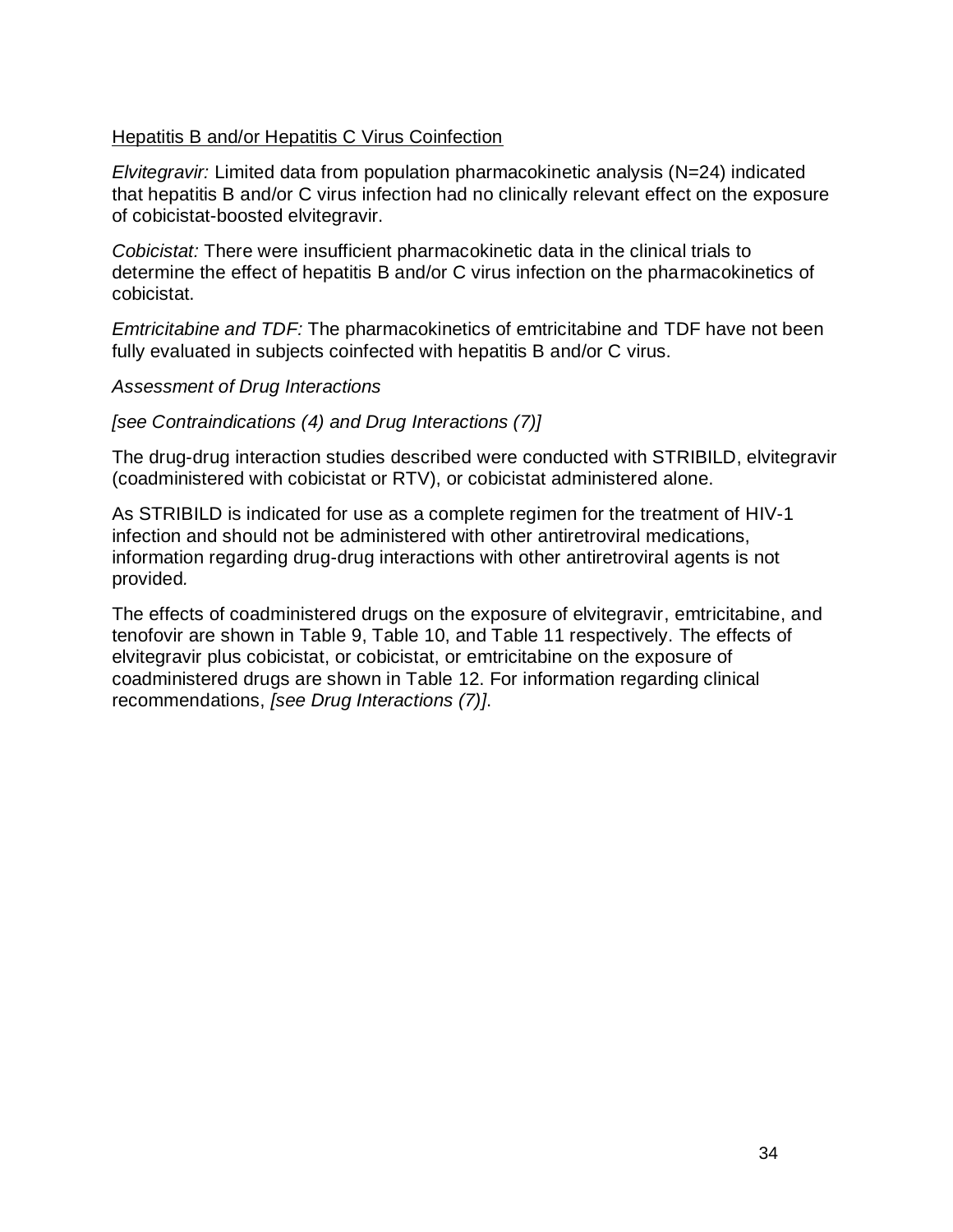<u>Hepatitis B and/or Hepatitis C Virus Coinfection</u>

*Elvitegravir:* Limited data from population pharmacokinetic analysis (N=24) indicated that hepatitis B and/or C virus infection had no clinically relevant effect on the exposure of cobicistat-boosted elvitegravir.

*Cobicistat:* There were insufficient pharmacokinetic data in the clinical trials to determine the effect of hepatitis B and/or C virus infection on the pharmacokinetics of cobicistat.

*Emtricitabine and TDF:* The pharmacokinetics of emtricitabine and TDF have not been fully evaluated in subjects coinfected with hepatitis B and/or C virus.

*Assessment of Drug Interactions*

*[see Contraindications (4) and Drug Interactions (7)]*

The drug-drug interaction studies described were conducted with STRIBILD, elvitegravir (coadministered with cobicistat or RTV), or cobicistat administered alone.

As STRIBILD is indicated for use as a complete regimen for the treatment of HIV-1 infection and should not be administered with other antiretroviral medications, information regarding drug-drug interactions with other antiretroviral agents is not provided.

The effects of coadministered drugs on the exposure of elvitegravir, emtricitabine, and tenofovir are shown in Table 9, Table 10, and Table 11 respectively. The effects of elvitegravir plus cobicistat, or cobicistat, or emtricitabine on the exposure of coadministered drugs are shown in Table 12. For information regarding clinical recommendations, *[see Drug Interactions (7)]*.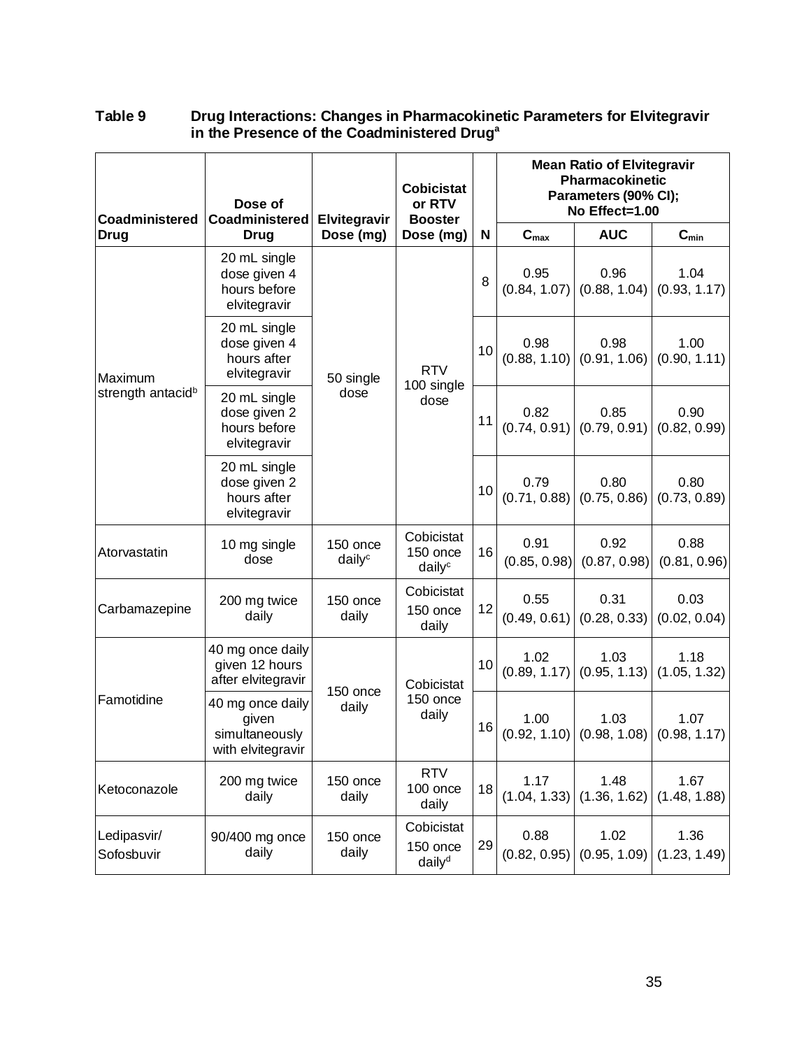**Table 9 Drug Interactions: Changes in Pharmacokinetic Parameters for Elvitegravir in the Presence of the Coadministered Drug[a]**

| Coadministered Drug | Dose of Coadministered Drug | Elvitegravir Dose (mg) | Cobicistat or RTV Booster Dose (mg) | N | Mean Ratio of Elvitegravir Pharmacokinetic Parameters (90% CI); No Effect=1.00 | | |
|---|---|---|---|---|---|---|---|
| | | | | | $C_{max}$ | AUC | $C_{min}$ |
| Maximum strength antacid[b] | 20 mL single dose given 4 hours before elvitegravir | 50 single dose | RTV 100 single dose | 8 | 0.95 (0.84, 1.07) | 0.96 (0.88, 1.04) | 1.04 (0.93, 1.17) |
| | 20 mL single dose given 4 hours after elvitegravir | | | 10 | 0.98 (0.88, 1.10) | 0.98 (0.91, 1.06) | 1.00 (0.90, 1.11) |
| | 20 mL single dose given 2 hours before elvitegravir | | | 11 | 0.82 (0.74, 0.91) | 0.85 (0.79, 0.91) | 0.90 (0.82, 0.99) |
| | 20 mL single dose given 2 hours after elvitegravir | | | 10 | 0.79 (0.71, 0.88) | 0.80 (0.75, 0.86) | 0.80 (0.73, 0.89) |
| Atorvastatin | 10 mg single dose | 150 once daily[c] | Cobicistat 150 once daily[c] | 16 | 0.91 (0.85, 0.98) | 0.92 (0.87, 0.98) | 0.88 (0.81, 0.96) |
| Carbamazepine | 200 mg twice daily | 150 once daily | Cobicistat 150 once daily | 12 | 0.55 (0.49, 0.61) | 0.31 (0.28, 0.33) | 0.03 (0.02, 0.04) |
| Famotidine | 40 mg once daily given 12 hours after elvitegravir | 150 once daily | Cobicistat 150 once daily | 10 | 1.02 (0.89, 1.17) | 1.03 (0.95, 1.13) | 1.18 (1.05, 1.32) |
| | 40 mg once daily given simultaneously with elvitegravir | | | 16 | 1.00 (0.92, 1.10) | 1.03 (0.98, 1.08) | 1.07 (0.98, 1.17) |
| Ketoconazole | 200 mg twice daily | 150 once daily | RTV 100 once daily | 18 | 1.17 (1.04, 1.33) | 1.48 (1.36, 1.62) | 1.67 (1.48, 1.88) |
| Ledipasvir/ Sofosbuvir | 90/400 mg once daily | 150 once daily | Cobicistat 150 once daily[d] | 29 | 0.88 (0.82, 0.95) | 1.02 (0.95, 1.09) | 1.36 (1.23, 1.49) |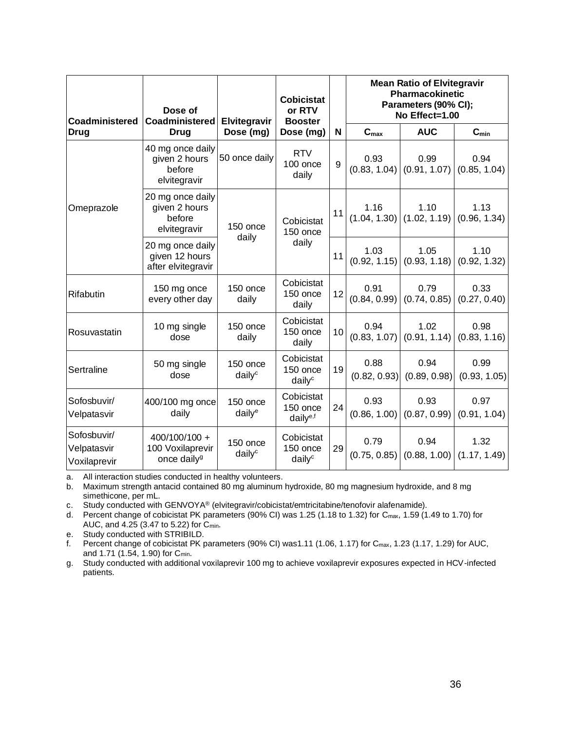| Coadministered Drug | Dose of Coadministered Drug | Elvitegravir Dose (mg) | Cobicistat or RTV Booster Dose (mg) | N | Mean Ratio of Elvitegravir Pharmacokinetic Parameters (90% CI); No Effect=1.00 | | |
|---|---|---|---|---|---|---|---|
| | | | | | $C_{max}$ | AUC | $C_{min}$ |
| Omeprazole | 40 mg once daily given 2 hours before elvitegravir | 50 once daily | RTV 100 once daily | 9 | 0.93 (0.83, 1.04) | 0.99 (0.91, 1.07) | 0.94 (0.85, 1.04) |
| | 20 mg once daily given 2 hours before elvitegravir | 150 once daily | Cobicistat 150 once daily | 11 | 1.16 (1.04, 1.30) | 1.10 (1.02, 1.19) | 1.13 (0.96, 1.34) |
| | 20 mg once daily given 12 hours after elvitegravir | | | 11 | 1.03 (0.92, 1.15) | 1.05 (0.93, 1.18) | 1.10 (0.92, 1.32) |
| Rifabutin | 150 mg once every other day | 150 once daily | Cobicistat 150 once daily | 12 | 0.91 (0.84, 0.99) | 0.79 (0.74, 0.85) | 0.33 (0.27, 0.40) |
| Rosuvastatin | 10 mg single dose | 150 once daily | Cobicistat 150 once daily | 10 | 0.94 (0.83, 1.07) | 1.02 (0.91, 1.14) | 0.98 (0.83, 1.16) |
| Sertraline | 50 mg single dose | 150 once daily[c] | Cobicistat 150 once daily[c] | 19 | 0.88 (0.82, 0.93) | 0.94 (0.89, 0.98) | 0.99 (0.93, 1.05) |
| Sofosbuvir/ Velpatasvir | 400/100 mg once daily | 150 once daily[e] | Cobicistat 150 once daily[e,f] | 24 | 0.93 (0.86, 1.00) | 0.93 (0.87, 0.99) | 0.97 (0.91, 1.04) |
| Sofosbuvir/ Velpatasvir Voxilaprevir | 400/100/100 + 100 Voxilaprevir once daily[g] | 150 once daily[c] | Cobicistat 150 once daily[c] | 29 | 0.79 (0.75, 0.85) | 0.94 (0.88, 1.00) | 1.32 (1.17, 1.49) |

a. All interaction studies conducted in healthy volunteers.
b. Maximum strength antacid contained 80 mg aluminum hydroxide, 80 mg magnesium hydroxide, and 8 mg simethicone, per mL.
c. Study conducted with GENVOYA® (elvitegravir/cobicistat/emtricitabine/tenofovir alafenamide).
d. Percent change of cobicistat PK parameters (90% CI) was 1.25 (1.18 to 1.32) for $C_{max}$, 1.59 (1.49 to 1.70) for AUC, and 4.25 (3.47 to 5.22) for $C_{min}$.
e. Study conducted with STRIBILD.
f. Percent change of cobicistat PK parameters (90% CI) was1.11 (1.06, 1.17) for $C_{max}$, 1.23 (1.17, 1.29) for AUC, and 1.71 (1.54, 1.90) for $C_{min}$.
g. Study conducted with additional voxilaprevir 100 mg to achieve voxilaprevir exposures expected in HCV-infected patients.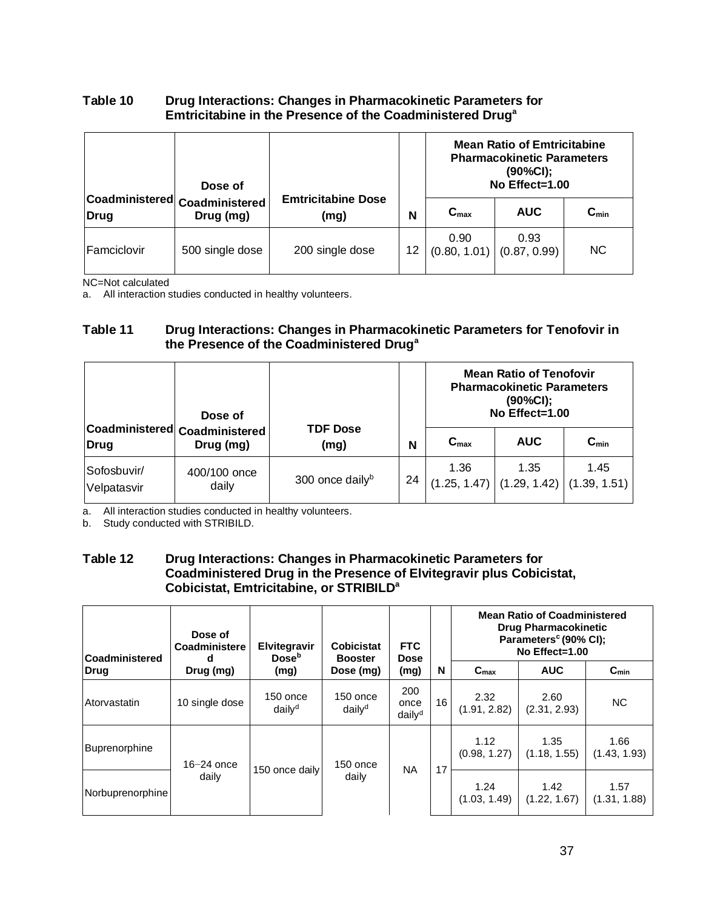**Table 10 Drug Interactions: Changes in Pharmacokinetic Parameters for Emtricitabine in the Presence of the Coadministered Drug[a]**

| Coadministered Drug | Dose of Coadministered Drug (mg) | Emtricitabine Dose (mg) | N | Mean Ratio of Emtricitabine Pharmacokinetic Parameters (90%CI); No Effect=1.00 | | |
|---|---|---|---|---|---|---|
| | | | | $C_{max}$ | AUC | $C_{min}$ |
| Famciclovir | 500 single dose | 200 single dose | 12 | 0.90 (0.80, 1.01) | 0.93 (0.87, 0.99) | NC |

NC=Not calculated

a. All interaction studies conducted in healthy volunteers.

**Table 11 Drug Interactions: Changes in Pharmacokinetic Parameters for Tenofovir in the Presence of the Coadministered Drug[a]**

| Coadministered Drug | Dose of Coadministered Drug (mg) | TDF Dose (mg) | N | Mean Ratio of Tenofovir Pharmacokinetic Parameters (90%CI); No Effect=1.00 | | |
|---|---|---|---|---|---|---|
| | | | | $C_{max}$ | AUC | $C_{min}$ |
| Sofosbuvir/ Velpatasvir | 400/100 once daily | 300 once daily[b] | 24 | 1.36 (1.25, 1.47) | 1.35 (1.29, 1.42) | 1.45 (1.39, 1.51) |

a. All interaction studies conducted in healthy volunteers.

b. Study conducted with STRIBILD.

**Table 12 Drug Interactions: Changes in Pharmacokinetic Parameters for Coadministered Drug in the Presence of Elvitegravir plus Cobicistat, Cobicistat, Emtricitabine, or STRIBILD[a]**

| Coadministered Drug | Dose of Coadministered Drug (mg) | Elvitegravir Dose[b] (mg) | Cobicistat Booster Dose (mg) | FTC Dose (mg) | N | Mean Ratio of Coadministered Drug Pharmacokinetic Parameters[c] (90% CI); No Effect=1.00 | | |
|---|---|---|---|---|---|---|---|---|
| | | | | | | $C_{max}$ | AUC | $C_{min}$ |
| Atorvastatin | 10 single dose | 150 once daily[d] | 150 once daily[d] | 200 once daily[d] | 16 | 2.32 (1.91, 2.82) | 2.60 (2.31, 2.93) | NC |
| Buprenorphine | 16–24 once daily | 150 once daily | 150 once daily | NA | 17 | 1.12 (0.98, 1.27) | 1.35 (1.18, 1.55) | 1.66 (1.43, 1.93) |
| Norbuprenorphine | | | | | | 1.24 (1.03, 1.49) | 1.42 (1.22, 1.67) | 1.57 (1.31, 1.88) |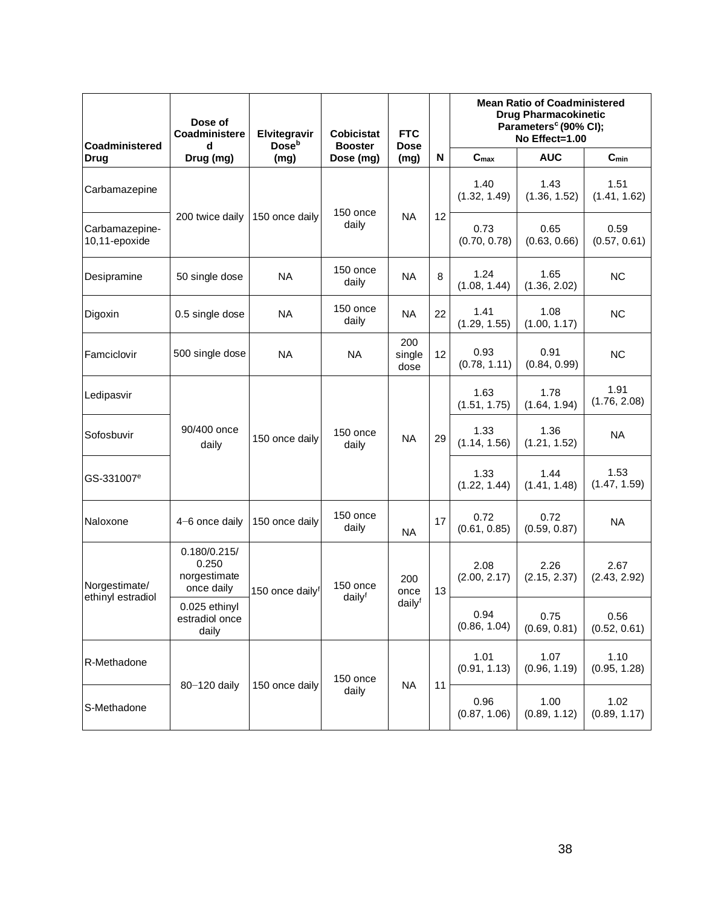| Coadministered Drug | Dose of Coadministered Drug (mg) | Elvitegravir Dose[b] (mg) | Cobicistat Booster Dose (mg) | FTC Dose (mg) | N | Mean Ratio of Coadministered Drug Pharmacokinetic Parameters[c] (90% CI); No Effect=1.00 | | |
|---|---|---|---|---|---|---|---|---|
| | | | | | | $C_{max}$ | AUC | $C_{min}$ |
| Carbamazepine | 200 twice daily | 150 once daily | 150 once daily | NA | 12 | 1.40 (1.32, 1.49) | 1.43 (1.36, 1.52) | 1.51 (1.41, 1.62) |
| Carbamazepine-10,11-epoxide | | | | | | 0.73 (0.70, 0.78) | 0.65 (0.63, 0.66) | 0.59 (0.57, 0.61) |
| Desipramine | 50 single dose | NA | 150 once daily | NA | 8 | 1.24 (1.08, 1.44) | 1.65 (1.36, 2.02) | NC |
| Digoxin | 0.5 single dose | NA | 150 once daily | NA | 22 | 1.41 (1.29, 1.55) | 1.08 (1.00, 1.17) | NC |
| Famciclovir | 500 single dose | NA | NA | 200 single dose | 12 | 0.93 (0.78, 1.11) | 0.91 (0.84, 0.99) | NC |
| Ledipasvir | 90/400 once daily | 150 once daily | 150 once daily | NA | 29 | 1.63 (1.51, 1.75) | 1.78 (1.64, 1.94) | 1.91 (1.76, 2.08) |
| Sofosbuvir | | | | | | 1.33 (1.14, 1.56) | 1.36 (1.21, 1.52) | NA |
| GS-331007[e] | | | | | | 1.33 (1.22, 1.44) | 1.44 (1.41, 1.48) | 1.53 (1.47, 1.59) |
| Naloxone | 4−6 once daily | 150 once daily | 150 once daily | NA | 17 | 0.72 (0.61, 0.85) | 0.72 (0.59, 0.87) | NA |
| Norgestimate/ ethinyl estradiol | 0.180/0.215/ 0.250 norgestimate once daily | 150 once daily[f] | 150 once daily[f] | 200 once daily[f] | 13 | 2.08 (2.00, 2.17) | 2.26 (2.15, 2.37) | 2.67 (2.43, 2.92) |
| | 0.025 ethinyl estradiol once daily | | | | | 0.94 (0.86, 1.04) | 0.75 (0.69, 0.81) | 0.56 (0.52, 0.61) |
| R-Methadone | 80−120 daily | 150 once daily | 150 once daily | NA | 11 | 1.01 (0.91, 1.13) | 1.07 (0.96, 1.19) | 1.10 (0.95, 1.28) |
| S-Methadone | | | | | | 0.96 (0.87, 1.06) | 1.00 (0.89, 1.12) | 1.02 (0.89, 1.17) |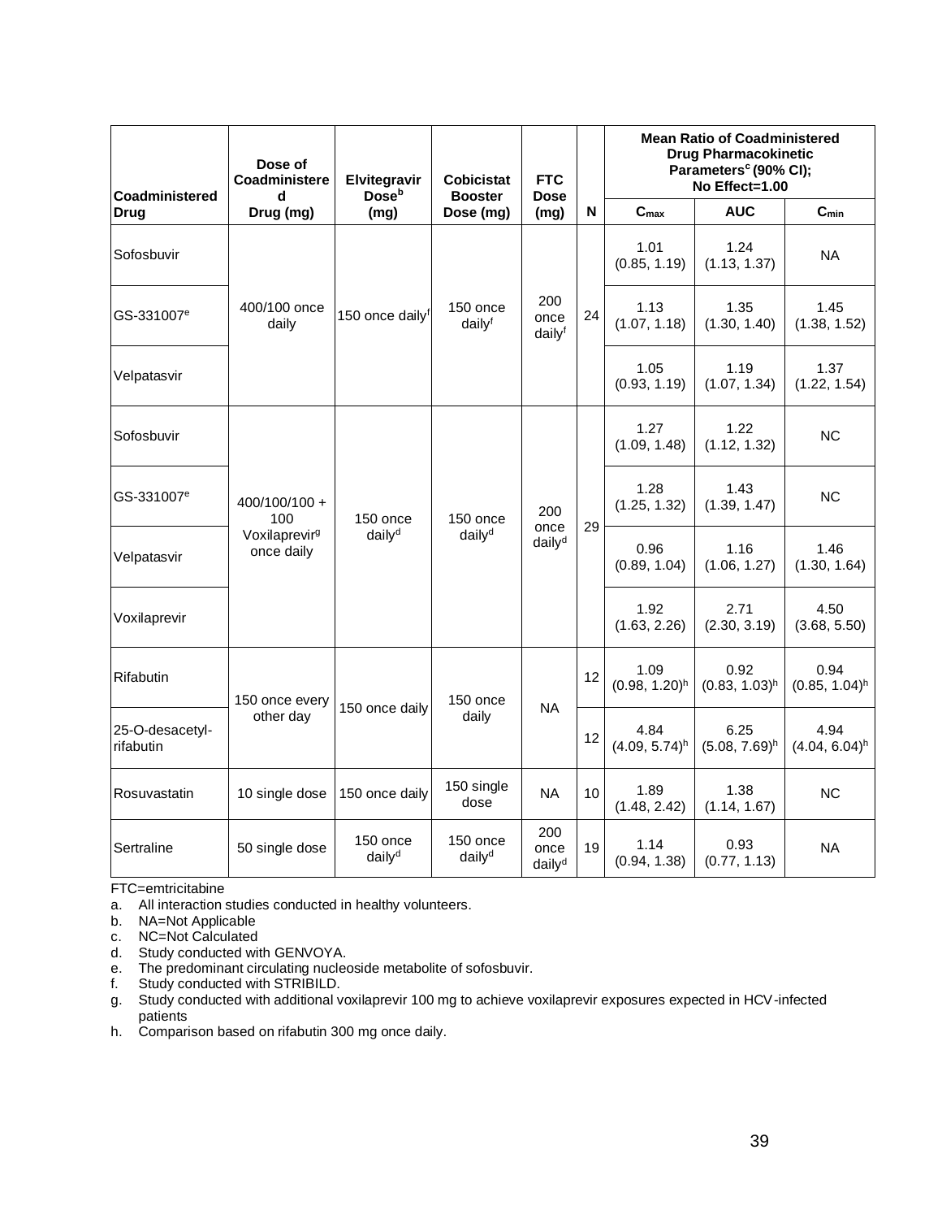| Coadministered Drug | Dose of Coadministered Drug (mg) | Elvitegravir Dose[b] (mg) | Cobicistat Booster Dose (mg) | FTC Dose (mg) | N | Mean Ratio of Coadministered Drug Pharmacokinetic Parameters[c] (90% CI); No Effect=1.00 | | |
|---|---|---|---|---|---|---|---|---|
| | | | | | | $C_{max}$ | AUC | $C_{min}$ |
| Sofosbuvir | 400/100 once daily | 150 once daily[f] | 150 once daily[f] | 200 once daily[f] | 24 | 1.01 (0.85, 1.19) | 1.24 (1.13, 1.37) | NA |
| GS-331007[e] | | | | | | 1.13 (1.07, 1.18) | 1.35 (1.30, 1.40) | 1.45 (1.38, 1.52) |
| Velpatasvir | | | | | | 1.05 (0.93, 1.19) | 1.19 (1.07, 1.34) | 1.37 (1.22, 1.54) |
| Sofosbuvir | 400/100/100 + 100 Voxilaprevir[g] once daily | 150 once daily[d] | 150 once daily[d] | 200 once daily[d] | 29 | 1.27 (1.09, 1.48) | 1.22 (1.12, 1.32) | NC |
| GS-331007[e] | | | | | | 1.28 (1.25, 1.32) | 1.43 (1.39, 1.47) | NC |
| Velpatasvir | | | | | | 0.96 (0.89, 1.04) | 1.16 (1.06, 1.27) | 1.46 (1.30, 1.64) |
| Voxilaprevir | | | | | | 1.92 (1.63, 2.26) | 2.71 (2.30, 3.19) | 4.50 (3.68, 5.50) |
| Rifabutin | 150 once every other day | 150 once daily | 150 once daily | NA | 12 | 1.09 (0.98, 1.20)[h] | 0.92 (0.83, 1.03)[h] | 0.94 (0.85, 1.04)[h] |
| 25-O-desacetyl-rifabutin | | | | | 12 | 4.84 (4.09, 5.74)[h] | 6.25 (5.08, 7.69)[h] | 4.94 (4.04, 6.04)[h] |
| Rosuvastatin | 10 single dose | 150 once daily | 150 single dose | NA | 10 | 1.89 (1.48, 2.42) | 1.38 (1.14, 1.67) | NC |
| Sertraline | 50 single dose | 150 once daily[d] | 150 once daily[d] | 200 once daily[d] | 19 | 1.14 (0.94, 1.38) | 0.93 (0.77, 1.13) | NA |

FTC=emtricitabine

a. All interaction studies conducted in healthy volunteers.
b. NA=Not Applicable
c. NC=Not Calculated
d. Study conducted with GENVOYA.
e. The predominant circulating nucleoside metabolite of sofosbuvir.
f. Study conducted with STRIBILD.
g. Study conducted with additional voxilaprevir 100 mg to achieve voxilaprevir exposures expected in HCV-infected patients
h. Comparison based on rifabutin 300 mg once daily.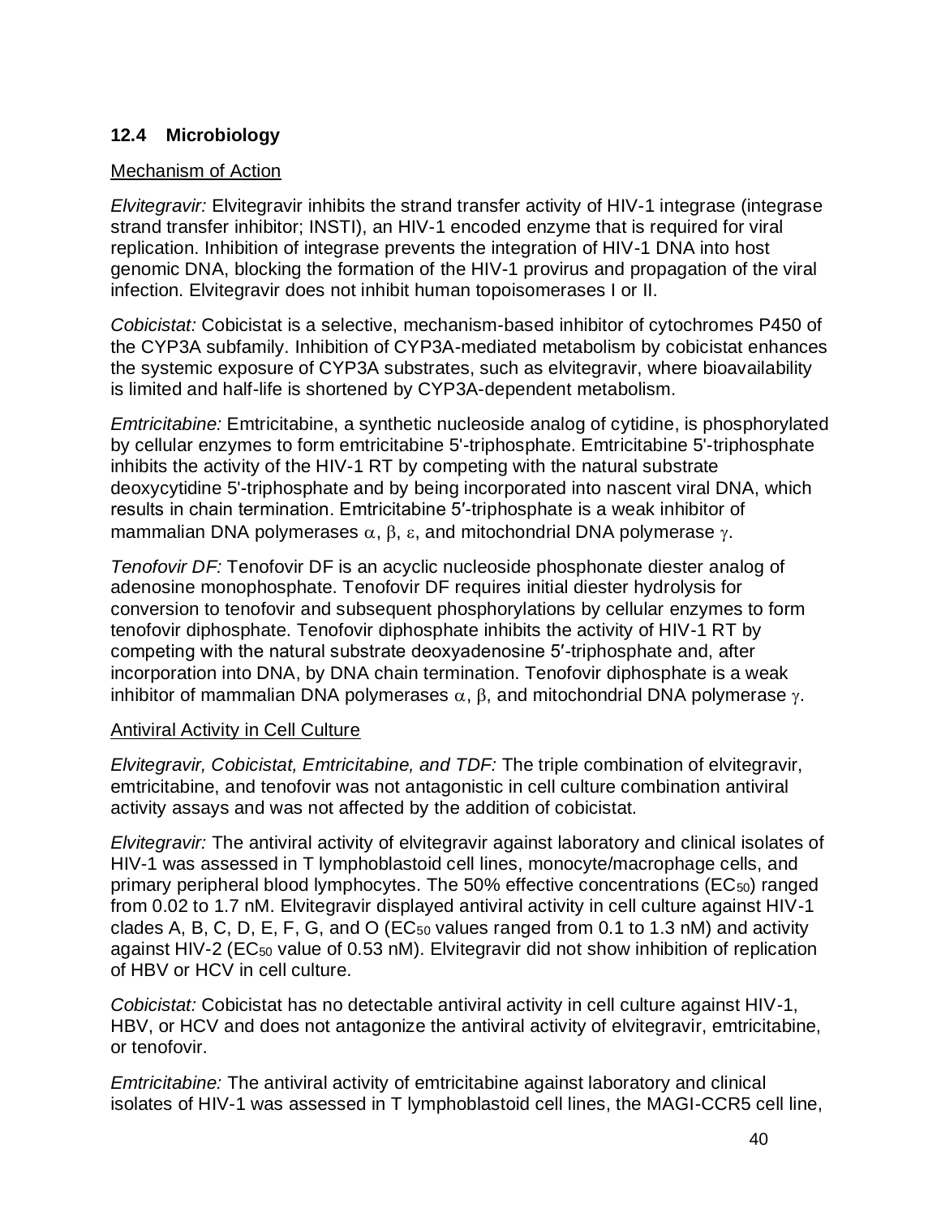### 12.4 Microbiology

Mechanism of Action

*Elvitegravir:* Elvitegravir inhibits the strand transfer activity of HIV-1 integrase (integrase strand transfer inhibitor; INSTI), an HIV-1 encoded enzyme that is required for viral replication. Inhibition of integrase prevents the integration of HIV-1 DNA into host genomic DNA, blocking the formation of the HIV-1 provirus and propagation of the viral infection. Elvitegravir does not inhibit human topoisomerases I or II.

*Cobicistat:* Cobicistat is a selective, mechanism-based inhibitor of cytochromes P450 of the CYP3A subfamily. Inhibition of CYP3A-mediated metabolism by cobicistat enhances the systemic exposure of CYP3A substrates, such as elvitegravir, where bioavailability is limited and half-life is shortened by CYP3A-dependent metabolism.

*Emtricitabine:* Emtricitabine, a synthetic nucleoside analog of cytidine, is phosphorylated by cellular enzymes to form emtricitabine 5'-triphosphate. Emtricitabine 5'-triphosphate inhibits the activity of the HIV-1 RT by competing with the natural substrate deoxycytidine 5'-triphosphate and by being incorporated into nascent viral DNA, which results in chain termination. Emtricitabine 5′-triphosphate is a weak inhibitor of mammalian DNA polymerases $\alpha$, $\beta$, $\varepsilon$, and mitochondrial DNA polymerase $\gamma$.

*Tenofovir DF:* Tenofovir DF is an acyclic nucleoside phosphonate diester analog of adenosine monophosphate. Tenofovir DF requires initial diester hydrolysis for conversion to tenofovir and subsequent phosphorylations by cellular enzymes to form tenofovir diphosphate. Tenofovir diphosphate inhibits the activity of HIV-1 RT by competing with the natural substrate deoxyadenosine 5′-triphosphate and, after incorporation into DNA, by DNA chain termination. Tenofovir diphosphate is a weak inhibitor of mammalian DNA polymerases $\alpha$, $\beta$, and mitochondrial DNA polymerase $\gamma$.

Antiviral Activity in Cell Culture

*Elvitegravir, Cobicistat, Emtricitabine, and TDF:* The triple combination of elvitegravir, emtricitabine, and tenofovir was not antagonistic in cell culture combination antiviral activity assays and was not affected by the addition of cobicistat.

*Elvitegravir:* The antiviral activity of elvitegravir against laboratory and clinical isolates of HIV-1 was assessed in T lymphoblastoid cell lines, monocyte/macrophage cells, and primary peripheral blood lymphocytes. The 50% effective concentrations ($EC_{50}$) ranged from 0.02 to 1.7 nM. Elvitegravir displayed antiviral activity in cell culture against HIV-1 clades A, B, C, D, E, F, G, and O ($EC_{50}$ values ranged from 0.1 to 1.3 nM) and activity against HIV-2 ($EC_{50}$ value of 0.53 nM). Elvitegravir did not show inhibition of replication of HBV or HCV in cell culture.

*Cobicistat:* Cobicistat has no detectable antiviral activity in cell culture against HIV-1, HBV, or HCV and does not antagonize the antiviral activity of elvitegravir, emtricitabine, or tenofovir.

*Emtricitabine:* The antiviral activity of emtricitabine against laboratory and clinical isolates of HIV-1 was assessed in T lymphoblastoid cell lines, the MAGI-CCR5 cell line,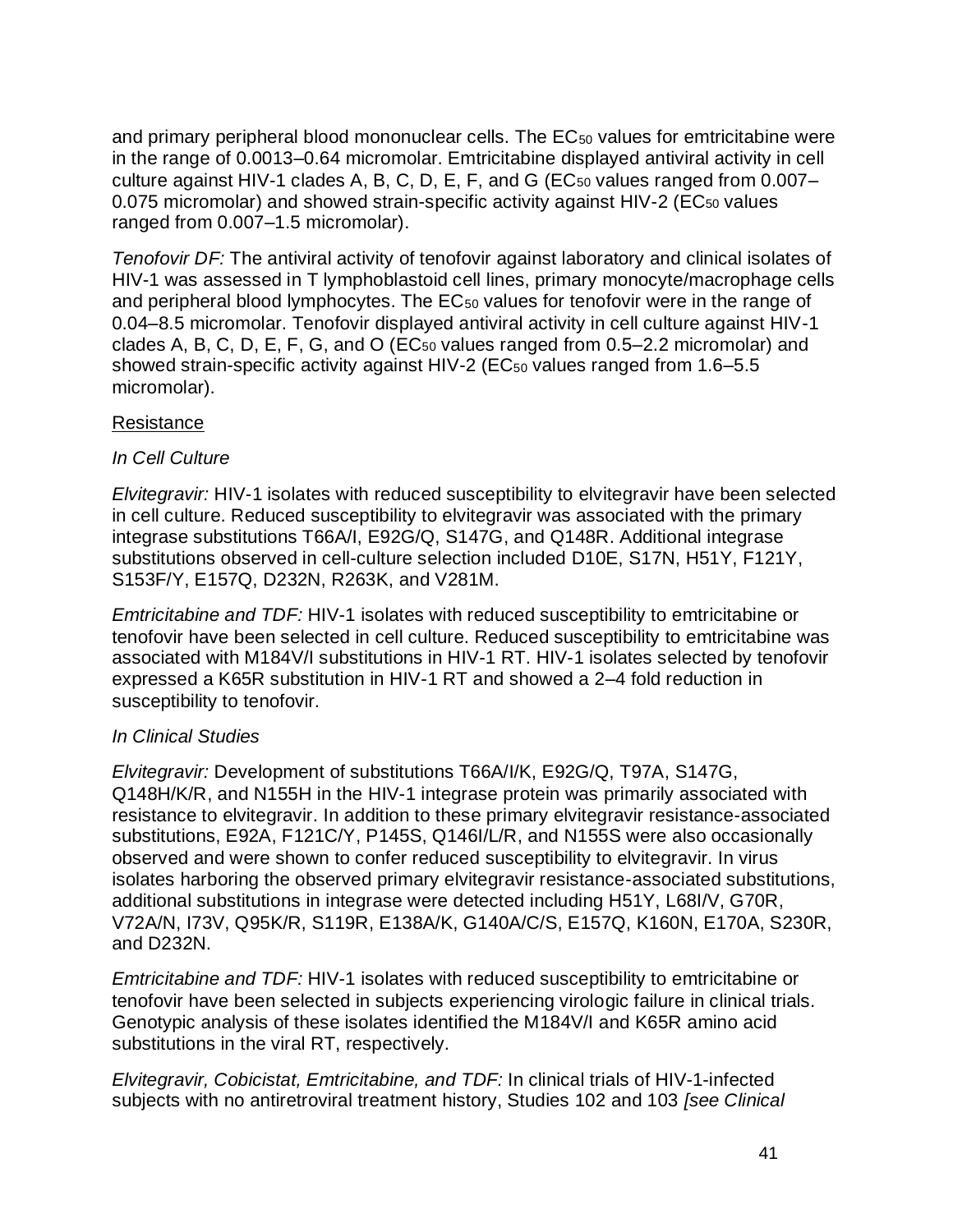and primary peripheral blood mononuclear cells. The $EC_{50}$ values for emtricitabine were in the range of 0.0013–0.64 micromolar. Emtricitabine displayed antiviral activity in cell culture against HIV-1 clades A, B, C, D, E, F, and G ($EC_{50}$ values ranged from 0.007–0.075 micromolar) and showed strain-specific activity against HIV-2 ($EC_{50}$ values ranged from 0.007–1.5 micromolar).

*Tenofovir DF:* The antiviral activity of tenofovir against laboratory and clinical isolates of HIV-1 was assessed in T lymphoblastoid cell lines, primary monocyte/macrophage cells and peripheral blood lymphocytes. The $EC_{50}$ values for tenofovir were in the range of 0.04–8.5 micromolar. Tenofovir displayed antiviral activity in cell culture against HIV-1 clades A, B, C, D, E, F, G, and O ($EC_{50}$ values ranged from 0.5–2.2 micromolar) and showed strain-specific activity against HIV-2 ($EC_{50}$ values ranged from 1.6–5.5 micromolar).

Resistance

*In Cell Culture*

*Elvitegravir:* HIV-1 isolates with reduced susceptibility to elvitegravir have been selected in cell culture. Reduced susceptibility to elvitegravir was associated with the primary integrase substitutions T66A/I, E92G/Q, S147G, and Q148R. Additional integrase substitutions observed in cell-culture selection included D10E, S17N, H51Y, F121Y, S153F/Y, E157Q, D232N, R263K, and V281M.

*Emtricitabine and TDF:* HIV-1 isolates with reduced susceptibility to emtricitabine or tenofovir have been selected in cell culture. Reduced susceptibility to emtricitabine was associated with M184V/I substitutions in HIV-1 RT. HIV-1 isolates selected by tenofovir expressed a K65R substitution in HIV-1 RT and showed a 2–4 fold reduction in susceptibility to tenofovir.

*In Clinical Studies*

*Elvitegravir:* Development of substitutions T66A/I/K, E92G/Q, T97A, S147G, Q148H/K/R, and N155H in the HIV-1 integrase protein was primarily associated with resistance to elvitegravir. In addition to these primary elvitegravir resistance-associated substitutions, E92A, F121C/Y, P145S, Q146I/L/R, and N155S were also occasionally observed and were shown to confer reduced susceptibility to elvitegravir. In virus isolates harboring the observed primary elvitegravir resistance-associated substitutions, additional substitutions in integrase were detected including H51Y, L68I/V, G70R, V72A/N, I73V, Q95K/R, S119R, E138A/K, G140A/C/S, E157Q, K160N, E170A, S230R, and D232N.

*Emtricitabine and TDF:* HIV-1 isolates with reduced susceptibility to emtricitabine or tenofovir have been selected in subjects experiencing virologic failure in clinical trials. Genotypic analysis of these isolates identified the M184V/I and K65R amino acid substitutions in the viral RT, respectively.

*Elvitegravir, Cobicistat, Emtricitabine, and TDF:* In clinical trials of HIV-1-infected subjects with no antiretroviral treatment history, Studies 102 and 103 *[see Clinical*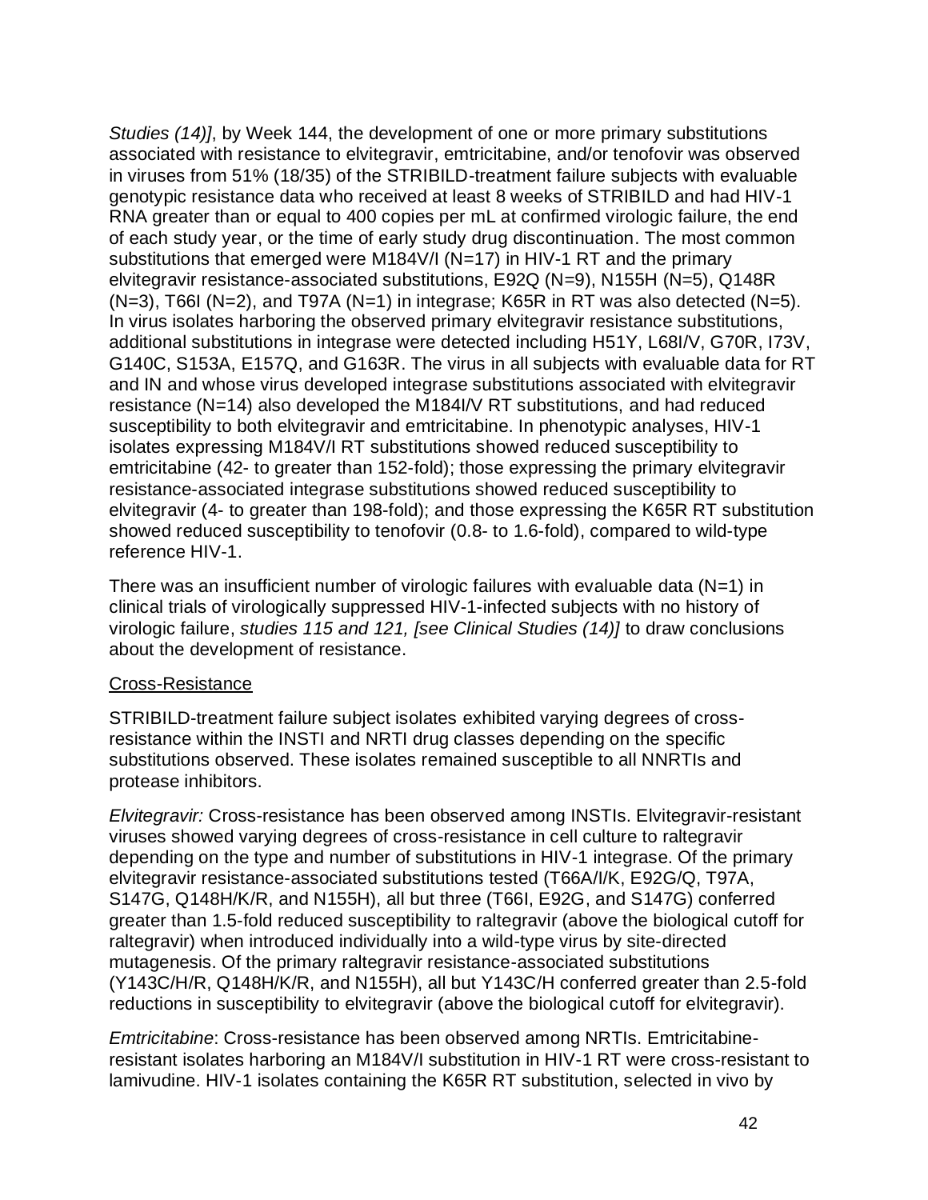*Studies (14)]*, by Week 144, the development of one or more primary substitutions associated with resistance to elvitegravir, emtricitabine, and/or tenofovir was observed in viruses from 51% (18/35) of the STRIBILD-treatment failure subjects with evaluable genotypic resistance data who received at least 8 weeks of STRIBILD and had HIV-1 RNA greater than or equal to 400 copies per mL at confirmed virologic failure, the end of each study year, or the time of early study drug discontinuation. The most common substitutions that emerged were M184V/I (N=17) in HIV-1 RT and the primary elvitegravir resistance-associated substitutions, E92Q (N=9), N155H (N=5), Q148R (N=3), T66I (N=2), and T97A (N=1) in integrase; K65R in RT was also detected (N=5). In virus isolates harboring the observed primary elvitegravir resistance substitutions, additional substitutions in integrase were detected including H51Y, L68I/V, G70R, I73V, G140C, S153A, E157Q, and G163R. The virus in all subjects with evaluable data for RT and IN and whose virus developed integrase substitutions associated with elvitegravir resistance (N=14) also developed the M184I/V RT substitutions, and had reduced susceptibility to both elvitegravir and emtricitabine. In phenotypic analyses, HIV-1 isolates expressing M184V/I RT substitutions showed reduced susceptibility to emtricitabine (42- to greater than 152-fold); those expressing the primary elvitegravir resistance-associated integrase substitutions showed reduced susceptibility to elvitegravir (4- to greater than 198-fold); and those expressing the K65R RT substitution showed reduced susceptibility to tenofovir (0.8- to 1.6-fold), compared to wild-type reference HIV-1.

There was an insufficient number of virologic failures with evaluable data (N=1) in clinical trials of virologically suppressed HIV-1-infected subjects with no history of virologic failure, *studies 115 and 121, [see Clinical Studies (14)]* to draw conclusions about the development of resistance.

<u>Cross-Resistance</u>

STRIBILD-treatment failure subject isolates exhibited varying degrees of cross-resistance within the INSTI and NRTI drug classes depending on the specific substitutions observed. These isolates remained susceptible to all NNRTIs and protease inhibitors.

*Elvitegravir:* Cross-resistance has been observed among INSTIs. Elvitegravir-resistant viruses showed varying degrees of cross-resistance in cell culture to raltegravir depending on the type and number of substitutions in HIV-1 integrase. Of the primary elvitegravir resistance-associated substitutions tested (T66A/I/K, E92G/Q, T97A, S147G, Q148H/K/R, and N155H), all but three (T66I, E92G, and S147G) conferred greater than 1.5-fold reduced susceptibility to raltegravir (above the biological cutoff for raltegravir) when introduced individually into a wild-type virus by site-directed mutagenesis. Of the primary raltegravir resistance-associated substitutions (Y143C/H/R, Q148H/K/R, and N155H), all but Y143C/H conferred greater than 2.5-fold reductions in susceptibility to elvitegravir (above the biological cutoff for elvitegravir).

*Emtricitabine*: Cross-resistance has been observed among NRTIs. Emtricitabine-resistant isolates harboring an M184V/I substitution in HIV-1 RT were cross-resistant to lamivudine. HIV-1 isolates containing the K65R RT substitution, selected in vivo by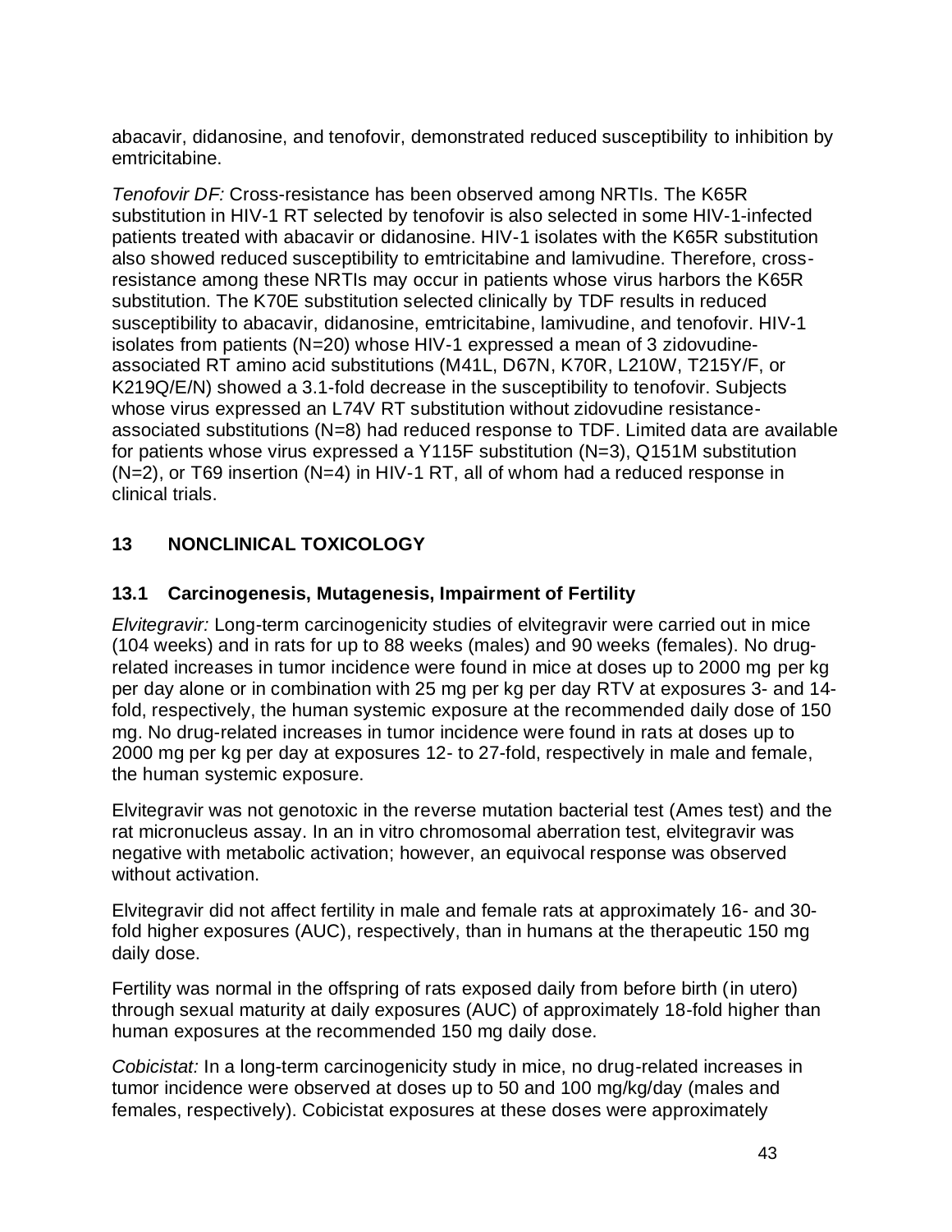abacavir, didanosine, and tenofovir, demonstrated reduced susceptibility to inhibition by emtricitabine.

*Tenofovir DF:* Cross-resistance has been observed among NRTIs. The K65R substitution in HIV-1 RT selected by tenofovir is also selected in some HIV-1-infected patients treated with abacavir or didanosine. HIV-1 isolates with the K65R substitution also showed reduced susceptibility to emtricitabine and lamivudine. Therefore, cross-resistance among these NRTIs may occur in patients whose virus harbors the K65R substitution. The K70E substitution selected clinically by TDF results in reduced susceptibility to abacavir, didanosine, emtricitabine, lamivudine, and tenofovir. HIV-1 isolates from patients (N=20) whose HIV-1 expressed a mean of 3 zidovudine-associated RT amino acid substitutions (M41L, D67N, K70R, L210W, T215Y/F, or K219Q/E/N) showed a 3.1-fold decrease in the susceptibility to tenofovir. Subjects whose virus expressed an L74V RT substitution without zidovudine resistance-associated substitutions (N=8) had reduced response to TDF. Limited data are available for patients whose virus expressed a Y115F substitution (N=3), Q151M substitution (N=2), or T69 insertion (N=4) in HIV-1 RT, all of whom had a reduced response in clinical trials.

## 13 NONCLINICAL TOXICOLOGY

### 13.1 Carcinogenesis, Mutagenesis, Impairment of Fertility

*Elvitegravir:* Long-term carcinogenicity studies of elvitegravir were carried out in mice (104 weeks) and in rats for up to 88 weeks (males) and 90 weeks (females). No drug-related increases in tumor incidence were found in mice at doses up to 2000 mg per kg per day alone or in combination with 25 mg per kg per day RTV at exposures 3- and 14-fold, respectively, the human systemic exposure at the recommended daily dose of 150 mg. No drug-related increases in tumor incidence were found in rats at doses up to 2000 mg per kg per day at exposures 12- to 27-fold, respectively in male and female, the human systemic exposure.

Elvitegravir was not genotoxic in the reverse mutation bacterial test (Ames test) and the rat micronucleus assay. In an in vitro chromosomal aberration test, elvitegravir was negative with metabolic activation; however, an equivocal response was observed without activation.

Elvitegravir did not affect fertility in male and female rats at approximately 16- and 30-fold higher exposures (AUC), respectively, than in humans at the therapeutic 150 mg daily dose.

Fertility was normal in the offspring of rats exposed daily from before birth (in utero) through sexual maturity at daily exposures (AUC) of approximately 18-fold higher than human exposures at the recommended 150 mg daily dose.

*Cobicistat:* In a long-term carcinogenicity study in mice, no drug-related increases in tumor incidence were observed at doses up to 50 and 100 mg/kg/day (males and females, respectively). Cobicistat exposures at these doses were approximately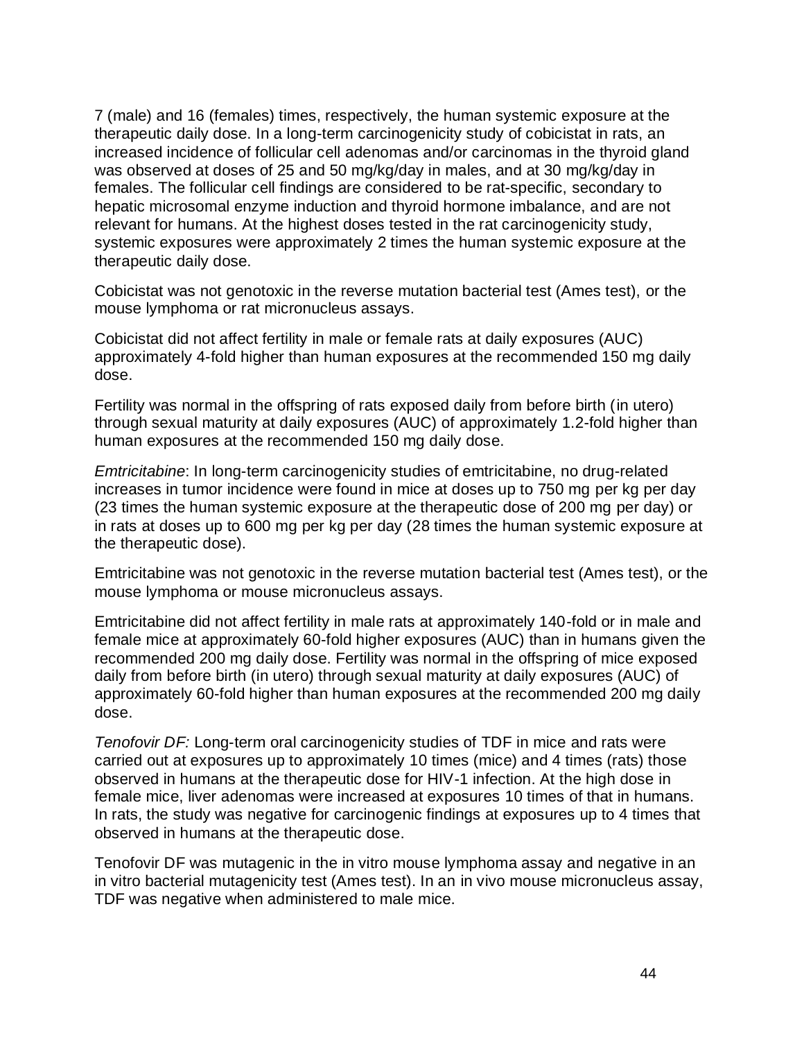7 (male) and 16 (females) times, respectively, the human systemic exposure at the therapeutic daily dose. In a long-term carcinogenicity study of cobicistat in rats, an increased incidence of follicular cell adenomas and/or carcinomas in the thyroid gland was observed at doses of 25 and 50 mg/kg/day in males, and at 30 mg/kg/day in females. The follicular cell findings are considered to be rat-specific, secondary to hepatic microsomal enzyme induction and thyroid hormone imbalance, and are not relevant for humans. At the highest doses tested in the rat carcinogenicity study, systemic exposures were approximately 2 times the human systemic exposure at the therapeutic daily dose.

Cobicistat was not genotoxic in the reverse mutation bacterial test (Ames test), or the mouse lymphoma or rat micronucleus assays.

Cobicistat did not affect fertility in male or female rats at daily exposures (AUC) approximately 4-fold higher than human exposures at the recommended 150 mg daily dose.

Fertility was normal in the offspring of rats exposed daily from before birth (in utero) through sexual maturity at daily exposures (AUC) of approximately 1.2-fold higher than human exposures at the recommended 150 mg daily dose.

*Emtricitabine*: In long-term carcinogenicity studies of emtricitabine, no drug-related increases in tumor incidence were found in mice at doses up to 750 mg per kg per day (23 times the human systemic exposure at the therapeutic dose of 200 mg per day) or in rats at doses up to 600 mg per kg per day (28 times the human systemic exposure at the therapeutic dose).

Emtricitabine was not genotoxic in the reverse mutation bacterial test (Ames test), or the mouse lymphoma or mouse micronucleus assays.

Emtricitabine did not affect fertility in male rats at approximately 140-fold or in male and female mice at approximately 60-fold higher exposures (AUC) than in humans given the recommended 200 mg daily dose. Fertility was normal in the offspring of mice exposed daily from before birth (in utero) through sexual maturity at daily exposures (AUC) of approximately 60-fold higher than human exposures at the recommended 200 mg daily dose.

*Tenofovir DF:* Long-term oral carcinogenicity studies of TDF in mice and rats were carried out at exposures up to approximately 10 times (mice) and 4 times (rats) those observed in humans at the therapeutic dose for HIV-1 infection. At the high dose in female mice, liver adenomas were increased at exposures 10 times of that in humans. In rats, the study was negative for carcinogenic findings at exposures up to 4 times that observed in humans at the therapeutic dose.

Tenofovir DF was mutagenic in the in vitro mouse lymphoma assay and negative in an in vitro bacterial mutagenicity test (Ames test). In an in vivo mouse micronucleus assay, TDF was negative when administered to male mice.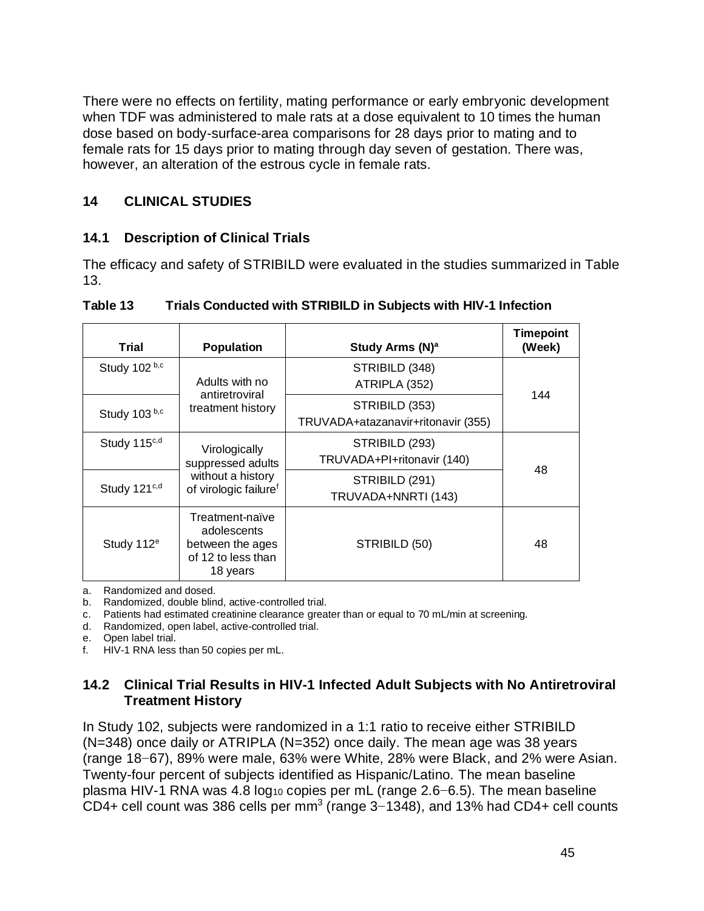There were no effects on fertility, mating performance or early embryonic development when TDF was administered to male rats at a dose equivalent to 10 times the human dose based on body-surface-area comparisons for 28 days prior to mating and to female rats for 15 days prior to mating through day seven of gestation. There was, however, an alteration of the estrous cycle in female rats.

# 14 CLINICAL STUDIES

## 14.1 Description of Clinical Trials

The efficacy and safety of STRIBILD were evaluated in the studies summarized in Table 13.

**Table 13 Trials Conducted with STRIBILD in Subjects with HIV-1 Infection**

| Trial | Population | Study Arms (N)[a] | Timepoint (Week) |
|---|---|---|---|
| Study 102 [b,c] | Adults with no antiretroviral treatment history | STRIBILD (348)<br>ATRIPLA (352) | 144 |
| Study 103 [b,c] | | STRIBILD (353)<br>TRUVADA+atazanavir+ritonavir (355) | |
| Study 115[c,d] | Virologically suppressed adults without a history of virologic failure[f] | STRIBILD (293)<br>TRUVADA+PI+ritonavir (140) | 48 |
| Study 121[c,d] | | STRIBILD (291)<br>TRUVADA+NNRTI (143) | |
| Study 112[e] | Treatment-naïve adolescents between the ages of 12 to less than 18 years | STRIBILD (50) | 48 |

a. Randomized and dosed.
b. Randomized, double blind, active-controlled trial.
c. Patients had estimated creatinine clearance greater than or equal to 70 mL/min at screening.
d. Randomized, open label, active-controlled trial.
e. Open label trial.
f. HIV-1 RNA less than 50 copies per mL.

## 14.2 Clinical Trial Results in HIV-1 Infected Adult Subjects with No Antiretroviral Treatment History

In Study 102, subjects were randomized in a 1:1 ratio to receive either STRIBILD (N=348) once daily or ATRIPLA (N=352) once daily. The mean age was 38 years (range 18–67), 89% were male, 63% were White, 28% were Black, and 2% were Asian. Twenty-four percent of subjects identified as Hispanic/Latino. The mean baseline plasma HIV-1 RNA was 4.8 $\log_{10}$ copies per mL (range 2.6–6.5). The mean baseline CD4+ cell count was 386 cells per $mm^3$ (range 3–1348), and 13% had CD4+ cell counts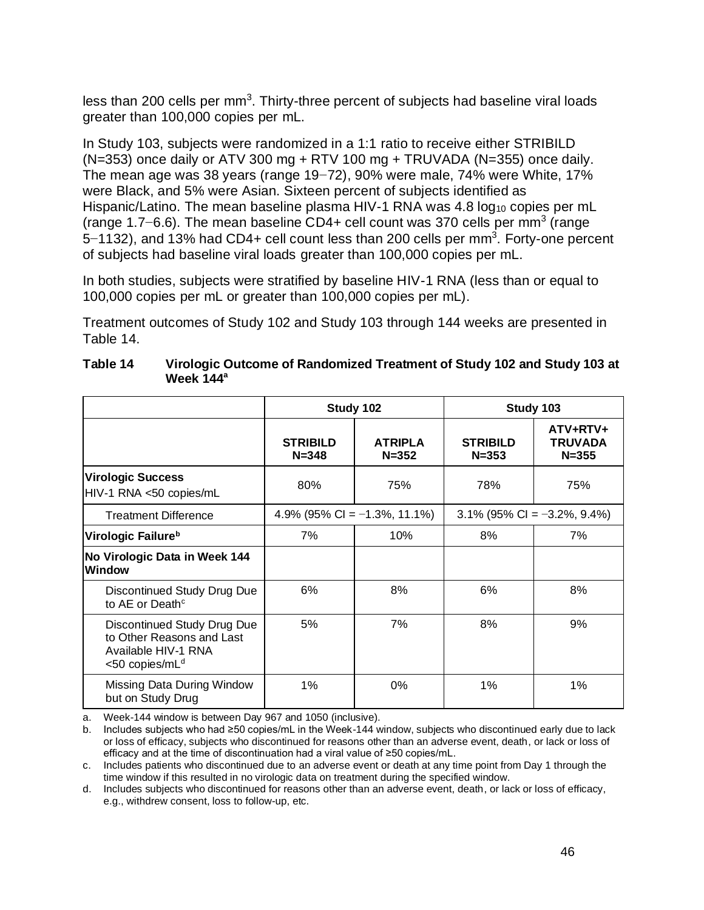less than 200 cells per mm$^3$. Thirty-three percent of subjects had baseline viral loads greater than 100,000 copies per mL.

In Study 103, subjects were randomized in a 1:1 ratio to receive either STRIBILD (N=353) once daily or ATV 300 mg + RTV 100 mg + TRUVADA (N=355) once daily. The mean age was 38 years (range 19−72), 90% were male, 74% were White, 17% were Black, and 5% were Asian. Sixteen percent of subjects identified as Hispanic/Latino. The mean baseline plasma HIV-1 RNA was 4.8 $\log_{10}$ copies per mL (range 1.7−6.6). The mean baseline CD4+ cell count was 370 cells per mm$^3$ (range 5−1132), and 13% had CD4+ cell count less than 200 cells per mm$^3$. Forty-one percent of subjects had baseline viral loads greater than 100,000 copies per mL.

In both studies, subjects were stratified by baseline HIV-1 RNA (less than or equal to 100,000 copies per mL or greater than 100,000 copies per mL).

Treatment outcomes of Study 102 and Study 103 through 144 weeks are presented in Table 14.

**Table 14 Virologic Outcome of Randomized Treatment of Study 102 and Study 103 at Week 144[a]**

| | Study 102 | | Study 103 | |
|---|---|---|---|---|
| | **STRIBILD N=348** | **ATRIPLA N=352** | **STRIBILD N=353** | **ATV+RTV+ TRUVADA N=355** |
| **Virologic Success** HIV-1 RNA <50 copies/mL | 80% | 75% | 78% | 75% |
| Treatment Difference | 4.9% (95% CI = −1.3%, 11.1%) | | 3.1% (95% CI = −3.2%, 9.4%) | |
| **Virologic Failure[b]** | 7% | 10% | 8% | 7% |
| **No Virologic Data in Week 144 Window** | | | | |
| Discontinued Study Drug Due to AE or Death[c] | 6% | 8% | 6% | 8% |
| Discontinued Study Drug Due to Other Reasons and Last Available HIV-1 RNA <50 copies/mL[d] | 5% | 7% | 8% | 9% |
| Missing Data During Window but on Study Drug | 1% | 0% | 1% | 1% |

a. Week-144 window is between Day 967 and 1050 (inclusive).

b. Includes subjects who had ≥50 copies/mL in the Week-144 window, subjects who discontinued early due to lack or loss of efficacy, subjects who discontinued for reasons other than an adverse event, death, or lack or loss of efficacy and at the time of discontinuation had a viral value of ≥50 copies/mL.

c. Includes patients who discontinued due to an adverse event or death at any time point from Day 1 through the time window if this resulted in no virologic data on treatment during the specified window.

d. Includes subjects who discontinued for reasons other than an adverse event, death, or lack or loss of efficacy, e.g., withdrew consent, loss to follow-up, etc.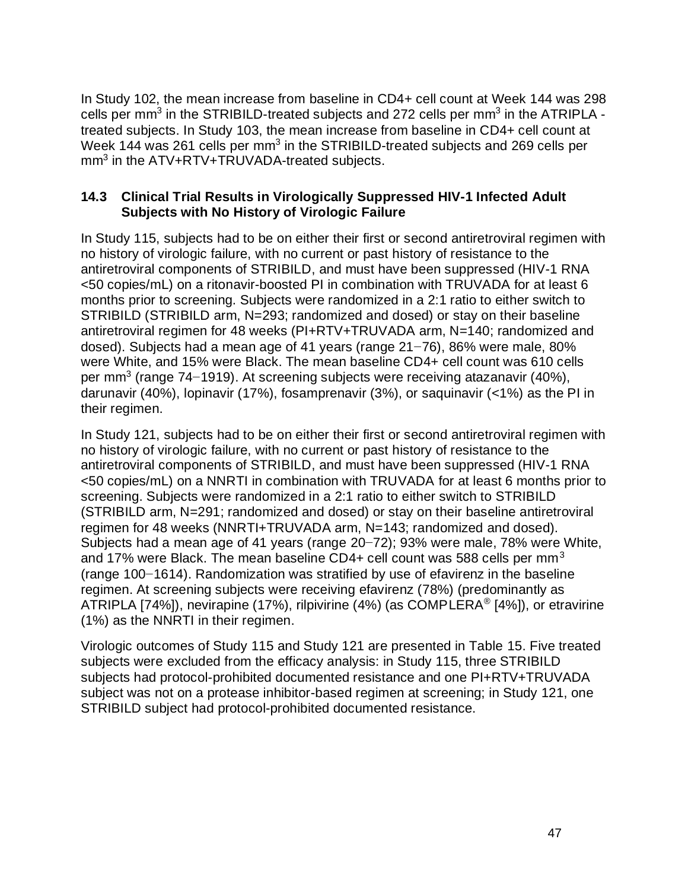In Study 102, the mean increase from baseline in CD4+ cell count at Week 144 was 298 cells per mm$^3$ in the STRIBILD-treated subjects and 272 cells per mm$^3$ in the ATRIPLA - treated subjects. In Study 103, the mean increase from baseline in CD4+ cell count at Week 144 was 261 cells per mm$^3$ in the STRIBILD-treated subjects and 269 cells per mm$^3$ in the ATV+RTV+TRUVADA-treated subjects.

### 14.3 Clinical Trial Results in Virologically Suppressed HIV-1 Infected Adult Subjects with No History of Virologic Failure

In Study 115, subjects had to be on either their first or second antiretroviral regimen with no history of virologic failure, with no current or past history of resistance to the antiretroviral components of STRIBILD, and must have been suppressed (HIV-1 RNA <50 copies/mL) on a ritonavir-boosted PI in combination with TRUVADA for at least 6 months prior to screening. Subjects were randomized in a 2:1 ratio to either switch to STRIBILD (STRIBILD arm, N=293; randomized and dosed) or stay on their baseline antiretroviral regimen for 48 weeks (PI+RTV+TRUVADA arm, N=140; randomized and dosed). Subjects had a mean age of 41 years (range 21−76), 86% were male, 80% were White, and 15% were Black. The mean baseline CD4+ cell count was 610 cells per mm$^3$ (range 74−1919). At screening subjects were receiving atazanavir (40%), darunavir (40%), lopinavir (17%), fosamprenavir (3%), or saquinavir (<1%) as the PI in their regimen.

In Study 121, subjects had to be on either their first or second antiretroviral regimen with no history of virologic failure, with no current or past history of resistance to the antiretroviral components of STRIBILD, and must have been suppressed (HIV-1 RNA <50 copies/mL) on a NNRTI in combination with TRUVADA for at least 6 months prior to screening. Subjects were randomized in a 2:1 ratio to either switch to STRIBILD (STRIBILD arm, N=291; randomized and dosed) or stay on their baseline antiretroviral regimen for 48 weeks (NNRTI+TRUVADA arm, N=143; randomized and dosed). Subjects had a mean age of 41 years (range 20−72); 93% were male, 78% were White, and 17% were Black. The mean baseline CD4+ cell count was 588 cells per mm$^3$ (range 100−1614). Randomization was stratified by use of efavirenz in the baseline regimen. At screening subjects were receiving efavirenz (78%) (predominantly as ATRIPLA [74%]), nevirapine (17%), rilpivirine (4%) (as COMPLERA® [4%]), or etravirine (1%) as the NNRTI in their regimen.

Virologic outcomes of Study 115 and Study 121 are presented in Table 15. Five treated subjects were excluded from the efficacy analysis: in Study 115, three STRIBILD subjects had protocol-prohibited documented resistance and one PI+RTV+TRUVADA subject was not on a protease inhibitor-based regimen at screening; in Study 121, one STRIBILD subject had protocol-prohibited documented resistance.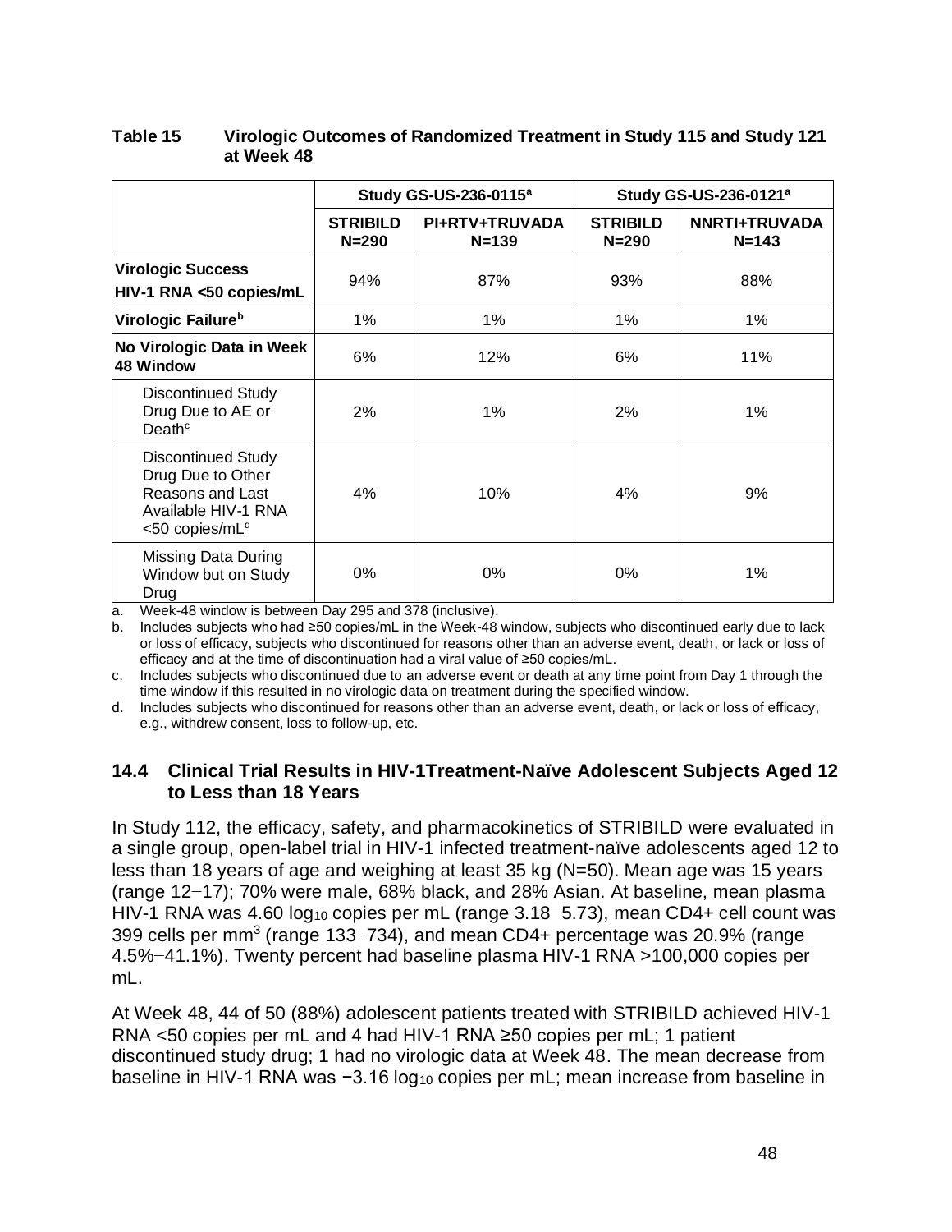**Table 15 Virologic Outcomes of Randomized Treatment in Study 115 and Study 121 at Week 48**

| | Study GS-US-236-0115[a] | | Study GS-US-236-0121[a] | |
|---|---|---|---|---|
| | STRIBILD N=290 | PI+RTV+TRUVADA N=139 | STRIBILD N=290 | NNRTI+TRUVADA N=143 |
| **Virologic Success HIV-1 RNA <50 copies/mL** | 94% | 87% | 93% | 88% |
| **Virologic Failure[b]** | 1% | 1% | 1% | 1% |
| **No Virologic Data in Week 48 Window** | 6% | 12% | 6% | 11% |
| Discontinued Study Drug Due to AE or Death[c] | 2% | 1% | 2% | 1% |
| Discontinued Study Drug Due to Other Reasons and Last Available HIV-1 RNA <50 copies/mL[d] | 4% | 10% | 4% | 9% |
| Missing Data During Window but on Study Drug | 0% | 0% | 0% | 1% |

a. Week-48 window is between Day 295 and 378 (inclusive).

b. Includes subjects who had ≥50 copies/mL in the Week-48 window, subjects who discontinued early due to lack or loss of efficacy, subjects who discontinued for reasons other than an adverse event, death, or lack or loss of efficacy and at the time of discontinuation had a viral value of ≥50 copies/mL.

c. Includes subjects who discontinued due to an adverse event or death at any time point from Day 1 through the time window if this resulted in no virologic data on treatment during the specified window.

d. Includes subjects who discontinued for reasons other than an adverse event, death, or lack or loss of efficacy, e.g., withdrew consent, loss to follow-up, etc.

### 14.4 Clinical Trial Results in HIV-1Treatment-Naïve Adolescent Subjects Aged 12 to Less than 18 Years

In Study 112, the efficacy, safety, and pharmacokinetics of STRIBILD were evaluated in a single group, open-label trial in HIV-1 infected treatment-naïve adolescents aged 12 to less than 18 years of age and weighing at least 35 kg (N=50). Mean age was 15 years (range 12–17); 70% were male, 68% black, and 28% Asian. At baseline, mean plasma HIV-1 RNA was 4.60 $\log_{10}$ copies per mL (range 3.18–5.73), mean CD4+ cell count was 399 cells per $mm^3$ (range 133–734), and mean CD4+ percentage was 20.9% (range 4.5%–41.1%). Twenty percent had baseline plasma HIV-1 RNA >100,000 copies per mL.

At Week 48, 44 of 50 (88%) adolescent patients treated with STRIBILD achieved HIV-1 RNA <50 copies per mL and 4 had HIV-1 RNA ≥50 copies per mL; 1 patient discontinued study drug; 1 had no virologic data at Week 48. The mean decrease from baseline in HIV-1 RNA was −3.16 $\log_{10}$ copies per mL; mean increase from baseline in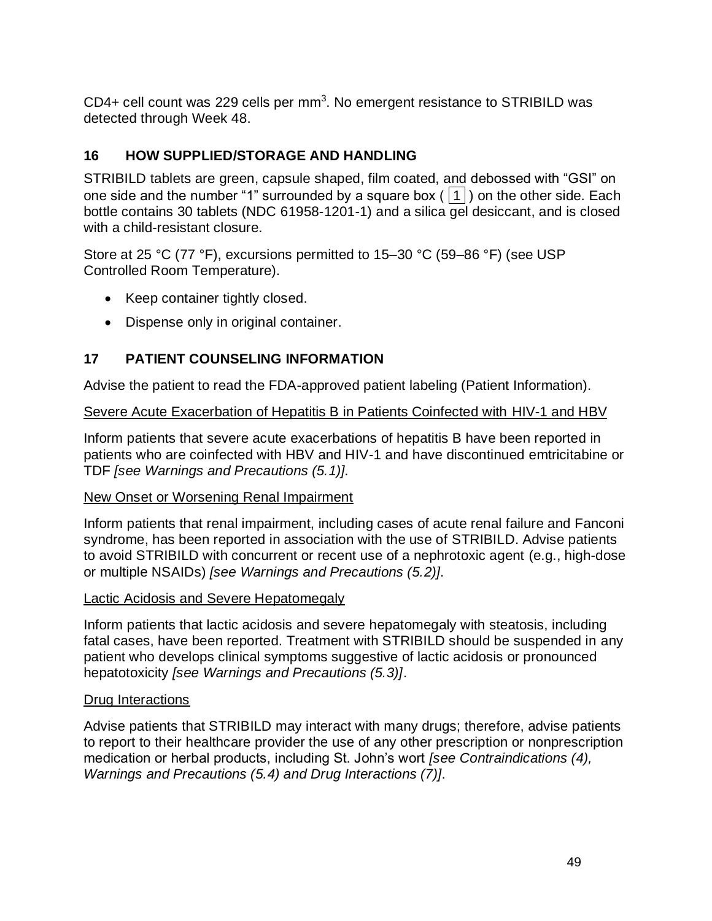CD4+ cell count was 229 cells per $mm^3$. No emergent resistance to STRIBILD was detected through Week 48.

## 16 HOW SUPPLIED/STORAGE AND HANDLING

STRIBILD tablets are green, capsule shaped, film coated, and debossed with "GSI" on one side and the number "1" surrounded by a square box ( 1 ) on the other side. Each bottle contains 30 tablets (NDC 61958-1201-1) and a silica gel desiccant, and is closed with a child-resistant closure.

Store at 25 °C (77 °F), excursions permitted to 15–30 °C (59–86 °F) (see USP Controlled Room Temperature).

- Keep container tightly closed.
- Dispense only in original container.

## 17 PATIENT COUNSELING INFORMATION

Advise the patient to read the FDA-approved patient labeling (Patient Information).

Severe Acute Exacerbation of Hepatitis B in Patients Coinfected with HIV-1 and HBV

Inform patients that severe acute exacerbations of hepatitis B have been reported in patients who are coinfected with HBV and HIV-1 and have discontinued emtricitabine or TDF *[see Warnings and Precautions (5.1)]*.

New Onset or Worsening Renal Impairment

Inform patients that renal impairment, including cases of acute renal failure and Fanconi syndrome, has been reported in association with the use of STRIBILD. Advise patients to avoid STRIBILD with concurrent or recent use of a nephrotoxic agent (e.g., high-dose or multiple NSAIDs) *[see Warnings and Precautions (5.2)]*.

Lactic Acidosis and Severe Hepatomegaly

Inform patients that lactic acidosis and severe hepatomegaly with steatosis, including fatal cases, have been reported. Treatment with STRIBILD should be suspended in any patient who develops clinical symptoms suggestive of lactic acidosis or pronounced hepatotoxicity *[see Warnings and Precautions (5.3)]*.

Drug Interactions

Advise patients that STRIBILD may interact with many drugs; therefore, advise patients to report to their healthcare provider the use of any other prescription or nonprescription medication or herbal products, including St. John's wort *[see Contraindications (4), Warnings and Precautions (5.4) and Drug Interactions (7)]*.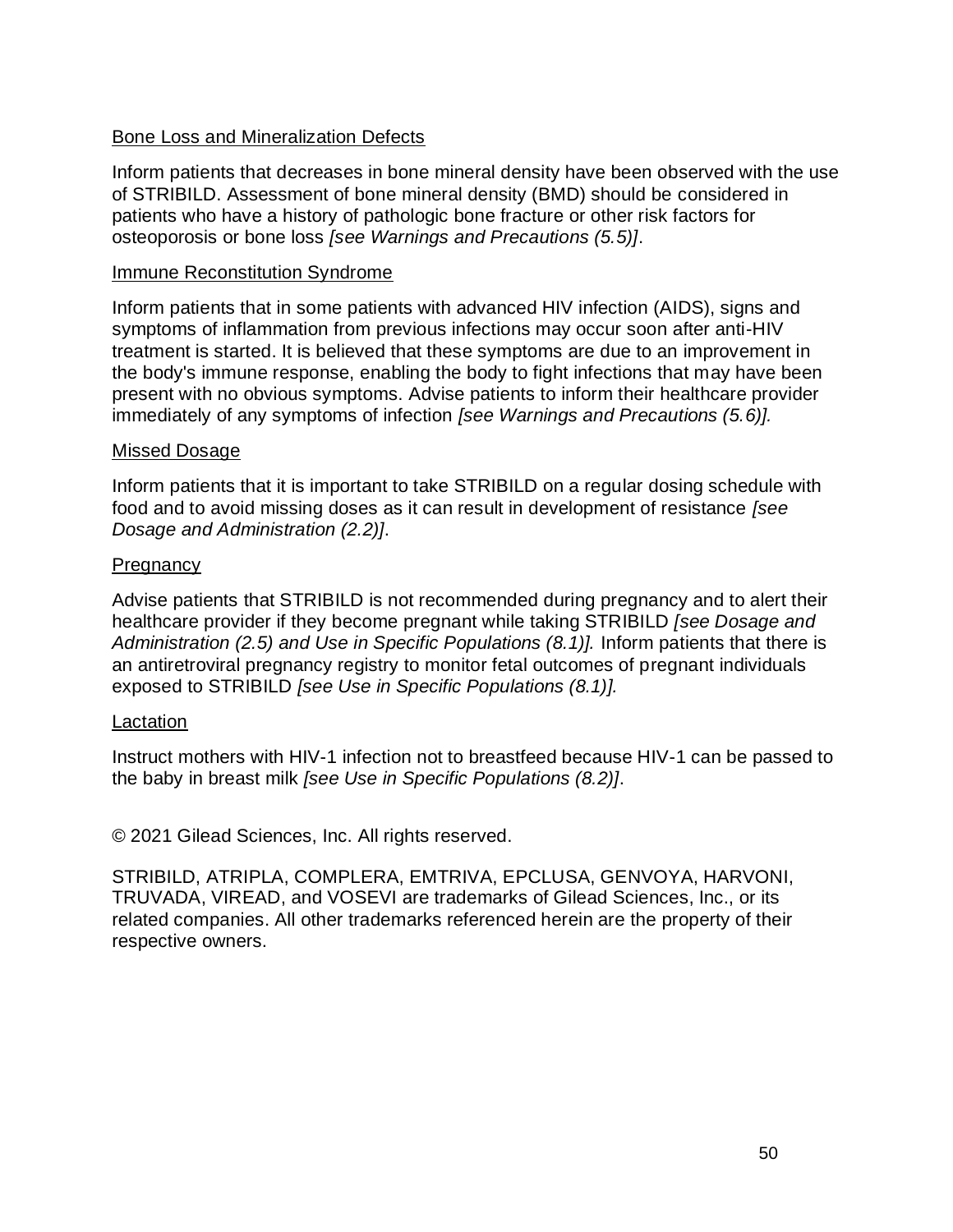Bone Loss and Mineralization Defects

Inform patients that decreases in bone mineral density have been observed with the use of STRIBILD. Assessment of bone mineral density (BMD) should be considered in patients who have a history of pathologic bone fracture or other risk factors for osteoporosis or bone loss *[see Warnings and Precautions (5.5)]*.

Immune Reconstitution Syndrome

Inform patients that in some patients with advanced HIV infection (AIDS), signs and symptoms of inflammation from previous infections may occur soon after anti-HIV treatment is started. It is believed that these symptoms are due to an improvement in the body's immune response, enabling the body to fight infections that may have been present with no obvious symptoms. Advise patients to inform their healthcare provider immediately of any symptoms of infection *[see Warnings and Precautions (5.6)].*

Missed Dosage

Inform patients that it is important to take STRIBILD on a regular dosing schedule with food and to avoid missing doses as it can result in development of resistance *[see Dosage and Administration (2.2)]*.

Pregnancy

Advise patients that STRIBILD is not recommended during pregnancy and to alert their healthcare provider if they become pregnant while taking STRIBILD *[see Dosage and Administration (2.5) and Use in Specific Populations (8.1)].* Inform patients that there is an antiretroviral pregnancy registry to monitor fetal outcomes of pregnant individuals exposed to STRIBILD *[see Use in Specific Populations (8.1)].*

Lactation

Instruct mothers with HIV-1 infection not to breastfeed because HIV-1 can be passed to the baby in breast milk *[see Use in Specific Populations (8.2)]*.

© 2021 Gilead Sciences, Inc. All rights reserved.

STRIBILD, ATRIPLA, COMPLERA, EMTRIVA, EPCLUSA, GENVOYA, HARVONI, TRUVADA, VIREAD, and VOSEVI are trademarks of Gilead Sciences, Inc., or its related companies. All other trademarks referenced herein are the property of their respective owners.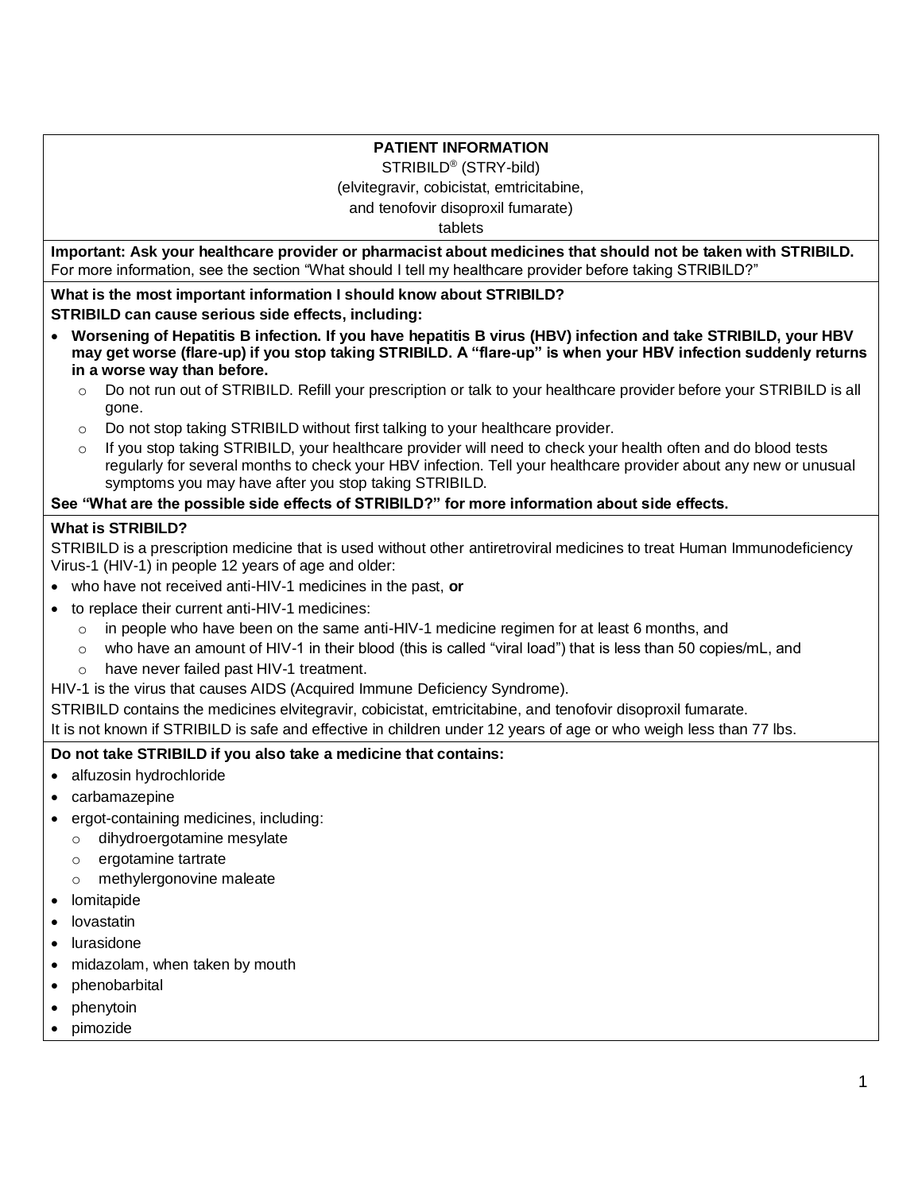**PATIENT INFORMATION**

STRIBILD® (STRY-bild)

(elvitegravir, cobicistat, emtricitabine,

and tenofovir disoproxil fumarate)

tablets

**Important: Ask your healthcare provider or pharmacist about medicines that should not be taken with STRIBILD.** For more information, see the section "What should I tell my healthcare provider before taking STRIBILD?"

**What is the most important information I should know about STRIBILD?**

**STRIBILD can cause serious side effects, including:**

- **Worsening of Hepatitis B infection. If you have hepatitis B virus (HBV) infection and take STRIBILD, your HBV may get worse (flare-up) if you stop taking STRIBILD. A "flare-up" is when your HBV infection suddenly returns in a worse way than before.**
  - Do not run out of STRIBILD. Refill your prescription or talk to your healthcare provider before your STRIBILD is all gone.
  - Do not stop taking STRIBILD without first talking to your healthcare provider.
  - If you stop taking STRIBILD, your healthcare provider will need to check your health often and do blood tests regularly for several months to check your HBV infection. Tell your healthcare provider about any new or unusual symptoms you may have after you stop taking STRIBILD.

**See "What are the possible side effects of STRIBILD?" for more information about side effects.**

**What is STRIBILD?**

STRIBILD is a prescription medicine that is used without other antiretroviral medicines to treat Human Immunodeficiency Virus-1 (HIV-1) in people 12 years of age and older:

- who have not received anti-HIV-1 medicines in the past, **or**
- to replace their current anti-HIV-1 medicines:
  - in people who have been on the same anti-HIV-1 medicine regimen for at least 6 months, and
  - who have an amount of HIV-1 in their blood (this is called "viral load") that is less than 50 copies/mL, and
  - have never failed past HIV-1 treatment.

HIV-1 is the virus that causes AIDS (Acquired Immune Deficiency Syndrome).

STRIBILD contains the medicines elvitegravir, cobicistat, emtricitabine, and tenofovir disoproxil fumarate.

It is not known if STRIBILD is safe and effective in children under 12 years of age or who weigh less than 77 lbs.

**Do not take STRIBILD if you also take a medicine that contains:**

- alfuzosin hydrochloride
- carbamazepine
- ergot-containing medicines, including:
  - dihydroergotamine mesylate
  - ergotamine tartrate
  - methylergonovine maleate
- lomitapide
- lovastatin
- lurasidone
- midazolam, when taken by mouth
- phenobarbital
- phenytoin
- pimozide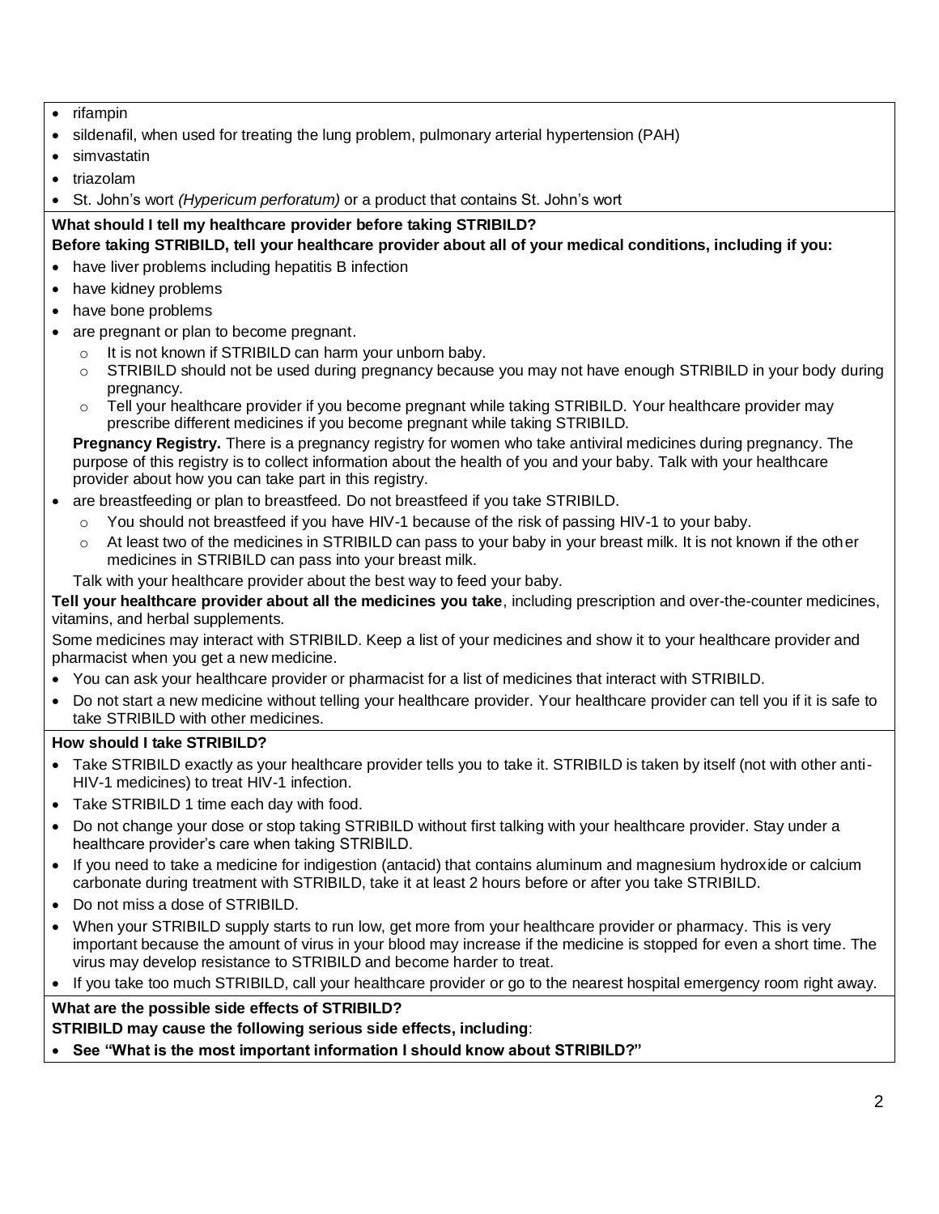- rifampin
- sildenafil, when used for treating the lung problem, pulmonary arterial hypertension (PAH)
- simvastatin
- triazolam
- St. John's wort *(Hypericum perforatum)* or a product that contains St. John's wort

**What should I tell my healthcare provider before taking STRIBILD?**

**Before taking STRIBILD, tell your healthcare provider about all of your medical conditions, including if you:**

- have liver problems including hepatitis B infection
- have kidney problems
- have bone problems
- are pregnant or plan to become pregnant.
  - It is not known if STRIBILD can harm your unborn baby.
  - STRIBILD should not be used during pregnancy because you may not have enough STRIBILD in your body during pregnancy.
  - Tell your healthcare provider if you become pregnant while taking STRIBILD. Your healthcare provider may prescribe different medicines if you become pregnant while taking STRIBILD.

  **Pregnancy Registry.** There is a pregnancy registry for women who take antiviral medicines during pregnancy. The purpose of this registry is to collect information about the health of you and your baby. Talk with your healthcare provider about how you can take part in this registry.
- are breastfeeding or plan to breastfeed. Do not breastfeed if you take STRIBILD.
  - You should not breastfeed if you have HIV-1 because of the risk of passing HIV-1 to your baby.
  - At least two of the medicines in STRIBILD can pass to your baby in your breast milk. It is not known if the other medicines in STRIBILD can pass into your breast milk.

  Talk with your healthcare provider about the best way to feed your baby.

**Tell your healthcare provider about all the medicines you take**, including prescription and over-the-counter medicines, vitamins, and herbal supplements.

Some medicines may interact with STRIBILD. Keep a list of your medicines and show it to your healthcare provider and pharmacist when you get a new medicine.

- You can ask your healthcare provider or pharmacist for a list of medicines that interact with STRIBILD.
- Do not start a new medicine without telling your healthcare provider. Your healthcare provider can tell you if it is safe to take STRIBILD with other medicines.

**How should I take STRIBILD?**

- Take STRIBILD exactly as your healthcare provider tells you to take it. STRIBILD is taken by itself (not with other anti-HIV-1 medicines) to treat HIV-1 infection.
- Take STRIBILD 1 time each day with food.
- Do not change your dose or stop taking STRIBILD without first talking with your healthcare provider. Stay under a healthcare provider's care when taking STRIBILD.
- If you need to take a medicine for indigestion (antacid) that contains aluminum and magnesium hydroxide or calcium carbonate during treatment with STRIBILD, take it at least 2 hours before or after you take STRIBILD.
- Do not miss a dose of STRIBILD.
- When your STRIBILD supply starts to run low, get more from your healthcare provider or pharmacy. This is very important because the amount of virus in your blood may increase if the medicine is stopped for even a short time. The virus may develop resistance to STRIBILD and become harder to treat.
- If you take too much STRIBILD, call your healthcare provider or go to the nearest hospital emergency room right away.

**What are the possible side effects of STRIBILD?**

**STRIBILD may cause the following serious side effects, including**:

- **See "What is the most important information I should know about STRIBILD?"**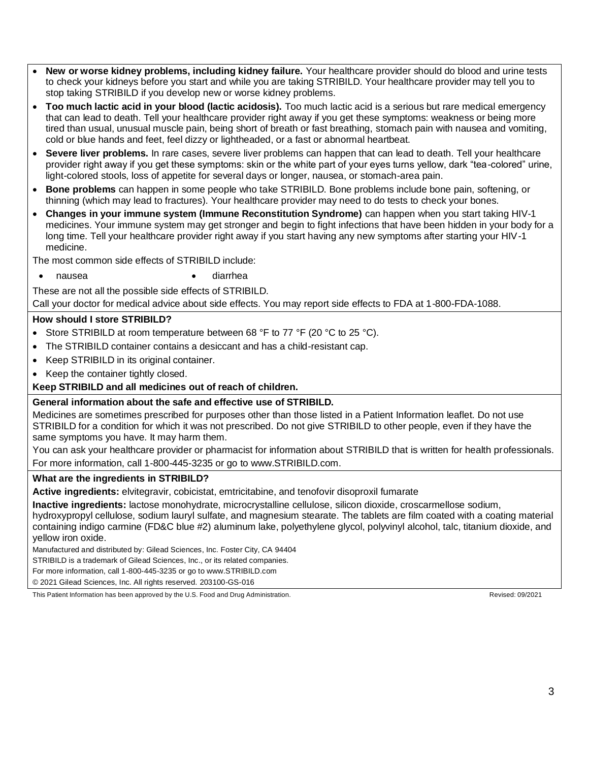- **New or worse kidney problems, including kidney failure.** Your healthcare provider should do blood and urine tests to check your kidneys before you start and while you are taking STRIBILD. Your healthcare provider may tell you to stop taking STRIBILD if you develop new or worse kidney problems.
- **Too much lactic acid in your blood (lactic acidosis).** Too much lactic acid is a serious but rare medical emergency that can lead to death. Tell your healthcare provider right away if you get these symptoms: weakness or being more tired than usual, unusual muscle pain, being short of breath or fast breathing, stomach pain with nausea and vomiting, cold or blue hands and feet, feel dizzy or lightheaded, or a fast or abnormal heartbeat.
- **Severe liver problems.** In rare cases, severe liver problems can happen that can lead to death. Tell your healthcare provider right away if you get these symptoms: skin or the white part of your eyes turns yellow, dark "tea-colored" urine, light-colored stools, loss of appetite for several days or longer, nausea, or stomach-area pain.
- **Bone problems** can happen in some people who take STRIBILD. Bone problems include bone pain, softening, or thinning (which may lead to fractures). Your healthcare provider may need to do tests to check your bones.
- **Changes in your immune system (Immune Reconstitution Syndrome)** can happen when you start taking HIV-1 medicines. Your immune system may get stronger and begin to fight infections that have been hidden in your body for a long time. Tell your healthcare provider right away if you start having any new symptoms after starting your HIV-1 medicine.

The most common side effects of STRIBILD include:

- nausea
- diarrhea

These are not all the possible side effects of STRIBILD.

Call your doctor for medical advice about side effects. You may report side effects to FDA at 1-800-FDA-1088.

**How should I store STRIBILD?**

- Store STRIBILD at room temperature between 68 °F to 77 °F (20 °C to 25 °C).
- The STRIBILD container contains a desiccant and has a child-resistant cap.
- Keep STRIBILD in its original container.
- Keep the container tightly closed.

**Keep STRIBILD and all medicines out of reach of children.**

**General information about the safe and effective use of STRIBILD.**

Medicines are sometimes prescribed for purposes other than those listed in a Patient Information leaflet. Do not use STRIBILD for a condition for which it was not prescribed. Do not give STRIBILD to other people, even if they have the same symptoms you have. It may harm them.

You can ask your healthcare provider or pharmacist for information about STRIBILD that is written for health professionals.

For more information, call 1-800-445-3235 or go to www.STRIBILD.com.

**What are the ingredients in STRIBILD?**

**Active ingredients:** elvitegravir, cobicistat, emtricitabine, and tenofovir disoproxil fumarate

**Inactive ingredients:** lactose monohydrate, microcrystalline cellulose, silicon dioxide, croscarmellose sodium, hydroxypropyl cellulose, sodium lauryl sulfate, and magnesium stearate. The tablets are film coated with a coating material containing indigo carmine (FD&C blue #2) aluminum lake, polyethylene glycol, polyvinyl alcohol, talc, titanium dioxide, and yellow iron oxide.

Manufactured and distributed by: Gilead Sciences, Inc. Foster City, CA 94404

STRIBILD is a trademark of Gilead Sciences, Inc., or its related companies.

For more information, call 1-800-445-3235 or go to www.STRIBILD.com

© 2021 Gilead Sciences, Inc. All rights reserved. 203100-GS-016

This Patient Information has been approved by the U.S. Food and Drug Administration. Revised: 09/2021